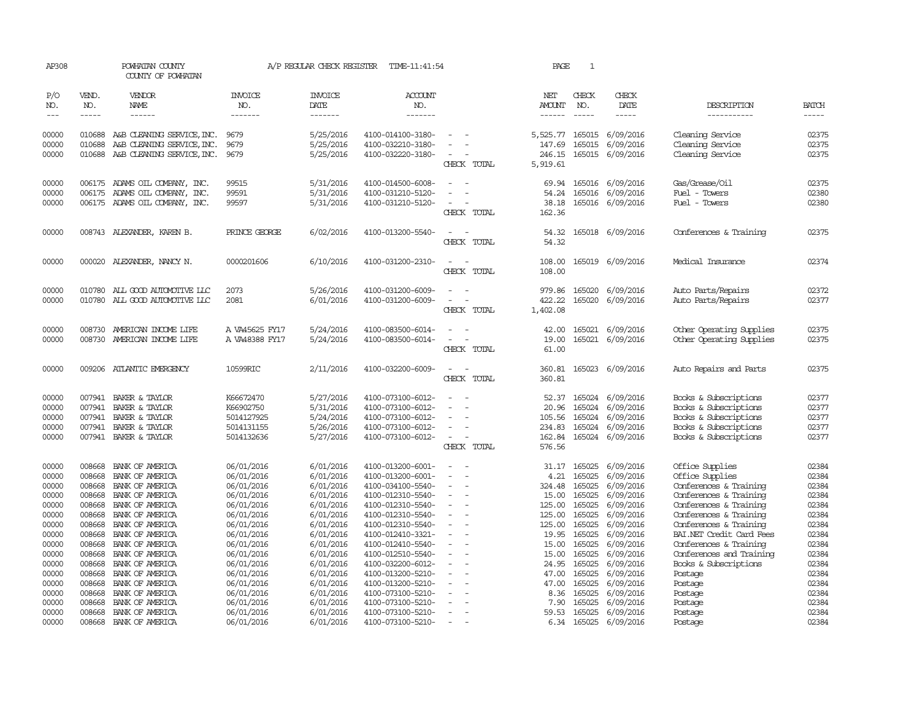AP308 POWHATAN COUNTY A/P REGULAR CHECK REGISTER TIME-11:41:54

COUNTY OF POWHATAN

| P/O NO. | VEND. NO. | VENDOR NAME | INVOICE NO. | INVOICE DATE | ACCOUNT NO. | | NET AMOUNT | CHECK NO. | CHECK DATE | DESCRIPTION | BATCH |
|---|---|---|---|---|---|---|---|---|---|---|---|
| 00000 | 010688 | A&B CLEANING SERVICE, INC. | 9679 | 5/25/2016 | 4100-014100-3180- | - - | 5,525.77 | 165015 | 6/09/2016 | Cleaning Service | 02375 |
| 00000 | 010688 | A&B CLEANING SERVICE, INC. | 9679 | 5/25/2016 | 4100-032210-3180- | - - | 147.69 | 165015 | 6/09/2016 | Cleaning Service | 02375 |
| 00000 | 010688 | A&B CLEANING SERVICE, INC. | 9679 | 5/25/2016 | 4100-032220-3180- | - - | 246.15 | 165015 | 6/09/2016 | Cleaning Service | 02375 |
| | | | | | | CHECK TOTAL | 5,919.61 | | | | |
| 00000 | 006175 | ADAMS OIL COMPANY, INC. | 99515 | 5/31/2016 | 4100-014500-6008- | - - | 69.94 | 165016 | 6/09/2016 | Gas/Grease/Oil | 02375 |
| 00000 | 006175 | ADAMS OIL COMPANY, INC. | 99591 | 5/31/2016 | 4100-031210-5120- | - - | 54.24 | 165016 | 6/09/2016 | Fuel - Towers | 02380 |
| 00000 | 006175 | ADAMS OIL COMPANY, INC. | 99597 | 5/31/2016 | 4100-031210-5120- | - - | 38.18 | 165016 | 6/09/2016 | Fuel - Towers | 02380 |
| | | | | | | CHECK TOTAL | 162.36 | | | | |
| 00000 | 008743 | ALEXANDER, KAREN B. | PRINCE GEORGE | 6/02/2016 | 4100-013200-5540- | - - | 54.32 | 165018 | 6/09/2016 | Conferences & Training | 02375 |
| | | | | | | CHECK TOTAL | 54.32 | | | | |
| 00000 | 000020 | ALEXANDER, NANCY N. | 0000201606 | 6/10/2016 | 4100-031200-2310- | - - | 108.00 | 165019 | 6/09/2016 | Medical Insurance | 02374 |
| | | | | | | CHECK TOTAL | 108.00 | | | | |
| 00000 | 010780 | ALL GOOD AUTOMOTIVE LLC | 2073 | 5/26/2016 | 4100-031200-6009- | - - | 979.86 | 165020 | 6/09/2016 | Auto Parts/Repairs | 02372 |
| 00000 | 010780 | ALL GOOD AUTOMOTIVE LLC | 2081 | 6/01/2016 | 4100-031200-6009- | - - | 422.22 | 165020 | 6/09/2016 | Auto Parts/Repairs | 02377 |
| | | | | | | CHECK TOTAL | 1,402.08 | | | | |
| 00000 | 008730 | AMERICAN INCOME LIFE | A VA45625 FY17 | 5/24/2016 | 4100-083500-6014- | - - | 42.00 | 165021 | 6/09/2016 | Other Operating Supplies | 02375 |
| 00000 | 008730 | AMERICAN INCOME LIFE | A VA48388 FY17 | 5/24/2016 | 4100-083500-6014- | - - | 19.00 | 165021 | 6/09/2016 | Other Operating Supplies | 02375 |
| | | | | | | CHECK TOTAL | 61.00 | | | | |
| 00000 | 009206 | ATLANTIC EMERGENCY | 10599RIC | 2/11/2016 | 4100-032200-6009- | - - | 360.81 | 165023 | 6/09/2016 | Auto Repairs and Parts | 02375 |
| | | | | | | CHECK TOTAL | 360.81 | | | | |
| 00000 | 007941 | BAKER & TAYLOR | K66672470 | 5/27/2016 | 4100-073100-6012- | - - | 52.37 | 165024 | 6/09/2016 | Books & Subscriptions | 02377 |
| 00000 | 007941 | BAKER & TAYLOR | K66902750 | 5/31/2016 | 4100-073100-6012- | - - | 20.96 | 165024 | 6/09/2016 | Books & Subscriptions | 02377 |
| 00000 | 007941 | BAKER & TAYLOR | 5014127925 | 5/24/2016 | 4100-073100-6012- | - - | 105.56 | 165024 | 6/09/2016 | Books & Subscriptions | 02377 |
| 00000 | 007941 | BAKER & TAYLOR | 5014131155 | 5/26/2016 | 4100-073100-6012- | - - | 234.83 | 165024 | 6/09/2016 | Books & Subscriptions | 02377 |
| 00000 | 007941 | BAKER & TAYLOR | 5014132636 | 5/27/2016 | 4100-073100-6012- | - - | 162.84 | 165024 | 6/09/2016 | Books & Subscriptions | 02377 |
| | | | | | | CHECK TOTAL | 576.56 | | | | |
| 00000 | 008668 | BANK OF AMERICA | 06/01/2016 | 6/01/2016 | 4100-013200-6001- | - - | 31.17 | 165025 | 6/09/2016 | Office Supplies | 02384 |
| 00000 | 008668 | BANK OF AMERICA | 06/01/2016 | 6/01/2016 | 4100-013200-6001- | - - | 4.21 | 165025 | 6/09/2016 | Office Supplies | 02384 |
| 00000 | 008668 | BANK OF AMERICA | 06/01/2016 | 6/01/2016 | 4100-034100-5540- | - - | 324.48 | 165025 | 6/09/2016 | Conferences & Training | 02384 |
| 00000 | 008668 | BANK OF AMERICA | 06/01/2016 | 6/01/2016 | 4100-012310-5540- | - - | 15.00 | 165025 | 6/09/2016 | Conferences & Training | 02384 |
| 00000 | 008668 | BANK OF AMERICA | 06/01/2016 | 6/01/2016 | 4100-012310-5540- | - - | 125.00 | 165025 | 6/09/2016 | Conferences & Training | 02384 |
| 00000 | 008668 | BANK OF AMERICA | 06/01/2016 | 6/01/2016 | 4100-012310-5540- | - - | 125.00 | 165025 | 6/09/2016 | Conferences & Training | 02384 |
| 00000 | 008668 | BANK OF AMERICA | 06/01/2016 | 6/01/2016 | 4100-012310-5540- | - - | 125.00 | 165025 | 6/09/2016 | Conferences & Training | 02384 |
| 00000 | 008668 | BANK OF AMERICA | 06/01/2016 | 6/01/2016 | 4100-012410-3321- | - - | 19.95 | 165025 | 6/09/2016 | BAI.NET Credit Card Fees | 02384 |
| 00000 | 008668 | BANK OF AMERICA | 06/01/2016 | 6/01/2016 | 4100-012410-5540- | - - | 15.00 | 165025 | 6/09/2016 | Conferences & Training | 02384 |
| 00000 | 008668 | BANK OF AMERICA | 06/01/2016 | 6/01/2016 | 4100-012510-5540- | - - | 15.00 | 165025 | 6/09/2016 | Conferences and Training | 02384 |
| 00000 | 008668 | BANK OF AMERICA | 06/01/2016 | 6/01/2016 | 4100-032200-6012- | - - | 24.95 | 165025 | 6/09/2016 | Books & Subscriptions | 02384 |
| 00000 | 008668 | BANK OF AMERICA | 06/01/2016 | 6/01/2016 | 4100-013200-5210- | - - | 47.00 | 165025 | 6/09/2016 | Postage | 02384 |
| 00000 | 008668 | BANK OF AMERICA | 06/01/2016 | 6/01/2016 | 4100-013200-5210- | - - | 47.00 | 165025 | 6/09/2016 | Postage | 02384 |
| 00000 | 008668 | BANK OF AMERICA | 06/01/2016 | 6/01/2016 | 4100-073100-5210- | - - | 8.36 | 165025 | 6/09/2016 | Postage | 02384 |
| 00000 | 008668 | BANK OF AMERICA | 06/01/2016 | 6/01/2016 | 4100-073100-5210- | - - | 7.90 | 165025 | 6/09/2016 | Postage | 02384 |
| 00000 | 008668 | BANK OF AMERICA | 06/01/2016 | 6/01/2016 | 4100-073100-5210- | - - | 59.53 | 165025 | 6/09/2016 | Postage | 02384 |
| 00000 | 008668 | BANK OF AMERICA | 06/01/2016 | 6/01/2016 | 4100-073100-5210- | - - | 6.34 | 165025 | 6/09/2016 | Postage | 02384 |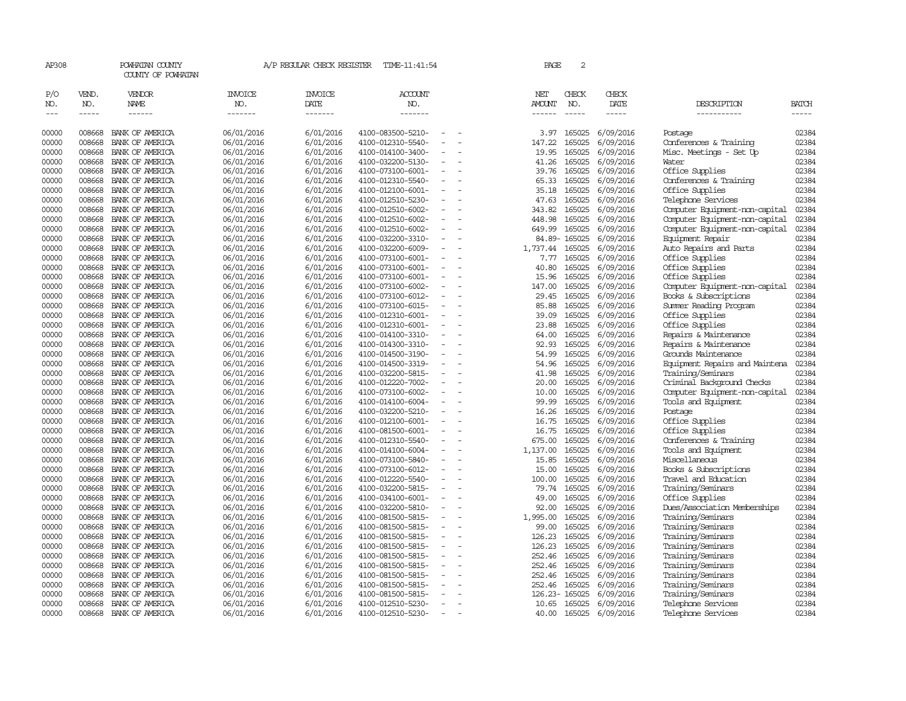AP308 POWHATAN COUNTY A/P REGULAR CHECK REGISTER TIME-11:41:54

COUNTY OF POWHATAN

| P/O NO. | VEND. NO. | VENDOR NAME | INVOICE NO. | INVOICE DATE | ACCOUNT NO. | NET AMOUNT | CHECK NO. | CHECK DATE | DESCRIPTION | BATCH |
|---|---|---|---|---|---|---|---|---|---|---|
| 00000 | 008668 | BANK OF AMERICA | 06/01/2016 | 6/01/2016 | 4100-083500-5210- - - | 3.97 | 165025 | 6/09/2016 | Postage | 02384 |
| 00000 | 008668 | BANK OF AMERICA | 06/01/2016 | 6/01/2016 | 4100-012310-5540- - - | 147.22 | 165025 | 6/09/2016 | Conferences & Training | 02384 |
| 00000 | 008668 | BANK OF AMERICA | 06/01/2016 | 6/01/2016 | 4100-014100-3400- - - | 19.95 | 165025 | 6/09/2016 | Misc. Meetings - Set Up | 02384 |
| 00000 | 008668 | BANK OF AMERICA | 06/01/2016 | 6/01/2016 | 4100-032200-5130- - - | 41.26 | 165025 | 6/09/2016 | Water | 02384 |
| 00000 | 008668 | BANK OF AMERICA | 06/01/2016 | 6/01/2016 | 4100-073100-6001- - - | 39.76 | 165025 | 6/09/2016 | Office Supplies | 02384 |
| 00000 | 008668 | BANK OF AMERICA | 06/01/2016 | 6/01/2016 | 4100-012310-5540- - - | 65.33 | 165025 | 6/09/2016 | Conferences & Training | 02384 |
| 00000 | 008668 | BANK OF AMERICA | 06/01/2016 | 6/01/2016 | 4100-012100-6001- - - | 35.18 | 165025 | 6/09/2016 | Office Supplies | 02384 |
| 00000 | 008668 | BANK OF AMERICA | 06/01/2016 | 6/01/2016 | 4100-012510-5230- - - | 47.63 | 165025 | 6/09/2016 | Telephone Services | 02384 |
| 00000 | 008668 | BANK OF AMERICA | 06/01/2016 | 6/01/2016 | 4100-012510-6002- - - | 343.82 | 165025 | 6/09/2016 | Computer Equipment-non-capital | 02384 |
| 00000 | 008668 | BANK OF AMERICA | 06/01/2016 | 6/01/2016 | 4100-012510-6002- - - | 448.98 | 165025 | 6/09/2016 | Computer Equipment-non-capital | 02384 |
| 00000 | 008668 | BANK OF AMERICA | 06/01/2016 | 6/01/2016 | 4100-012510-6002- - - | 649.99 | 165025 | 6/09/2016 | Computer Equipment-non-capital | 02384 |
| 00000 | 008668 | BANK OF AMERICA | 06/01/2016 | 6/01/2016 | 4100-032200-3310- - - | 84.89- | 165025 | 6/09/2016 | Equipment Repair | 02384 |
| 00000 | 008668 | BANK OF AMERICA | 06/01/2016 | 6/01/2016 | 4100-032200-6009- - - | 1,737.44 | 165025 | 6/09/2016 | Auto Repairs and Parts | 02384 |
| 00000 | 008668 | BANK OF AMERICA | 06/01/2016 | 6/01/2016 | 4100-073100-6001- - - | 7.77 | 165025 | 6/09/2016 | Office Supplies | 02384 |
| 00000 | 008668 | BANK OF AMERICA | 06/01/2016 | 6/01/2016 | 4100-073100-6001- - - | 40.80 | 165025 | 6/09/2016 | Office Supplies | 02384 |
| 00000 | 008668 | BANK OF AMERICA | 06/01/2016 | 6/01/2016 | 4100-073100-6001- - - | 15.96 | 165025 | 6/09/2016 | Office Supplies | 02384 |
| 00000 | 008668 | BANK OF AMERICA | 06/01/2016 | 6/01/2016 | 4100-073100-6002- - - | 147.00 | 165025 | 6/09/2016 | Computer Equipment-non-capital | 02384 |
| 00000 | 008668 | BANK OF AMERICA | 06/01/2016 | 6/01/2016 | 4100-073100-6012- - - | 29.45 | 165025 | 6/09/2016 | Books & Subscriptions | 02384 |
| 00000 | 008668 | BANK OF AMERICA | 06/01/2016 | 6/01/2016 | 4100-073100-6015- - - | 85.88 | 165025 | 6/09/2016 | Summer Reading Program | 02384 |
| 00000 | 008668 | BANK OF AMERICA | 06/01/2016 | 6/01/2016 | 4100-012310-6001- - - | 39.09 | 165025 | 6/09/2016 | Office Supplies | 02384 |
| 00000 | 008668 | BANK OF AMERICA | 06/01/2016 | 6/01/2016 | 4100-012310-6001- - - | 23.88 | 165025 | 6/09/2016 | Office Supplies | 02384 |
| 00000 | 008668 | BANK OF AMERICA | 06/01/2016 | 6/01/2016 | 4100-014100-3310- - - | 64.00 | 165025 | 6/09/2016 | Repairs & Maintenance | 02384 |
| 00000 | 008668 | BANK OF AMERICA | 06/01/2016 | 6/01/2016 | 4100-014300-3310- - - | 92.93 | 165025 | 6/09/2016 | Repairs & Maintenance | 02384 |
| 00000 | 008668 | BANK OF AMERICA | 06/01/2016 | 6/01/2016 | 4100-014500-3190- - - | 54.99 | 165025 | 6/09/2016 | Grounds Maintenance | 02384 |
| 00000 | 008668 | BANK OF AMERICA | 06/01/2016 | 6/01/2016 | 4100-014500-3319- - - | 54.96 | 165025 | 6/09/2016 | Equipment Repairs and Maintena | 02384 |
| 00000 | 008668 | BANK OF AMERICA | 06/01/2016 | 6/01/2016 | 4100-032200-5815- - - | 41.98 | 165025 | 6/09/2016 | Training/Seminars | 02384 |
| 00000 | 008668 | BANK OF AMERICA | 06/01/2016 | 6/01/2016 | 4100-012220-7002- - - | 20.00 | 165025 | 6/09/2016 | Criminal Background Checks | 02384 |
| 00000 | 008668 | BANK OF AMERICA | 06/01/2016 | 6/01/2016 | 4100-073100-6002- - - | 10.00 | 165025 | 6/09/2016 | Computer Equipment-non-capital | 02384 |
| 00000 | 008668 | BANK OF AMERICA | 06/01/2016 | 6/01/2016 | 4100-014100-6004- - - | 99.99 | 165025 | 6/09/2016 | Tools and Equipment | 02384 |
| 00000 | 008668 | BANK OF AMERICA | 06/01/2016 | 6/01/2016 | 4100-032200-5210- - - | 16.26 | 165025 | 6/09/2016 | Postage | 02384 |
| 00000 | 008668 | BANK OF AMERICA | 06/01/2016 | 6/01/2016 | 4100-012100-6001- - - | 16.75 | 165025 | 6/09/2016 | Office Supplies | 02384 |
| 00000 | 008668 | BANK OF AMERICA | 06/01/2016 | 6/01/2016 | 4100-081500-6001- - - | 16.75 | 165025 | 6/09/2016 | Office Supplies | 02384 |
| 00000 | 008668 | BANK OF AMERICA | 06/01/2016 | 6/01/2016 | 4100-012310-5540- - - | 675.00 | 165025 | 6/09/2016 | Conferences & Training | 02384 |
| 00000 | 008668 | BANK OF AMERICA | 06/01/2016 | 6/01/2016 | 4100-014100-6004- - - | 1,137.00 | 165025 | 6/09/2016 | Tools and Equipment | 02384 |
| 00000 | 008668 | BANK OF AMERICA | 06/01/2016 | 6/01/2016 | 4100-073100-5840- - - | 15.85 | 165025 | 6/09/2016 | Miscellaneous | 02384 |
| 00000 | 008668 | BANK OF AMERICA | 06/01/2016 | 6/01/2016 | 4100-073100-6012- - - | 15.00 | 165025 | 6/09/2016 | Books & Subscriptions | 02384 |
| 00000 | 008668 | BANK OF AMERICA | 06/01/2016 | 6/01/2016 | 4100-012220-5540- - - | 100.00 | 165025 | 6/09/2016 | Travel and Education | 02384 |
| 00000 | 008668 | BANK OF AMERICA | 06/01/2016 | 6/01/2016 | 4100-032200-5815- - - | 79.74 | 165025 | 6/09/2016 | Training/Seminars | 02384 |
| 00000 | 008668 | BANK OF AMERICA | 06/01/2016 | 6/01/2016 | 4100-034100-6001- - - | 49.00 | 165025 | 6/09/2016 | Office Supplies | 02384 |
| 00000 | 008668 | BANK OF AMERICA | 06/01/2016 | 6/01/2016 | 4100-032200-5810- - - | 92.00 | 165025 | 6/09/2016 | Dues/Association Memberships | 02384 |
| 00000 | 008668 | BANK OF AMERICA | 06/01/2016 | 6/01/2016 | 4100-081500-5815- - - | 1,995.00 | 165025 | 6/09/2016 | Training/Seminars | 02384 |
| 00000 | 008668 | BANK OF AMERICA | 06/01/2016 | 6/01/2016 | 4100-081500-5815- - - | 99.00 | 165025 | 6/09/2016 | Training/Seminars | 02384 |
| 00000 | 008668 | BANK OF AMERICA | 06/01/2016 | 6/01/2016 | 4100-081500-5815- - - | 126.23 | 165025 | 6/09/2016 | Training/Seminars | 02384 |
| 00000 | 008668 | BANK OF AMERICA | 06/01/2016 | 6/01/2016 | 4100-081500-5815- - - | 126.23 | 165025 | 6/09/2016 | Training/Seminars | 02384 |
| 00000 | 008668 | BANK OF AMERICA | 06/01/2016 | 6/01/2016 | 4100-081500-5815- - - | 252.46 | 165025 | 6/09/2016 | Training/Seminars | 02384 |
| 00000 | 008668 | BANK OF AMERICA | 06/01/2016 | 6/01/2016 | 4100-081500-5815- - - | 252.46 | 165025 | 6/09/2016 | Training/Seminars | 02384 |
| 00000 | 008668 | BANK OF AMERICA | 06/01/2016 | 6/01/2016 | 4100-081500-5815- - - | 252.46 | 165025 | 6/09/2016 | Training/Seminars | 02384 |
| 00000 | 008668 | BANK OF AMERICA | 06/01/2016 | 6/01/2016 | 4100-081500-5815- - - | 252.46 | 165025 | 6/09/2016 | Training/Seminars | 02384 |
| 00000 | 008668 | BANK OF AMERICA | 06/01/2016 | 6/01/2016 | 4100-081500-5815- - - | 126.23- | 165025 | 6/09/2016 | Training/Seminars | 02384 |
| 00000 | 008668 | BANK OF AMERICA | 06/01/2016 | 6/01/2016 | 4100-012510-5230- - - | 10.65 | 165025 | 6/09/2016 | Telephone Services | 02384 |
| 00000 | 008668 | BANK OF AMERICA | 06/01/2016 | 6/01/2016 | 4100-012510-5230- - - | 40.00 | 165025 | 6/09/2016 | Telephone Services | 02384 |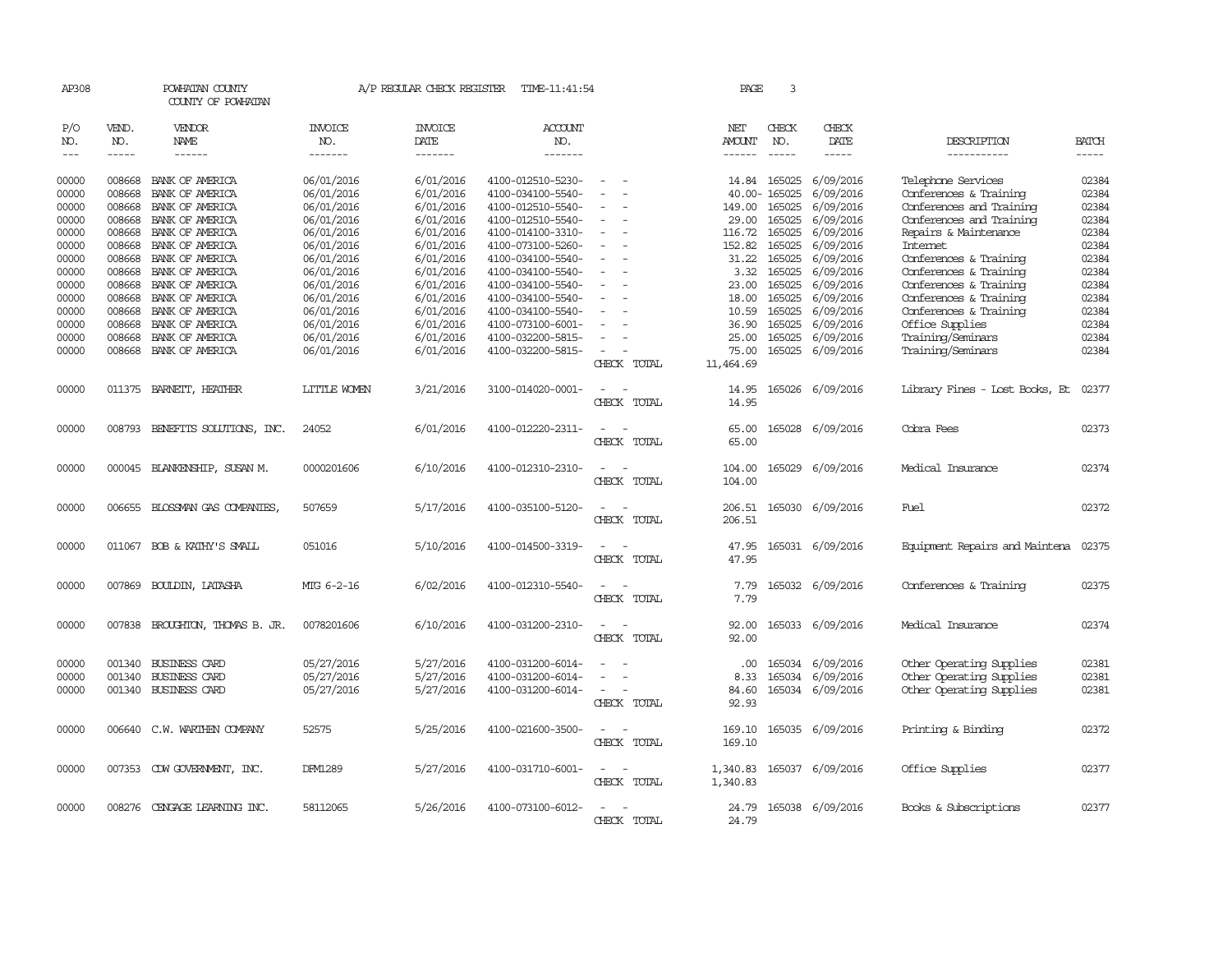AP308 POWHATAN COUNTY A/P REGULAR CHECK REGISTER TIME-11:41:54 PAGE 3

COUNTY OF POWHATAN

| P/O NO. | VEND. NO. | VENDOR NAME | INVOICE NO. | INVOICE DATE | ACCOUNT NO. | | NET AMOUNT | CHECK NO. | CHECK DATE | DESCRIPTION | BATCH |
|---|---|---|---|---|---|---|---|---|---|---|---|
| 00000 | 008668 | BANK OF AMERICA | 06/01/2016 | 6/01/2016 | 4100-012510-5230- | - - | 14.84 | 165025 | 6/09/2016 | Telephone Services | 02384 |
| 00000 | 008668 | BANK OF AMERICA | 06/01/2016 | 6/01/2016 | 4100-034100-5540- | - - | 40.00- | 165025 | 6/09/2016 | Conferences & Training | 02384 |
| 00000 | 008668 | BANK OF AMERICA | 06/01/2016 | 6/01/2016 | 4100-012510-5540- | - - | 149.00 | 165025 | 6/09/2016 | Conferences and Training | 02384 |
| 00000 | 008668 | BANK OF AMERICA | 06/01/2016 | 6/01/2016 | 4100-012510-5540- | - - | 29.00 | 165025 | 6/09/2016 | Conferences and Training | 02384 |
| 00000 | 008668 | BANK OF AMERICA | 06/01/2016 | 6/01/2016 | 4100-014100-3310- | - - | 116.72 | 165025 | 6/09/2016 | Repairs & Maintenance | 02384 |
| 00000 | 008668 | BANK OF AMERICA | 06/01/2016 | 6/01/2016 | 4100-073100-5260- | - - | 152.82 | 165025 | 6/09/2016 | Internet | 02384 |
| 00000 | 008668 | BANK OF AMERICA | 06/01/2016 | 6/01/2016 | 4100-034100-5540- | - - | 31.22 | 165025 | 6/09/2016 | Conferences & Training | 02384 |
| 00000 | 008668 | BANK OF AMERICA | 06/01/2016 | 6/01/2016 | 4100-034100-5540- | - - | 3.32 | 165025 | 6/09/2016 | Conferences & Training | 02384 |
| 00000 | 008668 | BANK OF AMERICA | 06/01/2016 | 6/01/2016 | 4100-034100-5540- | - - | 23.00 | 165025 | 6/09/2016 | Conferences & Training | 02384 |
| 00000 | 008668 | BANK OF AMERICA | 06/01/2016 | 6/01/2016 | 4100-034100-5540- | - - | 18.00 | 165025 | 6/09/2016 | Conferences & Training | 02384 |
| 00000 | 008668 | BANK OF AMERICA | 06/01/2016 | 6/01/2016 | 4100-034100-5540- | - - | 10.59 | 165025 | 6/09/2016 | Conferences & Training | 02384 |
| 00000 | 008668 | BANK OF AMERICA | 06/01/2016 | 6/01/2016 | 4100-073100-6001- | - - | 36.90 | 165025 | 6/09/2016 | Office Supplies | 02384 |
| 00000 | 008668 | BANK OF AMERICA | 06/01/2016 | 6/01/2016 | 4100-032200-5815- | - - | 25.00 | 165025 | 6/09/2016 | Training/Seminars | 02384 |
| 00000 | 008668 | BANK OF AMERICA | 06/01/2016 | 6/01/2016 | 4100-032200-5815- | - - | 75.00 | 165025 | 6/09/2016 | Training/Seminars | 02384 |
| | | | | | | CHECK TOTAL | 11,464.69 | | | | |
| 00000 | 011375 | BARNETT, HEATHER | LITTLE WOMEN | 3/21/2016 | 3100-014020-0001- | - - | 14.95 | 165026 | 6/09/2016 | Library Fines - Lost Books, Et | 02377 |
| | | | | | | CHECK TOTAL | 14.95 | | | | |
| 00000 | 008793 | BENEFITS SOLUTIONS, INC. | 24052 | 6/01/2016 | 4100-012220-2311- | - - | 65.00 | 165028 | 6/09/2016 | Cobra Fees | 02373 |
| | | | | | | CHECK TOTAL | 65.00 | | | | |
| 00000 | 000045 | BLANKENSHIP, SUSAN M. | 0000201606 | 6/10/2016 | 4100-012310-2310- | - - | 104.00 | 165029 | 6/09/2016 | Medical Insurance | 02374 |
| | | | | | | CHECK TOTAL | 104.00 | | | | |
| 00000 | 006655 | BLOSSMAN GAS COMPANIES, | 507659 | 5/17/2016 | 4100-035100-5120- | - - | 206.51 | 165030 | 6/09/2016 | Fuel | 02372 |
| | | | | | | CHECK TOTAL | 206.51 | | | | |
| 00000 | 011067 | BOB & KATHY'S SMALL | 051016 | 5/10/2016 | 4100-014500-3319- | - - | 47.95 | 165031 | 6/09/2016 | Equipment Repairs and Maintena | 02375 |
| | | | | | | CHECK TOTAL | 47.95 | | | | |
| 00000 | 007869 | BOULDIN, LATASHA | MTG 6-2-16 | 6/02/2016 | 4100-012310-5540- | - - | 7.79 | 165032 | 6/09/2016 | Conferences & Training | 02375 |
| | | | | | | CHECK TOTAL | 7.79 | | | | |
| 00000 | 007838 | BROUGHTON, THOMAS B. JR. | 0078201606 | 6/10/2016 | 4100-031200-2310- | - - | 92.00 | 165033 | 6/09/2016 | Medical Insurance | 02374 |
| | | | | | | CHECK TOTAL | 92.00 | | | | |
| 00000 | 001340 | BUSINESS CARD | 05/27/2016 | 5/27/2016 | 4100-031200-6014- | - - | .00 | 165034 | 6/09/2016 | Other Operating Supplies | 02381 |
| 00000 | 001340 | BUSINESS CARD | 05/27/2016 | 5/27/2016 | 4100-031200-6014- | - - | 8.33 | 165034 | 6/09/2016 | Other Operating Supplies | 02381 |
| 00000 | 001340 | BUSINESS CARD | 05/27/2016 | 5/27/2016 | 4100-031200-6014- | - - | 84.60 | 165034 | 6/09/2016 | Other Operating Supplies | 02381 |
| | | | | | | CHECK TOTAL | 92.93 | | | | |
| 00000 | 006640 | C.W. WARTHEN COMPANY | 52575 | 5/25/2016 | 4100-021600-3500- | - - | 169.10 | 165035 | 6/09/2016 | Printing & Binding | 02372 |
| | | | | | | CHECK TOTAL | 169.10 | | | | |
| 00000 | 007353 | CDW GOVERNMENT, INC. | DFM1289 | 5/27/2016 | 4100-031710-6001- | - - | 1,340.83 | 165037 | 6/09/2016 | Office Supplies | 02377 |
| | | | | | | CHECK TOTAL | 1,340.83 | | | | |
| 00000 | 008276 | CENGAGE LEARNING INC. | 58112065 | 5/26/2016 | 4100-073100-6012- | - - | 24.79 | 165038 | 6/09/2016 | Books & Subscriptions | 02377 |
| | | | | | | CHECK TOTAL | 24.79 | | | | |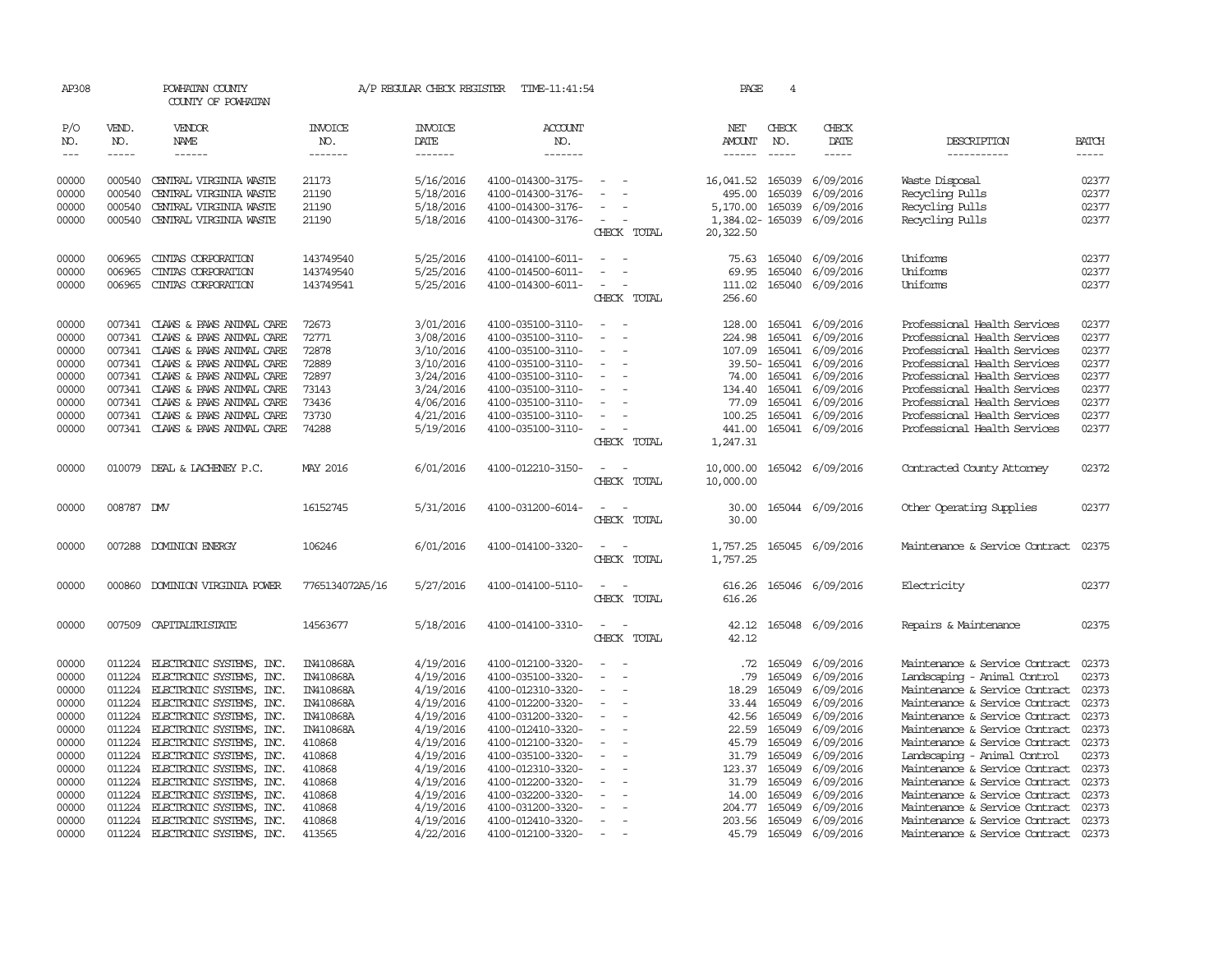AP308 POWHATAN COUNTY A/P REGULAR CHECK REGISTER TIME-11:41:54 PAGE 4

COUNTY OF POWHATAN

| P/O NO. | VEND. NO. | VENDOR NAME | INVOICE NO. | INVOICE DATE | ACCOUNT NO. | | NET AMOUNT | CHECK NO. | CHECK DATE | DESCRIPTION | BATCH |
|---|---|---|---|---|---|---|---|---|---|---|---|
| --- | ----- | ------ | ------- | ------- | ------- | | ------ | ----- | ----- | ----------- | ----- |
| 00000 | 000540 | CENTRAL VIRGINIA WASTE | 21173 | 5/16/2016 | 4100-014300-3175- | - - | 16,041.52 | 165039 | 6/09/2016 | Waste Disposal | 02377 |
| 00000 | 000540 | CENTRAL VIRGINIA WASTE | 21190 | 5/18/2016 | 4100-014300-3176- | - - | 495.00 | 165039 | 6/09/2016 | Recycling Pulls | 02377 |
| 00000 | 000540 | CENTRAL VIRGINIA WASTE | 21190 | 5/18/2016 | 4100-014300-3176- | - - | 5,170.00 | 165039 | 6/09/2016 | Recycling Pulls | 02377 |
| 00000 | 000540 | CENTRAL VIRGINIA WASTE | 21190 | 5/18/2016 | 4100-014300-3176- | - - | 1,384.02- | 165039 | 6/09/2016 | Recycling Pulls | 02377 |
| | | | | | | CHECK TOTAL | 20,322.50 | | | | |
| 00000 | 006965 | CINTAS CORPORATION | 143749540 | 5/25/2016 | 4100-014100-6011- | - - | 75.63 | 165040 | 6/09/2016 | Uniforms | 02377 |
| 00000 | 006965 | CINTAS CORPORATION | 143749540 | 5/25/2016 | 4100-014500-6011- | - - | 69.95 | 165040 | 6/09/2016 | Uniforms | 02377 |
| 00000 | 006965 | CINTAS CORPORATION | 143749541 | 5/25/2016 | 4100-014300-6011- | - - | 111.02 | 165040 | 6/09/2016 | Uniforms | 02377 |
| | | | | | | CHECK TOTAL | 256.60 | | | | |
| 00000 | 007341 | CLAWS & PAWS ANIMAL CARE | 72673 | 3/01/2016 | 4100-035100-3110- | - - | 128.00 | 165041 | 6/09/2016 | Professional Health Services | 02377 |
| 00000 | 007341 | CLAWS & PAWS ANIMAL CARE | 72771 | 3/08/2016 | 4100-035100-3110- | - - | 224.98 | 165041 | 6/09/2016 | Professional Health Services | 02377 |
| 00000 | 007341 | CLAWS & PAWS ANIMAL CARE | 72878 | 3/10/2016 | 4100-035100-3110- | - - | 107.09 | 165041 | 6/09/2016 | Professional Health Services | 02377 |
| 00000 | 007341 | CLAWS & PAWS ANIMAL CARE | 72889 | 3/10/2016 | 4100-035100-3110- | - - | 39.50- | 165041 | 6/09/2016 | Professional Health Services | 02377 |
| 00000 | 007341 | CLAWS & PAWS ANIMAL CARE | 72897 | 3/24/2016 | 4100-035100-3110- | - - | 74.00 | 165041 | 6/09/2016 | Professional Health Services | 02377 |
| 00000 | 007341 | CLAWS & PAWS ANIMAL CARE | 73143 | 3/24/2016 | 4100-035100-3110- | - - | 134.40 | 165041 | 6/09/2016 | Professional Health Services | 02377 |
| 00000 | 007341 | CLAWS & PAWS ANIMAL CARE | 73436 | 4/06/2016 | 4100-035100-3110- | - - | 77.09 | 165041 | 6/09/2016 | Professional Health Services | 02377 |
| 00000 | 007341 | CLAWS & PAWS ANIMAL CARE | 73730 | 4/21/2016 | 4100-035100-3110- | - - | 100.25 | 165041 | 6/09/2016 | Professional Health Services | 02377 |
| 00000 | 007341 | CLAWS & PAWS ANIMAL CARE | 74288 | 5/19/2016 | 4100-035100-3110- | - - | 441.00 | 165041 | 6/09/2016 | Professional Health Services | 02377 |
| | | | | | | CHECK TOTAL | 1,247.31 | | | | |
| 00000 | 010079 | DEAL & LACHENEY P.C. | MAY 2016 | 6/01/2016 | 4100-012210-3150- | - - | 10,000.00 | 165042 | 6/09/2016 | Contracted County Attorney | 02372 |
| | | | | | | CHECK TOTAL | 10,000.00 | | | | |
| 00000 | 008787 | DMV | 16152745 | 5/31/2016 | 4100-031200-6014- | - - | 30.00 | 165044 | 6/09/2016 | Other Operating Supplies | 02377 |
| | | | | | | CHECK TOTAL | 30.00 | | | | |
| 00000 | 007288 | DOMINION ENERGY | 106246 | 6/01/2016 | 4100-014100-3320- | - - | 1,757.25 | 165045 | 6/09/2016 | Maintenance & Service Contract | 02375 |
| | | | | | | CHECK TOTAL | 1,757.25 | | | | |
| 00000 | 000860 | DOMINION VIRGINIA POWER | 7765134072A5/16 | 5/27/2016 | 4100-014100-5110- | - - | 616.26 | 165046 | 6/09/2016 | Electricity | 02377 |
| | | | | | | CHECK TOTAL | 616.26 | | | | |
| 00000 | 007509 | CAPITALTRISTATE | 14563677 | 5/18/2016 | 4100-014100-3310- | - - | 42.12 | 165048 | 6/09/2016 | Repairs & Maintenance | 02375 |
| | | | | | | CHECK TOTAL | 42.12 | | | | |
| 00000 | 011224 | ELECTRONIC SYSTEMS, INC. | IN410868A | 4/19/2016 | 4100-012100-3320- | - - | .72 | 165049 | 6/09/2016 | Maintenance & Service Contract | 02373 |
| 00000 | 011224 | ELECTRONIC SYSTEMS, INC. | IN410868A | 4/19/2016 | 4100-035100-3320- | - - | .79 | 165049 | 6/09/2016 | Landscaping - Animal Control | 02373 |
| 00000 | 011224 | ELECTRONIC SYSTEMS, INC. | IN410868A | 4/19/2016 | 4100-012310-3320- | - - | 18.29 | 165049 | 6/09/2016 | Maintenance & Service Contract | 02373 |
| 00000 | 011224 | ELECTRONIC SYSTEMS, INC. | IN410868A | 4/19/2016 | 4100-012200-3320- | - - | 33.44 | 165049 | 6/09/2016 | Maintenance & Service Contract | 02373 |
| 00000 | 011224 | ELECTRONIC SYSTEMS, INC. | IN410868A | 4/19/2016 | 4100-031200-3320- | - - | 42.56 | 165049 | 6/09/2016 | Maintenance & Service Contract | 02373 |
| 00000 | 011224 | ELECTRONIC SYSTEMS, INC. | IN410868A | 4/19/2016 | 4100-012410-3320- | - - | 22.59 | 165049 | 6/09/2016 | Maintenance & Service Contract | 02373 |
| 00000 | 011224 | ELECTRONIC SYSTEMS, INC. | 410868 | 4/19/2016 | 4100-012100-3320- | - - | 45.79 | 165049 | 6/09/2016 | Maintenance & Service Contract | 02373 |
| 00000 | 011224 | ELECTRONIC SYSTEMS, INC. | 410868 | 4/19/2016 | 4100-035100-3320- | - - | 31.79 | 165049 | 6/09/2016 | Landscaping - Animal Control | 02373 |
| 00000 | 011224 | ELECTRONIC SYSTEMS, INC. | 410868 | 4/19/2016 | 4100-012310-3320- | - - | 123.37 | 165049 | 6/09/2016 | Maintenance & Service Contract | 02373 |
| 00000 | 011224 | ELECTRONIC SYSTEMS, INC. | 410868 | 4/19/2016 | 4100-012200-3320- | - - | 31.79 | 165049 | 6/09/2016 | Maintenance & Service Contract | 02373 |
| 00000 | 011224 | ELECTRONIC SYSTEMS, INC. | 410868 | 4/19/2016 | 4100-032200-3320- | - - | 14.00 | 165049 | 6/09/2016 | Maintenance & Service Contract | 02373 |
| 00000 | 011224 | ELECTRONIC SYSTEMS, INC. | 410868 | 4/19/2016 | 4100-031200-3320- | - - | 204.77 | 165049 | 6/09/2016 | Maintenance & Service Contract | 02373 |
| 00000 | 011224 | ELECTRONIC SYSTEMS, INC. | 410868 | 4/19/2016 | 4100-012410-3320- | - - | 203.56 | 165049 | 6/09/2016 | Maintenance & Service Contract | 02373 |
| 00000 | 011224 | ELECTRONIC SYSTEMS, INC. | 413565 | 4/22/2016 | 4100-012100-3320- | - - | 45.79 | 165049 | 6/09/2016 | Maintenance & Service Contract | 02373 |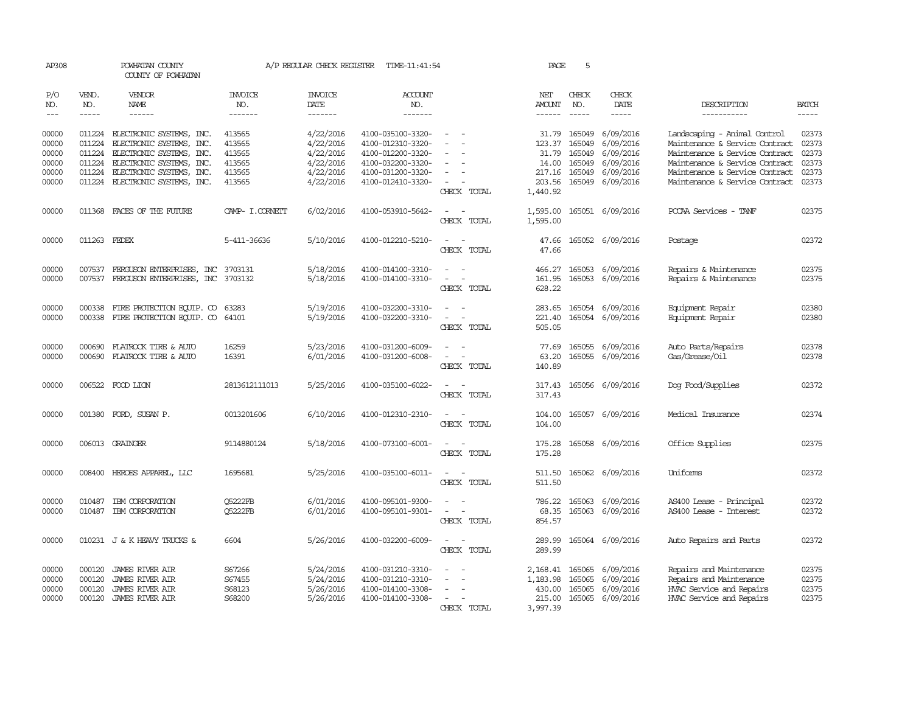AP308 POWHATAN COUNTY A/P REGULAR CHECK REGISTER TIME-11:41:54 PAGE 5

COUNTY OF POWHATAN

| P/O NO. | VEND. NO. | VENDOR NAME | INVOICE NO. | INVOICE DATE | ACCOUNT NO. | | NET AMOUNT | CHECK NO. | CHECK DATE | DESCRIPTION | BATCH |
|---|---|---|---|---|---|---|---|---|---|---|---|
| 00000 | 011224 | ELECTRONIC SYSTEMS, INC. | 413565 | 4/22/2016 | 4100-035100-3320- | - - | 31.79 | 165049 | 6/09/2016 | Landscaping - Animal Control | 02373 |
| 00000 | 011224 | ELECTRONIC SYSTEMS, INC. | 413565 | 4/22/2016 | 4100-012310-3320- | - - | 123.37 | 165049 | 6/09/2016 | Maintenance & Service Contract | 02373 |
| 00000 | 011224 | ELECTRONIC SYSTEMS, INC. | 413565 | 4/22/2016 | 4100-012200-3320- | - - | 31.79 | 165049 | 6/09/2016 | Maintenance & Service Contract | 02373 |
| 00000 | 011224 | ELECTRONIC SYSTEMS, INC. | 413565 | 4/22/2016 | 4100-032200-3320- | - - | 14.00 | 165049 | 6/09/2016 | Maintenance & Service Contract | 02373 |
| 00000 | 011224 | ELECTRONIC SYSTEMS, INC. | 413565 | 4/22/2016 | 4100-031200-3320- | - - | 217.16 | 165049 | 6/09/2016 | Maintenance & Service Contract | 02373 |
| 00000 | 011224 | ELECTRONIC SYSTEMS, INC. | 413565 | 4/22/2016 | 4100-012410-3320- | - - | 203.56 | 165049 | 6/09/2016 | Maintenance & Service Contract | 02373 |
| | | | | | | CHECK TOTAL | 1,440.92 | | | | |
| 00000 | 011368 | FACES OF THE FUTURE | CAMP- I.CORNETT | 6/02/2016 | 4100-053910-5642- | - - | 1,595.00 | 165051 | 6/09/2016 | PCCAA Services - TANF | 02375 |
| | | | | | | CHECK TOTAL | 1,595.00 | | | | |
| 00000 | 011263 | FEDEX | 5-411-36636 | 5/10/2016 | 4100-012210-5210- | - - | 47.66 | 165052 | 6/09/2016 | Postage | 02372 |
| | | | | | | CHECK TOTAL | 47.66 | | | | |
| 00000 | 007537 | FERGUSON ENTERPRISES, INC | 3703131 | 5/18/2016 | 4100-014100-3310- | - - | 466.27 | 165053 | 6/09/2016 | Repairs & Maintenance | 02375 |
| 00000 | 007537 | FERGUSON ENTERPRISES, INC | 3703132 | 5/18/2016 | 4100-014100-3310- | - - | 161.95 | 165053 | 6/09/2016 | Repairs & Maintenance | 02375 |
| | | | | | | CHECK TOTAL | 628.22 | | | | |
| 00000 | 000338 | FIRE PROTECTION EQUIP. CO | 63283 | 5/19/2016 | 4100-032200-3310- | - - | 283.65 | 165054 | 6/09/2016 | Equipment Repair | 02380 |
| 00000 | 000338 | FIRE PROTECTION EQUIP. CO | 64101 | 5/19/2016 | 4100-032200-3310- | - - | 221.40 | 165054 | 6/09/2016 | Equipment Repair | 02380 |
| | | | | | | CHECK TOTAL | 505.05 | | | | |
| 00000 | 000690 | FLATROCK TIRE & AUTO | 16259 | 5/23/2016 | 4100-031200-6009- | - - | 77.69 | 165055 | 6/09/2016 | Auto Parts/Repairs | 02378 |
| 00000 | 000690 | FLATROCK TIRE & AUTO | 16391 | 6/01/2016 | 4100-031200-6008- | - - | 63.20 | 165055 | 6/09/2016 | Gas/Grease/Oil | 02378 |
| | | | | | | CHECK TOTAL | 140.89 | | | | |
| 00000 | 006522 | FOOD LION | 2813612111013 | 5/25/2016 | 4100-035100-6022- | - - | 317.43 | 165056 | 6/09/2016 | Dog Food/Supplies | 02372 |
| | | | | | | CHECK TOTAL | 317.43 | | | | |
| 00000 | 001380 | FORD, SUSAN P. | 0013201606 | 6/10/2016 | 4100-012310-2310- | - - | 104.00 | 165057 | 6/09/2016 | Medical Insurance | 02374 |
| | | | | | | CHECK TOTAL | 104.00 | | | | |
| 00000 | 006013 | GRAINGER | 9114880124 | 5/18/2016 | 4100-073100-6001- | - - | 175.28 | 165058 | 6/09/2016 | Office Supplies | 02375 |
| | | | | | | CHECK TOTAL | 175.28 | | | | |
| 00000 | 008400 | HEROES APPAREL, LLC | 1695681 | 5/25/2016 | 4100-035100-6011- | - - | 511.50 | 165062 | 6/09/2016 | Uniforms | 02372 |
| | | | | | | CHECK TOTAL | 511.50 | | | | |
| 00000 | 010487 | IBM CORPORATION | Q5222FB | 6/01/2016 | 4100-095101-9300- | - - | 786.22 | 165063 | 6/09/2016 | AS400 Lease - Principal | 02372 |
| 00000 | 010487 | IBM CORPORATION | Q5222FB | 6/01/2016 | 4100-095101-9301- | - - | 68.35 | 165063 | 6/09/2016 | AS400 Lease - Interest | 02372 |
| | | | | | | CHECK TOTAL | 854.57 | | | | |
| 00000 | 010231 | J & K HEAVY TRUCKS & | 6604 | 5/26/2016 | 4100-032200-6009- | - - | 289.99 | 165064 | 6/09/2016 | Auto Repairs and Parts | 02372 |
| | | | | | | CHECK TOTAL | 289.99 | | | | |
| 00000 | 000120 | JAMES RIVER AIR | S67266 | 5/24/2016 | 4100-031210-3310- | - - | 2,168.41 | 165065 | 6/09/2016 | Repairs and Maintenance | 02375 |
| 00000 | 000120 | JAMES RIVER AIR | S67455 | 5/24/2016 | 4100-031210-3310- | - - | 1,183.98 | 165065 | 6/09/2016 | Repairs and Maintenance | 02375 |
| 00000 | 000120 | JAMES RIVER AIR | S68123 | 5/26/2016 | 4100-014100-3308- | - - | 430.00 | 165065 | 6/09/2016 | HVAC Service and Repairs | 02375 |
| 00000 | 000120 | JAMES RIVER AIR | S68200 | 5/26/2016 | 4100-014100-3308- | - - | 215.00 | 165065 | 6/09/2016 | HVAC Service and Repairs | 02375 |
| | | | | | | CHECK TOTAL | 3,997.39 | | | | |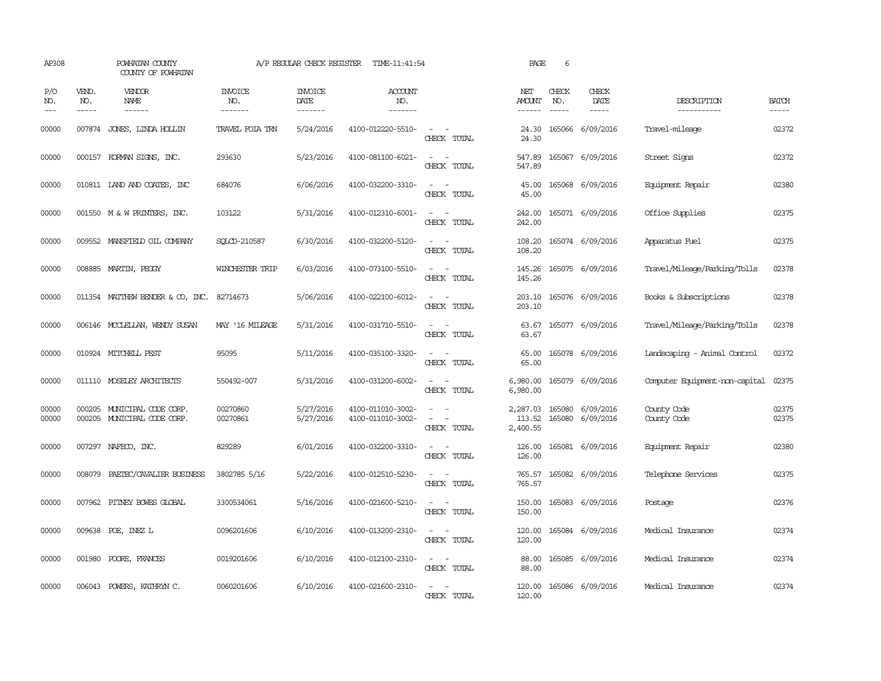AP308 POWHATAN COUNTY A/P REGULAR CHECK REGISTER TIME-11:41:54 PAGE 6

COUNTY OF POWHATAN

| P/O NO. | VEND. NO. | VENDOR NAME | INVOICE NO. | INVOICE DATE | ACCOUNT NO. | | NET AMOUNT | CHECK NO. | CHECK DATE | DESCRIPTION | BATCH |
|---|---|---|---|---|---|---|---|---|---|---|---|
| 00000 | 007874 | JONES, LINDA HOLLIN | TRAVEL FOIA TRN | 5/24/2016 | 4100-012220-5510- | - - | 24.30 | 165066 | 6/09/2016 | Travel-mileage | 02372 |
| | | | | | | CHECK TOTAL | 24.30 | | | | |
| 00000 | 000157 | KORMAN SIGNS, INC. | 293630 | 5/23/2016 | 4100-081100-6021- | - - | 547.89 | 165067 | 6/09/2016 | Street Signs | 02372 |
| | | | | | | CHECK TOTAL | 547.89 | | | | |
| 00000 | 010811 | LAND AND COATES, INC | 684076 | 6/06/2016 | 4100-032200-3310- | - - | 45.00 | 165068 | 6/09/2016 | Equipment Repair | 02380 |
| | | | | | | CHECK TOTAL | 45.00 | | | | |
| 00000 | 001550 | M & W PRINTERS, INC. | 103122 | 5/31/2016 | 4100-012310-6001- | - - | 242.00 | 165071 | 6/09/2016 | Office Supplies | 02375 |
| | | | | | | CHECK TOTAL | 242.00 | | | | |
| 00000 | 009552 | MANSFIELD OIL COMPANY | SQLCD-210587 | 6/30/2016 | 4100-032200-5120- | - - | 108.20 | 165074 | 6/09/2016 | Apparatus Fuel | 02375 |
| | | | | | | CHECK TOTAL | 108.20 | | | | |
| 00000 | 008885 | MARTIN, PEGGY | WINCHESTER TRIP | 6/03/2016 | 4100-073100-5510- | - - | 145.26 | 165075 | 6/09/2016 | Travel/Mileage/Parking/Tolls | 02378 |
| | | | | | | CHECK TOTAL | 145.26 | | | | |
| 00000 | 011354 | MATTHEW BENDER & CO, INC. | 82714673 | 5/06/2016 | 4100-022100-6012- | - - | 203.10 | 165076 | 6/09/2016 | Books & Subscriptions | 02378 |
| | | | | | | CHECK TOTAL | 203.10 | | | | |
| 00000 | 006146 | MCCLELLAN, WENDY SUSAN | MAY '16 MILEAGE | 5/31/2016 | 4100-031710-5510- | - - | 63.67 | 165077 | 6/09/2016 | Travel/Mileage/Parking/Tolls | 02378 |
| | | | | | | CHECK TOTAL | 63.67 | | | | |
| 00000 | 010924 | MITCHELL PEST | 95095 | 5/11/2016 | 4100-035100-3320- | - - | 65.00 | 165078 | 6/09/2016 | Landscaping - Animal Control | 02372 |
| | | | | | | CHECK TOTAL | 65.00 | | | | |
| 00000 | 011110 | MOSELEY ARCHITECTS | 550492-007 | 5/31/2016 | 4100-031200-6002- | - - | 6,980.00 | 165079 | 6/09/2016 | Computer Equipment-non-capital | 02375 |
| | | | | | | CHECK TOTAL | 6,980.00 | | | | |
| 00000 | 000205 | MUNICIPAL CODE CORP. | 00270860 | 5/27/2016 | 4100-011010-3002- | - - | 2,287.03 | 165080 | 6/09/2016 | County Code | 02375 |
| 00000 | 000205 | MUNICIPAL CODE CORP. | 00270861 | 5/27/2016 | 4100-011010-3002- | - - | 113.52 | 165080 | 6/09/2016 | County Code | 02375 |
| | | | | | | CHECK TOTAL | 2,400.55 | | | | |
| 00000 | 007297 | NAFECO, INC. | 829289 | 6/01/2016 | 4100-032200-3310- | - - | 126.00 | 165081 | 6/09/2016 | Equipment Repair | 02380 |
| | | | | | | CHECK TOTAL | 126.00 | | | | |
| 00000 | 008079 | PAETEC/CAVALIER BUSINESS | 3802785 5/16 | 5/22/2016 | 4100-012510-5230- | - - | 765.57 | 165082 | 6/09/2016 | Telephone Services | 02375 |
| | | | | | | CHECK TOTAL | 765.57 | | | | |
| 00000 | 007962 | PITNEY BOWES GLOBAL | 3300534061 | 5/16/2016 | 4100-021600-5210- | - - | 150.00 | 165083 | 6/09/2016 | Postage | 02376 |
| | | | | | | CHECK TOTAL | 150.00 | | | | |
| 00000 | 009638 | POE, INEZ L | 0096201606 | 6/10/2016 | 4100-013200-2310- | - - | 120.00 | 165084 | 6/09/2016 | Medical Insurance | 02374 |
| | | | | | | CHECK TOTAL | 120.00 | | | | |
| 00000 | 001980 | POORE, FRANCES | 0019201606 | 6/10/2016 | 4100-012100-2310- | - - | 88.00 | 165085 | 6/09/2016 | Medical Insurance | 02374 |
| | | | | | | CHECK TOTAL | 88.00 | | | | |
| 00000 | 006043 | POWERS, KATHRYN C. | 0060201606 | 6/10/2016 | 4100-021600-2310- | - - | 120.00 | 165086 | 6/09/2016 | Medical Insurance | 02374 |
| | | | | | | CHECK TOTAL | 120.00 | | | | |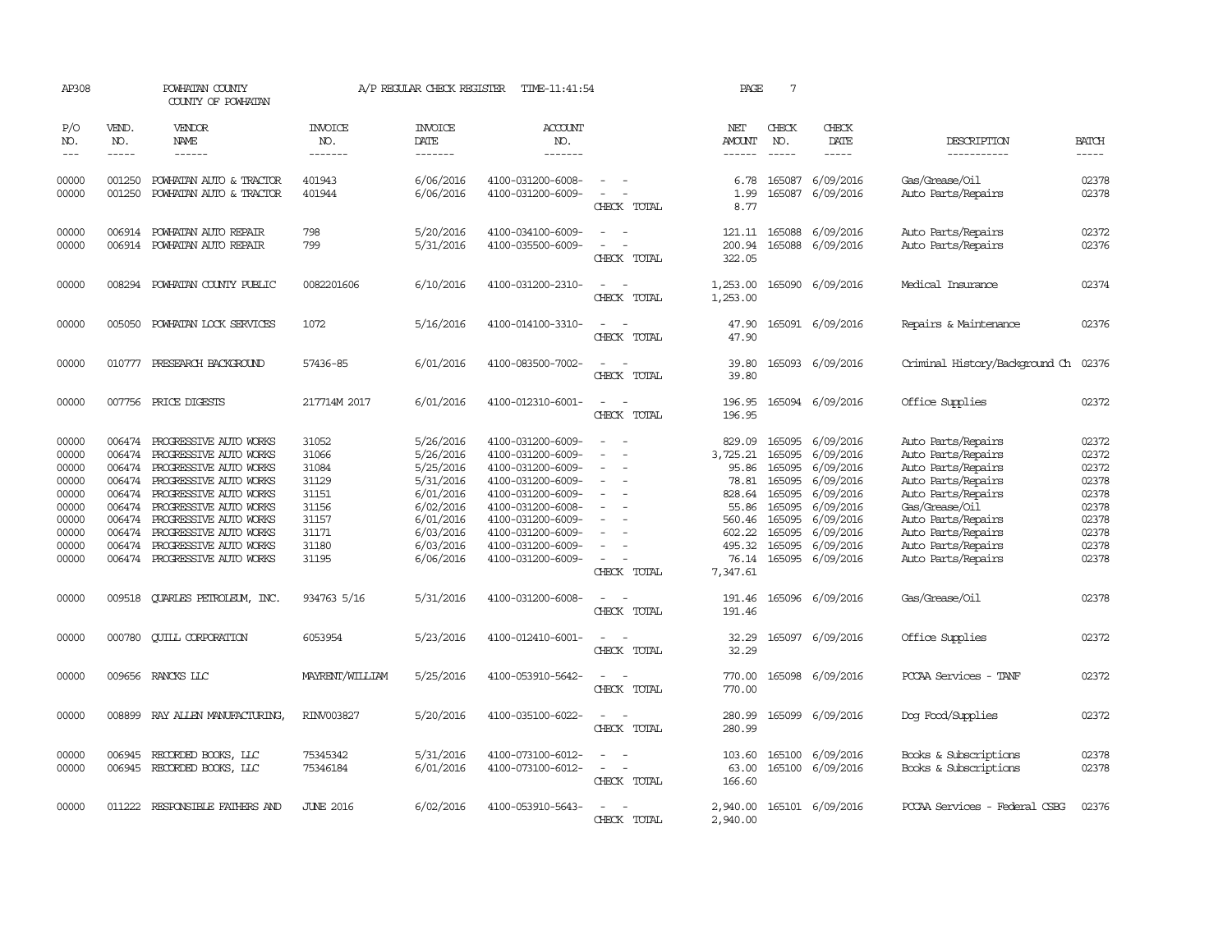AP308 POWHATAN COUNTY COUNTY OF POWHATAN A/P REGULAR CHECK REGISTER TIME-11:41:54

| P/O NO. | VEND. NO. | VENDOR NAME | INVOICE NO. | INVOICE DATE | ACCOUNT NO. | | NET AMOUNT | CHECK NO. | CHECK DATE | DESCRIPTION | BATCH |
|---|---|---|---|---|---|---|---|---|---|---|---|
| 00000 | 001250 | POWHATAN AUTO & TRACTOR | 401943 | 6/06/2016 | 4100-031200-6008- | - - | 6.78 | 165087 | 6/09/2016 | Gas/Grease/Oil | 02378 |
| 00000 | 001250 | POWHATAN AUTO & TRACTOR | 401944 | 6/06/2016 | 4100-031200-6009- | - - | 1.99 | 165087 | 6/09/2016 | Auto Parts/Repairs | 02378 |
| | | | | | | CHECK TOTAL | 8.77 | | | | |
| 00000 | 006914 | POWHATAN AUTO REPAIR | 798 | 5/20/2016 | 4100-034100-6009- | - - | 121.11 | 165088 | 6/09/2016 | Auto Parts/Repairs | 02372 |
| 00000 | 006914 | POWHATAN AUTO REPAIR | 799 | 5/31/2016 | 4100-035500-6009- | - - | 200.94 | 165088 | 6/09/2016 | Auto Parts/Repairs | 02376 |
| | | | | | | CHECK TOTAL | 322.05 | | | | |
| 00000 | 008294 | POWHATAN COUNTY PUBLIC | 0082201606 | 6/10/2016 | 4100-031200-2310- | - - | 1,253.00 | 165090 | 6/09/2016 | Medical Insurance | 02374 |
| | | | | | | CHECK TOTAL | 1,253.00 | | | | |
| 00000 | 005050 | POWHATAN LOCK SERVICES | 1072 | 5/16/2016 | 4100-014100-3310- | - - | 47.90 | 165091 | 6/09/2016 | Repairs & Maintenance | 02376 |
| | | | | | | CHECK TOTAL | 47.90 | | | | |
| 00000 | 010777 | PRESEARCH BACKGROUND | 57436-85 | 6/01/2016 | 4100-083500-7002- | - - | 39.80 | 165093 | 6/09/2016 | Criminal History/Background Ch | 02376 |
| | | | | | | CHECK TOTAL | 39.80 | | | | |
| 00000 | 007756 | PRICE DIGESTS | 217714M 2017 | 6/01/2016 | 4100-012310-6001- | - - | 196.95 | 165094 | 6/09/2016 | Office Supplies | 02372 |
| | | | | | | CHECK TOTAL | 196.95 | | | | |
| 00000 | 006474 | PROGRESSIVE AUTO WORKS | 31052 | 5/26/2016 | 4100-031200-6009- | - - | 829.09 | 165095 | 6/09/2016 | Auto Parts/Repairs | 02372 |
| 00000 | 006474 | PROGRESSIVE AUTO WORKS | 31066 | 5/26/2016 | 4100-031200-6009- | - - | 3,725.21 | 165095 | 6/09/2016 | Auto Parts/Repairs | 02372 |
| 00000 | 006474 | PROGRESSIVE AUTO WORKS | 31084 | 5/25/2016 | 4100-031200-6009- | - - | 95.86 | 165095 | 6/09/2016 | Auto Parts/Repairs | 02372 |
| 00000 | 006474 | PROGRESSIVE AUTO WORKS | 31129 | 5/31/2016 | 4100-031200-6009- | - - | 78.81 | 165095 | 6/09/2016 | Auto Parts/Repairs | 02378 |
| 00000 | 006474 | PROGRESSIVE AUTO WORKS | 31151 | 6/01/2016 | 4100-031200-6009- | - - | 828.64 | 165095 | 6/09/2016 | Auto Parts/Repairs | 02378 |
| 00000 | 006474 | PROGRESSIVE AUTO WORKS | 31156 | 6/02/2016 | 4100-031200-6008- | - - | 55.86 | 165095 | 6/09/2016 | Gas/Grease/Oil | 02378 |
| 00000 | 006474 | PROGRESSIVE AUTO WORKS | 31157 | 6/01/2016 | 4100-031200-6009- | - - | 560.46 | 165095 | 6/09/2016 | Auto Parts/Repairs | 02378 |
| 00000 | 006474 | PROGRESSIVE AUTO WORKS | 31171 | 6/03/2016 | 4100-031200-6009- | - - | 602.22 | 165095 | 6/09/2016 | Auto Parts/Repairs | 02378 |
| 00000 | 006474 | PROGRESSIVE AUTO WORKS | 31180 | 6/03/2016 | 4100-031200-6009- | - - | 495.32 | 165095 | 6/09/2016 | Auto Parts/Repairs | 02378 |
| 00000 | 006474 | PROGRESSIVE AUTO WORKS | 31195 | 6/06/2016 | 4100-031200-6009- | - - | 76.14 | 165095 | 6/09/2016 | Auto Parts/Repairs | 02378 |
| | | | | | | CHECK TOTAL | 7,347.61 | | | | |
| 00000 | 009518 | QUARLES PETROLEUM, INC. | 934763 5/16 | 5/31/2016 | 4100-031200-6008- | - - | 191.46 | 165096 | 6/09/2016 | Gas/Grease/Oil | 02378 |
| | | | | | | CHECK TOTAL | 191.46 | | | | |
| 00000 | 000780 | QUILL CORPORATION | 6053954 | 5/23/2016 | 4100-012410-6001- | - - | 32.29 | 165097 | 6/09/2016 | Office Supplies | 02372 |
| | | | | | | CHECK TOTAL | 32.29 | | | | |
| 00000 | 009656 | RANCKS LLC | MAYRENT/WILLIAM | 5/25/2016 | 4100-053910-5642- | - - | 770.00 | 165098 | 6/09/2016 | PCCAA Services - TANF | 02372 |
| | | | | | | CHECK TOTAL | 770.00 | | | | |
| 00000 | 008899 | RAY ALLEN MANUFACTURING, | RINV003827 | 5/20/2016 | 4100-035100-6022- | - - | 280.99 | 165099 | 6/09/2016 | Dog Food/Supplies | 02372 |
| | | | | | | CHECK TOTAL | 280.99 | | | | |
| 00000 | 006945 | RECORDED BOOKS, LLC | 75345342 | 5/31/2016 | 4100-073100-6012- | - - | 103.60 | 165100 | 6/09/2016 | Books & Subscriptions | 02378 |
| 00000 | 006945 | RECORDED BOOKS, LLC | 75346184 | 6/01/2016 | 4100-073100-6012- | - - | 63.00 | 165100 | 6/09/2016 | Books & Subscriptions | 02378 |
| | | | | | | CHECK TOTAL | 166.60 | | | | |
| 00000 | 011222 | RESPONSIBLE FATHERS AND | JUNE 2016 | 6/02/2016 | 4100-053910-5643- | - - | 2,940.00 | 165101 | 6/09/2016 | PCCAA Services - Federal CSBG | 02376 |
| | | | | | | CHECK TOTAL | 2,940.00 | | | | |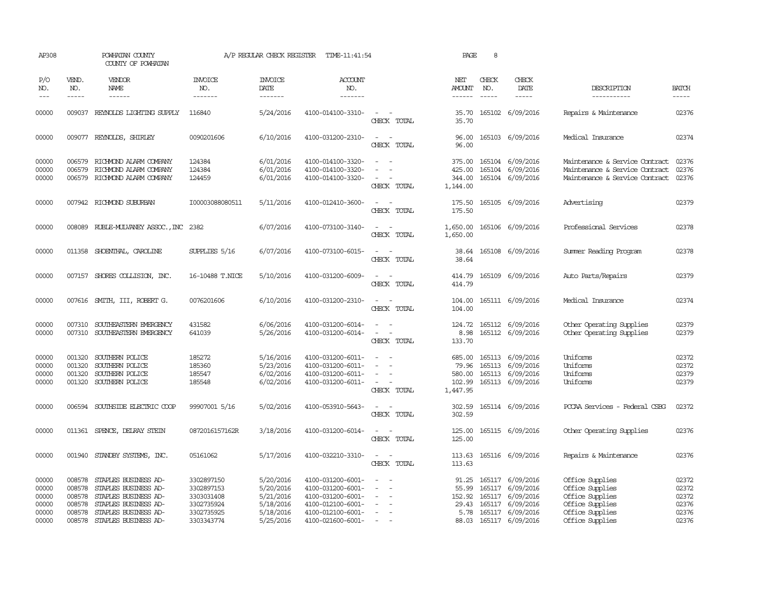AP308 POWHATAN COUNTY A/P REGULAR CHECK REGISTER TIME-11:41:54

COUNTY OF POWHATAN

| P/O NO. | VEND. NO. | VENDOR NAME | INVOICE NO. | INVOICE DATE | ACCOUNT NO. | | NET AMOUNT | CHECK NO. | CHECK DATE | DESCRIPTION | BATCH |
|---|---|---|---|---|---|---|---|---|---|---|---|
| 00000 | 009037 | REYNOLDS LIGHTING SUPPLY | 116840 | 5/24/2016 | 4100-014100-3310- | - - | 35.70 | 165102 | 6/09/2016 | Repairs & Maintenance | 02376 |
| | | | | | | CHECK TOTAL | 35.70 | | | | |
| 00000 | 009077 | REYNOLDS, SHIRLEY | 0090201606 | 6/10/2016 | 4100-031200-2310- | - - | 96.00 | 165103 | 6/09/2016 | Medical Insurance | 02374 |
| | | | | | | CHECK TOTAL | 96.00 | | | | |
| 00000 | 006579 | RICHMOND ALARM COMPANY | 124384 | 6/01/2016 | 4100-014100-3320- | - - | 375.00 | 165104 | 6/09/2016 | Maintenance & Service Contract | 02376 |
| 00000 | 006579 | RICHMOND ALARM COMPANY | 124384 | 6/01/2016 | 4100-014100-3320- | - - | 425.00 | 165104 | 6/09/2016 | Maintenance & Service Contract | 02376 |
| 00000 | 006579 | RICHMOND ALARM COMPANY | 124459 | 6/01/2016 | 4100-014100-3320- | - - | 344.00 | 165104 | 6/09/2016 | Maintenance & Service Contract | 02376 |
| | | | | | | CHECK TOTAL | 1,144.00 | | | | |
| 00000 | 007942 | RICHMOND SUBURBAN | I00003088080511 | 5/11/2016 | 4100-012410-3600- | - - | 175.50 | 165105 | 6/09/2016 | Advertising | 02379 |
| | | | | | | CHECK TOTAL | 175.50 | | | | |
| 00000 | 008089 | RUBLE-MULVANEY ASSOC.,INC | 2382 | 6/07/2016 | 4100-073100-3140- | - - | 1,650.00 | 165106 | 6/09/2016 | Professional Services | 02378 |
| | | | | | | CHECK TOTAL | 1,650.00 | | | | |
| 00000 | 011358 | SHOENTHAL, CAROLINE | SUPPLIES 5/16 | 6/07/2016 | 4100-073100-6015- | - - | 38.64 | 165108 | 6/09/2016 | Summer Reading Program | 02378 |
| | | | | | | CHECK TOTAL | 38.64 | | | | |
| 00000 | 007157 | SHORES COLLISION, INC. | 16-10488 T.NICE | 5/10/2016 | 4100-031200-6009- | - - | 414.79 | 165109 | 6/09/2016 | Auto Parts/Repairs | 02379 |
| | | | | | | CHECK TOTAL | 414.79 | | | | |
| 00000 | 007616 | SMITH, III, ROBERT G. | 0076201606 | 6/10/2016 | 4100-031200-2310- | - - | 104.00 | 165111 | 6/09/2016 | Medical Insurance | 02374 |
| | | | | | | CHECK TOTAL | 104.00 | | | | |
| 00000 | 007310 | SOUTHEASTERN EMERGENCY | 431582 | 6/06/2016 | 4100-031200-6014- | - - | 124.72 | 165112 | 6/09/2016 | Other Operating Supplies | 02379 |
| 00000 | 007310 | SOUTHEASTERN EMERGENCY | 641039 | 5/26/2016 | 4100-031200-6014- | - - | 8.98 | 165112 | 6/09/2016 | Other Operating Supplies | 02379 |
| | | | | | | CHECK TOTAL | 133.70 | | | | |
| 00000 | 001320 | SOUTHERN POLICE | 185272 | 5/16/2016 | 4100-031200-6011- | - - | 685.00 | 165113 | 6/09/2016 | Uniforms | 02372 |
| 00000 | 001320 | SOUTHERN POLICE | 185360 | 5/23/2016 | 4100-031200-6011- | - - | 79.96 | 165113 | 6/09/2016 | Uniforms | 02372 |
| 00000 | 001320 | SOUTHERN POLICE | 185547 | 6/02/2016 | 4100-031200-6011- | - - | 580.00 | 165113 | 6/09/2016 | Uniforms | 02379 |
| 00000 | 001320 | SOUTHERN POLICE | 185548 | 6/02/2016 | 4100-031200-6011- | - - | 102.99 | 165113 | 6/09/2016 | Uniforms | 02379 |
| | | | | | | CHECK TOTAL | 1,447.95 | | | | |
| 00000 | 006594 | SOUTHSIDE ELECTRIC COOP | 99907001 5/16 | 5/02/2016 | 4100-053910-5643- | - - | 302.59 | 165114 | 6/09/2016 | PCCAA Services - Federal CSBG | 02372 |
| | | | | | | CHECK TOTAL | 302.59 | | | | |
| 00000 | 011361 | SPENCE, DELRAY STEIN | 0872016157162R | 3/18/2016 | 4100-031200-6014- | - - | 125.00 | 165115 | 6/09/2016 | Other Operating Supplies | 02376 |
| | | | | | | CHECK TOTAL | 125.00 | | | | |
| 00000 | 001940 | STANDBY SYSTEMS, INC. | 05161062 | 5/17/2016 | 4100-032210-3310- | - - | 113.63 | 165116 | 6/09/2016 | Repairs & Maintenance | 02376 |
| | | | | | | CHECK TOTAL | 113.63 | | | | |
| 00000 | 008578 | STAPLES BUSINESS AD- | 3302897150 | 5/20/2016 | 4100-031200-6001- | - - | 91.25 | 165117 | 6/09/2016 | Office Supplies | 02372 |
| 00000 | 008578 | STAPLES BUSINESS AD- | 3302897153 | 5/20/2016 | 4100-031200-6001- | - - | 55.99 | 165117 | 6/09/2016 | Office Supplies | 02372 |
| 00000 | 008578 | STAPLES BUSINESS AD- | 3303031408 | 5/21/2016 | 4100-031200-6001- | - - | 152.92 | 165117 | 6/09/2016 | Office Supplies | 02372 |
| 00000 | 008578 | STAPLES BUSINESS AD- | 3302735924 | 5/18/2016 | 4100-012100-6001- | - - | 29.43 | 165117 | 6/09/2016 | Office Supplies | 02376 |
| 00000 | 008578 | STAPLES BUSINESS AD- | 3302735925 | 5/18/2016 | 4100-012100-6001- | - - | 5.78 | 165117 | 6/09/2016 | Office Supplies | 02376 |
| 00000 | 008578 | STAPLES BUSINESS AD- | 3303343774 | 5/25/2016 | 4100-021600-6001- | - - | 88.03 | 165117 | 6/09/2016 | Office Supplies | 02376 |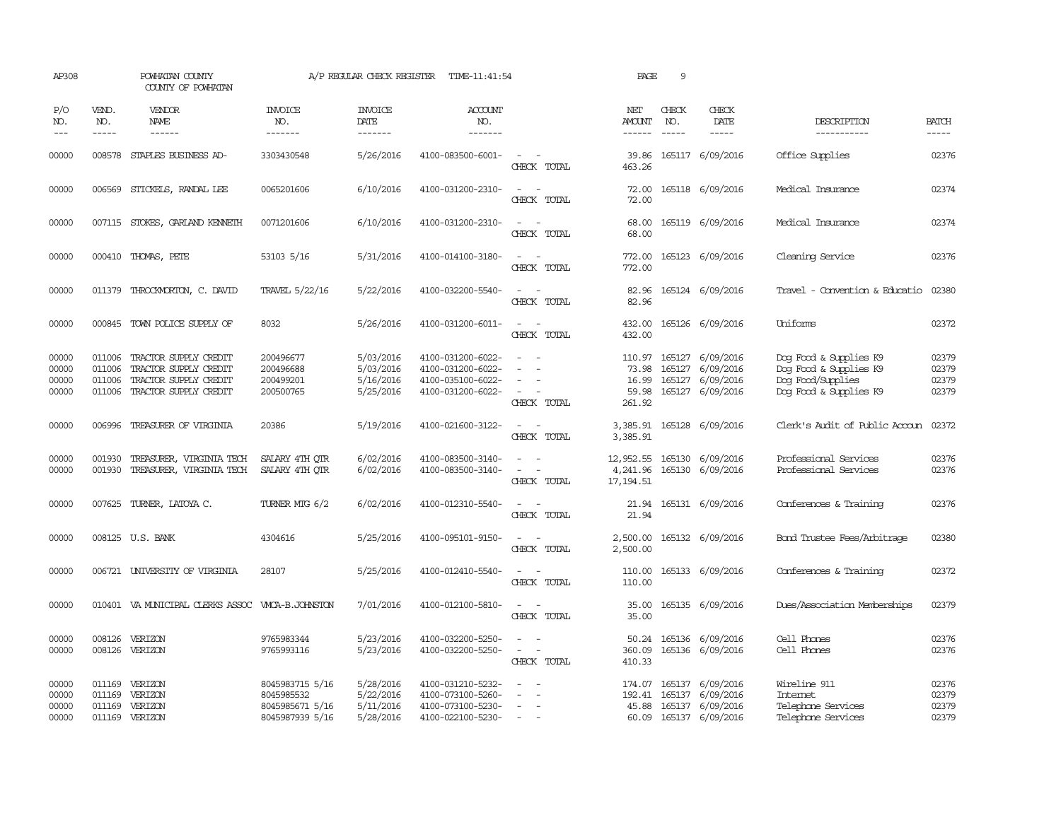AP308 POWHATAN COUNTY COUNTY OF POWHATAN A/P REGULAR CHECK REGISTER TIME-11:41:54 PAGE 9

| P/O NO. | VEND. NO. | VENDOR NAME | INVOICE NO. | INVOICE DATE | ACCOUNT NO. | | NET AMOUNT | CHECK NO. | CHECK DATE | DESCRIPTION | BATCH |
|---|---|---|---|---|---|---|---|---|---|---|---|
| 00000 | 008578 | STAPLES BUSINESS AD- | 3303430548 | 5/26/2016 | 4100-083500-6001- | - - | 39.86 | 165117 | 6/09/2016 | Office Supplies | 02376 |
| | | | | | | CHECK TOTAL | 463.26 | | | | |
| 00000 | 006569 | STICKELS, RANDAL LEE | 0065201606 | 6/10/2016 | 4100-031200-2310- | - - | 72.00 | 165118 | 6/09/2016 | Medical Insurance | 02374 |
| | | | | | | CHECK TOTAL | 72.00 | | | | |
| 00000 | 007115 | STOKES, GARLAND KENNETH | 0071201606 | 6/10/2016 | 4100-031200-2310- | - - | 68.00 | 165119 | 6/09/2016 | Medical Insurance | 02374 |
| | | | | | | CHECK TOTAL | 68.00 | | | | |
| 00000 | 000410 | THOMAS, PETE | 53103 5/16 | 5/31/2016 | 4100-014100-3180- | - - | 772.00 | 165123 | 6/09/2016 | Cleaning Service | 02376 |
| | | | | | | CHECK TOTAL | 772.00 | | | | |
| 00000 | 011379 | THROCKMORTON, C. DAVID | TRAVEL 5/22/16 | 5/22/2016 | 4100-032200-5540- | - - | 82.96 | 165124 | 6/09/2016 | Travel - Convention & Educatio | 02380 |
| | | | | | | CHECK TOTAL | 82.96 | | | | |
| 00000 | 000845 | TOWN POLICE SUPPLY OF | 8032 | 5/26/2016 | 4100-031200-6011- | - - | 432.00 | 165126 | 6/09/2016 | Uniforms | 02372 |
| | | | | | | CHECK TOTAL | 432.00 | | | | |
| 00000 | 011006 | TRACTOR SUPPLY CREDIT | 200496677 | 5/03/2016 | 4100-031200-6022- | - - | 110.97 | 165127 | 6/09/2016 | Dog Food & Supplies K9 | 02379 |
| 00000 | 011006 | TRACTOR SUPPLY CREDIT | 200496688 | 5/03/2016 | 4100-031200-6022- | - - | 73.98 | 165127 | 6/09/2016 | Dog Food & Supplies K9 | 02379 |
| 00000 | 011006 | TRACTOR SUPPLY CREDIT | 200499201 | 5/16/2016 | 4100-035100-6022- | - - | 16.99 | 165127 | 6/09/2016 | Dog Food/Supplies | 02379 |
| 00000 | 011006 | TRACTOR SUPPLY CREDIT | 200500765 | 5/25/2016 | 4100-031200-6022- | - - | 59.98 | 165127 | 6/09/2016 | Dog Food & Supplies K9 | 02379 |
| | | | | | | CHECK TOTAL | 261.92 | | | | |
| 00000 | 006996 | TREASURER OF VIRGINIA | 20386 | 5/19/2016 | 4100-021600-3122- | - - | 3,385.91 | 165128 | 6/09/2016 | Clerk's Audit of Public Accoun | 02372 |
| | | | | | | CHECK TOTAL | 3,385.91 | | | | |
| 00000 | 001930 | TREASURER, VIRGINIA TECH | SALARY 4TH QTR | 6/02/2016 | 4100-083500-3140- | - - | 12,952.55 | 165130 | 6/09/2016 | Professional Services | 02376 |
| 00000 | 001930 | TREASURER, VIRGINIA TECH | SALARY 4TH QTR | 6/02/2016 | 4100-083500-3140- | - - | 4,241.96 | 165130 | 6/09/2016 | Professional Services | 02376 |
| | | | | | | CHECK TOTAL | 17,194.51 | | | | |
| 00000 | 007625 | TURNER, LATOYA C. | TURNER MTG 6/2 | 6/02/2016 | 4100-012310-5540- | - - | 21.94 | 165131 | 6/09/2016 | Conferences & Training | 02376 |
| | | | | | | CHECK TOTAL | 21.94 | | | | |
| 00000 | 008125 | U.S. BANK | 4304616 | 5/25/2016 | 4100-095101-9150- | - - | 2,500.00 | 165132 | 6/09/2016 | Bond Trustee Fees/Arbitrage | 02380 |
| | | | | | | CHECK TOTAL | 2,500.00 | | | | |
| 00000 | 006721 | UNIVERSITY OF VIRGINIA | 28107 | 5/25/2016 | 4100-012410-5540- | - - | 110.00 | 165133 | 6/09/2016 | Conferences & Training | 02372 |
| | | | | | | CHECK TOTAL | 110.00 | | | | |
| 00000 | 010401 | VA MUNICIPAL CLERKS ASSOC | VMCA-B.JOHNSTON | 7/01/2016 | 4100-012100-5810- | - - | 35.00 | 165135 | 6/09/2016 | Dues/Association Memberships | 02379 |
| | | | | | | CHECK TOTAL | 35.00 | | | | |
| 00000 | 008126 | VERIZON | 9765983344 | 5/23/2016 | 4100-032200-5250- | - - | 50.24 | 165136 | 6/09/2016 | Cell Phones | 02376 |
| 00000 | 008126 | VERIZON | 9765993116 | 5/23/2016 | 4100-032200-5250- | - - | 360.09 | 165136 | 6/09/2016 | Cell Phones | 02376 |
| | | | | | | CHECK TOTAL | 410.33 | | | | |
| 00000 | 011169 | VERIZON | 8045983715 5/16 | 5/28/2016 | 4100-031210-5232- | - - | 174.07 | 165137 | 6/09/2016 | Wireline 911 | 02376 |
| 00000 | 011169 | VERIZON | 8045985532 | 5/22/2016 | 4100-073100-5260- | - - | 192.41 | 165137 | 6/09/2016 | Internet | 02379 |
| 00000 | 011169 | VERIZON | 8045985671 5/16 | 5/11/2016 | 4100-073100-5230- | - - | 45.88 | 165137 | 6/09/2016 | Telephone Services | 02379 |
| 00000 | 011169 | VERIZON | 8045987939 5/16 | 5/28/2016 | 4100-022100-5230- | - - | 60.09 | 165137 | 6/09/2016 | Telephone Services | 02379 |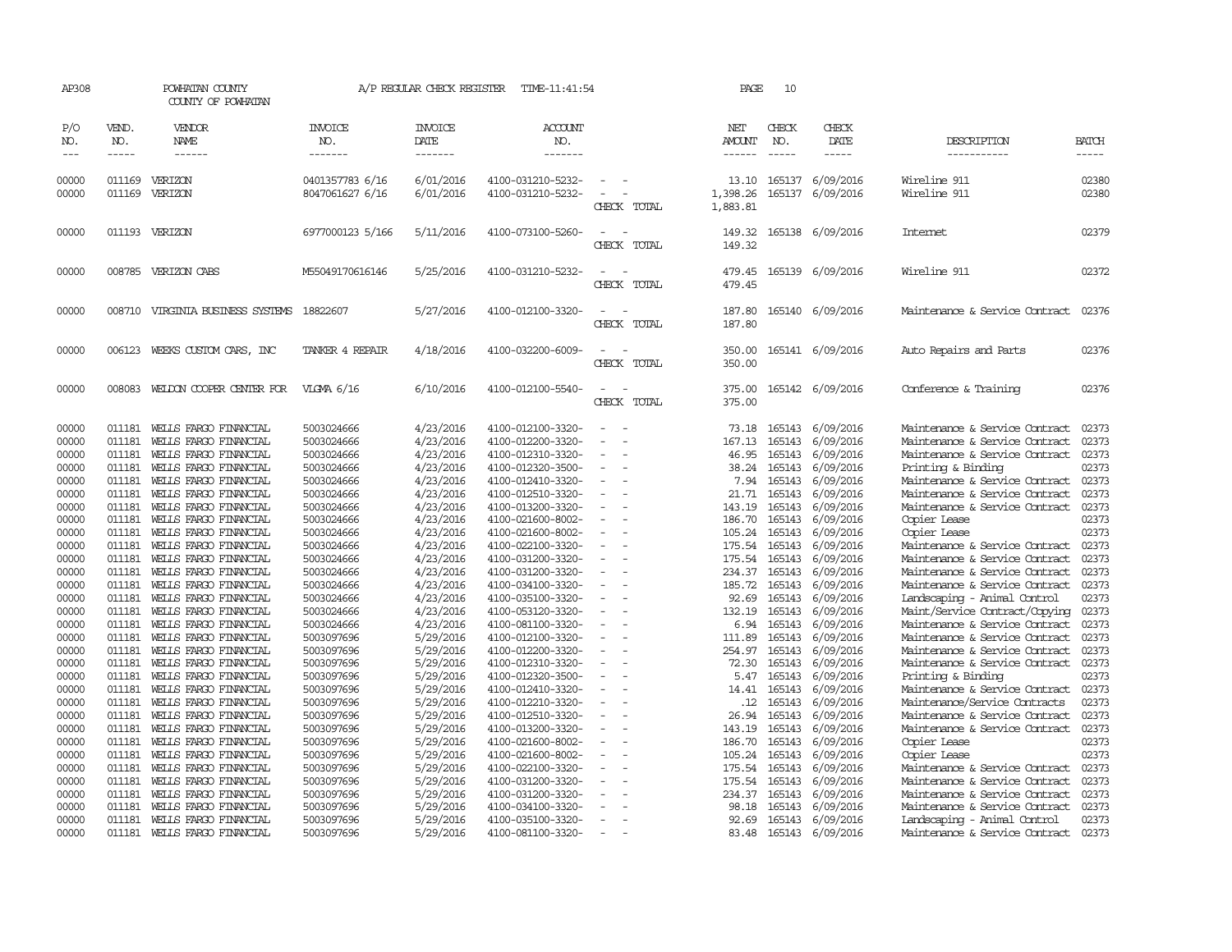AP308 POWHATAN COUNTY A/P REGULAR CHECK REGISTER TIME-11:41:54 PAGE 10
COUNTY OF POWHATAN

| P/O NO. | VEND. NO. | VENDOR NAME | INVOICE NO. | INVOICE DATE | ACCOUNT NO. | | NET AMOUNT | CHECK NO. | CHECK DATE | DESCRIPTION | BATCH |
|---|---|---|---|---|---|---|---|---|---|---|---|
| 00000 | 011169 | VERIZON | 0401357783 6/16 | 6/01/2016 | 4100-031210-5232- | - - | 13.10 | 165137 | 6/09/2016 | Wireline 911 | 02380 |
| 00000 | 011169 | VERIZON | 8047061627 6/16 | 6/01/2016 | 4100-031210-5232- | - - | 1,398.26 | 165137 | 6/09/2016 | Wireline 911 | 02380 |
| | | | | | | CHECK TOTAL | 1,883.81 | | | | |
| 00000 | 011193 | VERIZON | 6977000123 5/166 | 5/11/2016 | 4100-073100-5260- | - - | 149.32 | 165138 | 6/09/2016 | Internet | 02379 |
| | | | | | | CHECK TOTAL | 149.32 | | | | |
| 00000 | 008785 | VERIZON CABS | M55049170616146 | 5/25/2016 | 4100-031210-5232- | - - | 479.45 | 165139 | 6/09/2016 | Wireline 911 | 02372 |
| | | | | | | CHECK TOTAL | 479.45 | | | | |
| 00000 | 008710 | VIRGINIA BUSINESS SYSTEMS | 18822607 | 5/27/2016 | 4100-012100-3320- | - - | 187.80 | 165140 | 6/09/2016 | Maintenance & Service Contract | 02376 |
| | | | | | | CHECK TOTAL | 187.80 | | | | |
| 00000 | 006123 | WEEKS CUSTOM CARS, INC | TANKER 4 REPAIR | 4/18/2016 | 4100-032200-6009- | - - | 350.00 | 165141 | 6/09/2016 | Auto Repairs and Parts | 02376 |
| | | | | | | CHECK TOTAL | 350.00 | | | | |
| 00000 | 008083 | WELDON COOPER CENTER FOR | VLGMA 6/16 | 6/10/2016 | 4100-012100-5540- | - - | 375.00 | 165142 | 6/09/2016 | Conference & Training | 02376 |
| | | | | | | CHECK TOTAL | 375.00 | | | | |
| 00000 | 011181 | WELLS FARGO FINANCIAL | 5003024666 | 4/23/2016 | 4100-012100-3320- | - - | 73.18 | 165143 | 6/09/2016 | Maintenance & Service Contract | 02373 |
| 00000 | 011181 | WELLS FARGO FINANCIAL | 5003024666 | 4/23/2016 | 4100-012200-3320- | - - | 167.13 | 165143 | 6/09/2016 | Maintenance & Service Contract | 02373 |
| 00000 | 011181 | WELLS FARGO FINANCIAL | 5003024666 | 4/23/2016 | 4100-012310-3320- | - - | 46.95 | 165143 | 6/09/2016 | Maintenance & Service Contract | 02373 |
| 00000 | 011181 | WELLS FARGO FINANCIAL | 5003024666 | 4/23/2016 | 4100-012320-3500- | - - | 38.24 | 165143 | 6/09/2016 | Printing & Binding | 02373 |
| 00000 | 011181 | WELLS FARGO FINANCIAL | 5003024666 | 4/23/2016 | 4100-012410-3320- | - - | 7.94 | 165143 | 6/09/2016 | Maintenance & Service Contract | 02373 |
| 00000 | 011181 | WELLS FARGO FINANCIAL | 5003024666 | 4/23/2016 | 4100-012510-3320- | - - | 21.71 | 165143 | 6/09/2016 | Maintenance & Service Contract | 02373 |
| 00000 | 011181 | WELLS FARGO FINANCIAL | 5003024666 | 4/23/2016 | 4100-013200-3320- | - - | 143.19 | 165143 | 6/09/2016 | Maintenance & Service Contract | 02373 |
| 00000 | 011181 | WELLS FARGO FINANCIAL | 5003024666 | 4/23/2016 | 4100-021600-8002- | - - | 186.70 | 165143 | 6/09/2016 | Copier Lease | 02373 |
| 00000 | 011181 | WELLS FARGO FINANCIAL | 5003024666 | 4/23/2016 | 4100-021600-8002- | - - | 105.24 | 165143 | 6/09/2016 | Copier Lease | 02373 |
| 00000 | 011181 | WELLS FARGO FINANCIAL | 5003024666 | 4/23/2016 | 4100-022100-3320- | - - | 175.54 | 165143 | 6/09/2016 | Maintenance & Service Contract | 02373 |
| 00000 | 011181 | WELLS FARGO FINANCIAL | 5003024666 | 4/23/2016 | 4100-031200-3320- | - - | 175.54 | 165143 | 6/09/2016 | Maintenance & Service Contract | 02373 |
| 00000 | 011181 | WELLS FARGO FINANCIAL | 5003024666 | 4/23/2016 | 4100-031200-3320- | - - | 234.37 | 165143 | 6/09/2016 | Maintenance & Service Contract | 02373 |
| 00000 | 011181 | WELLS FARGO FINANCIAL | 5003024666 | 4/23/2016 | 4100-034100-3320- | - - | 185.72 | 165143 | 6/09/2016 | Maintenance & Service Contract | 02373 |
| 00000 | 011181 | WELLS FARGO FINANCIAL | 5003024666 | 4/23/2016 | 4100-035100-3320- | - - | 92.69 | 165143 | 6/09/2016 | Landscaping - Animal Control | 02373 |
| 00000 | 011181 | WELLS FARGO FINANCIAL | 5003024666 | 4/23/2016 | 4100-053120-3320- | - - | 132.19 | 165143 | 6/09/2016 | Maint/Service Contract/Copying | 02373 |
| 00000 | 011181 | WELLS FARGO FINANCIAL | 5003024666 | 4/23/2016 | 4100-081100-3320- | - - | 6.94 | 165143 | 6/09/2016 | Maintenance & Service Contract | 02373 |
| 00000 | 011181 | WELLS FARGO FINANCIAL | 5003097696 | 5/29/2016 | 4100-012100-3320- | - - | 111.89 | 165143 | 6/09/2016 | Maintenance & Service Contract | 02373 |
| 00000 | 011181 | WELLS FARGO FINANCIAL | 5003097696 | 5/29/2016 | 4100-012200-3320- | - - | 254.97 | 165143 | 6/09/2016 | Maintenance & Service Contract | 02373 |
| 00000 | 011181 | WELLS FARGO FINANCIAL | 5003097696 | 5/29/2016 | 4100-012310-3320- | - - | 72.30 | 165143 | 6/09/2016 | Maintenance & Service Contract | 02373 |
| 00000 | 011181 | WELLS FARGO FINANCIAL | 5003097696 | 5/29/2016 | 4100-012320-3500- | - - | 5.47 | 165143 | 6/09/2016 | Printing & Binding | 02373 |
| 00000 | 011181 | WELLS FARGO FINANCIAL | 5003097696 | 5/29/2016 | 4100-012410-3320- | - - | 14.41 | 165143 | 6/09/2016 | Maintenance & Service Contract | 02373 |
| 00000 | 011181 | WELLS FARGO FINANCIAL | 5003097696 | 5/29/2016 | 4100-012210-3320- | - - | .12 | 165143 | 6/09/2016 | Maintenance/Service Contracts | 02373 |
| 00000 | 011181 | WELLS FARGO FINANCIAL | 5003097696 | 5/29/2016 | 4100-012510-3320- | - - | 26.94 | 165143 | 6/09/2016 | Maintenance & Service Contract | 02373 |
| 00000 | 011181 | WELLS FARGO FINANCIAL | 5003097696 | 5/29/2016 | 4100-013200-3320- | - - | 143.19 | 165143 | 6/09/2016 | Maintenance & Service Contract | 02373 |
| 00000 | 011181 | WELLS FARGO FINANCIAL | 5003097696 | 5/29/2016 | 4100-021600-8002- | - - | 186.70 | 165143 | 6/09/2016 | Copier Lease | 02373 |
| 00000 | 011181 | WELLS FARGO FINANCIAL | 5003097696 | 5/29/2016 | 4100-021600-8002- | - - | 105.24 | 165143 | 6/09/2016 | Copier Lease | 02373 |
| 00000 | 011181 | WELLS FARGO FINANCIAL | 5003097696 | 5/29/2016 | 4100-022100-3320- | - - | 175.54 | 165143 | 6/09/2016 | Maintenance & Service Contract | 02373 |
| 00000 | 011181 | WELLS FARGO FINANCIAL | 5003097696 | 5/29/2016 | 4100-031200-3320- | - - | 175.54 | 165143 | 6/09/2016 | Maintenance & Service Contract | 02373 |
| 00000 | 011181 | WELLS FARGO FINANCIAL | 5003097696 | 5/29/2016 | 4100-031200-3320- | - - | 234.37 | 165143 | 6/09/2016 | Maintenance & Service Contract | 02373 |
| 00000 | 011181 | WELLS FARGO FINANCIAL | 5003097696 | 5/29/2016 | 4100-034100-3320- | - - | 98.18 | 165143 | 6/09/2016 | Maintenance & Service Contract | 02373 |
| 00000 | 011181 | WELLS FARGO FINANCIAL | 5003097696 | 5/29/2016 | 4100-035100-3320- | - - | 92.69 | 165143 | 6/09/2016 | Landscaping - Animal Control | 02373 |
| 00000 | 011181 | WELLS FARGO FINANCIAL | 5003097696 | 5/29/2016 | 4100-081100-3320- | - - | 83.48 | 165143 | 6/09/2016 | Maintenance & Service Contract | 02373 |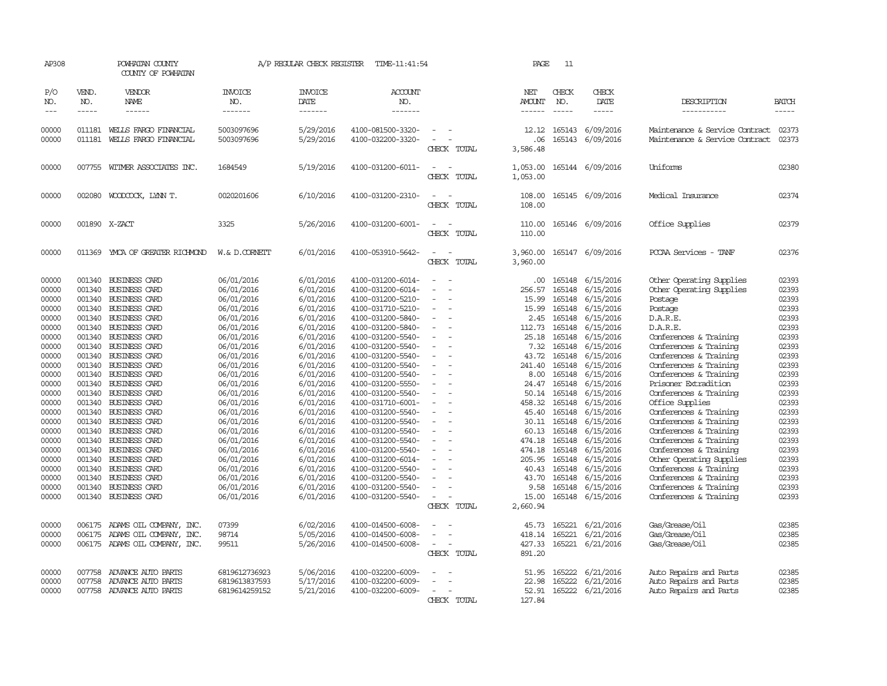AP308 POWHATAN COUNTY COUNTY OF POWHATAN A/P REGULAR CHECK REGISTER TIME-11:41:54 PAGE 11

| P/O NO. | VEND. NO. | VENDOR NAME | INVOICE NO. | INVOICE DATE | ACCOUNT NO. | | NET AMOUNT | CHECK NO. | CHECK DATE | DESCRIPTION | BATCH |
|---|---|---|---|---|---|---|---|---|---|---|---|
| 00000 | 011181 | WELLS FARGO FINANCIAL | 5003097696 | 5/29/2016 | 4100-081500-3320- | - - | 12.12 | 165143 | 6/09/2016 | Maintenance & Service Contract | 02373 |
| 00000 | 011181 | WELLS FARGO FINANCIAL | 5003097696 | 5/29/2016 | 4100-032200-3320- | - - | .06 | 165143 | 6/09/2016 | Maintenance & Service Contract | 02373 |
| | | | | | | CHECK TOTAL | 3,586.48 | | | | |
| 00000 | 007755 | WITMER ASSOCIATES INC. | 1684549 | 5/19/2016 | 4100-031200-6011- | - - | 1,053.00 | 165144 | 6/09/2016 | Uniforms | 02380 |
| | | | | | | CHECK TOTAL | 1,053.00 | | | | |
| 00000 | 002080 | WOODCOCK, LYNN T. | 0020201606 | 6/10/2016 | 4100-031200-2310- | - - | 108.00 | 165145 | 6/09/2016 | Medical Insurance | 02374 |
| | | | | | | CHECK TOTAL | 108.00 | | | | |
| 00000 | 001890 | X-ZACT | 3325 | 5/26/2016 | 4100-031200-6001- | - - | 110.00 | 165146 | 6/09/2016 | Office Supplies | 02379 |
| | | | | | | CHECK TOTAL | 110.00 | | | | |
| 00000 | 011369 | YMCA OF GREATER RICHMOND | W.& D.CORNETT | 6/01/2016 | 4100-053910-5642- | - - | 3,960.00 | 165147 | 6/09/2016 | PCCAA Services - TANF | 02376 |
| | | | | | | CHECK TOTAL | 3,960.00 | | | | |
| 00000 | 001340 | BUSINESS CARD | 06/01/2016 | 6/01/2016 | 4100-031200-6014- | - - | .00 | 165148 | 6/15/2016 | Other Operating Supplies | 02393 |
| 00000 | 001340 | BUSINESS CARD | 06/01/2016 | 6/01/2016 | 4100-031200-6014- | - - | 256.57 | 165148 | 6/15/2016 | Other Operating Supplies | 02393 |
| 00000 | 001340 | BUSINESS CARD | 06/01/2016 | 6/01/2016 | 4100-031200-5210- | - - | 15.99 | 165148 | 6/15/2016 | Postage | 02393 |
| 00000 | 001340 | BUSINESS CARD | 06/01/2016 | 6/01/2016 | 4100-031710-5210- | - - | 15.99 | 165148 | 6/15/2016 | Postage | 02393 |
| 00000 | 001340 | BUSINESS CARD | 06/01/2016 | 6/01/2016 | 4100-031200-5840- | - - | 2.45 | 165148 | 6/15/2016 | D.A.R.E. | 02393 |
| 00000 | 001340 | BUSINESS CARD | 06/01/2016 | 6/01/2016 | 4100-031200-5840- | - - | 112.73 | 165148 | 6/15/2016 | D.A.R.E. | 02393 |
| 00000 | 001340 | BUSINESS CARD | 06/01/2016 | 6/01/2016 | 4100-031200-5540- | - - | 25.18 | 165148 | 6/15/2016 | Conferences & Training | 02393 |
| 00000 | 001340 | BUSINESS CARD | 06/01/2016 | 6/01/2016 | 4100-031200-5540- | - - | 7.32 | 165148 | 6/15/2016 | Conferences & Training | 02393 |
| 00000 | 001340 | BUSINESS CARD | 06/01/2016 | 6/01/2016 | 4100-031200-5540- | - - | 43.72 | 165148 | 6/15/2016 | Conferences & Training | 02393 |
| 00000 | 001340 | BUSINESS CARD | 06/01/2016 | 6/01/2016 | 4100-031200-5540- | - - | 241.40 | 165148 | 6/15/2016 | Conferences & Training | 02393 |
| 00000 | 001340 | BUSINESS CARD | 06/01/2016 | 6/01/2016 | 4100-031200-5540- | - - | 8.00 | 165148 | 6/15/2016 | Conferences & Training | 02393 |
| 00000 | 001340 | BUSINESS CARD | 06/01/2016 | 6/01/2016 | 4100-031200-5550- | - - | 24.47 | 165148 | 6/15/2016 | Prisoner Extradition | 02393 |
| 00000 | 001340 | BUSINESS CARD | 06/01/2016 | 6/01/2016 | 4100-031200-5540- | - - | 50.14 | 165148 | 6/15/2016 | Conferences & Training | 02393 |
| 00000 | 001340 | BUSINESS CARD | 06/01/2016 | 6/01/2016 | 4100-031710-6001- | - - | 458.32 | 165148 | 6/15/2016 | Office Supplies | 02393 |
| 00000 | 001340 | BUSINESS CARD | 06/01/2016 | 6/01/2016 | 4100-031200-5540- | - - | 45.40 | 165148 | 6/15/2016 | Conferences & Training | 02393 |
| 00000 | 001340 | BUSINESS CARD | 06/01/2016 | 6/01/2016 | 4100-031200-5540- | - - | 30.11 | 165148 | 6/15/2016 | Conferences & Training | 02393 |
| 00000 | 001340 | BUSINESS CARD | 06/01/2016 | 6/01/2016 | 4100-031200-5540- | - - | 60.13 | 165148 | 6/15/2016 | Conferences & Training | 02393 |
| 00000 | 001340 | BUSINESS CARD | 06/01/2016 | 6/01/2016 | 4100-031200-5540- | - - | 474.18 | 165148 | 6/15/2016 | Conferences & Training | 02393 |
| 00000 | 001340 | BUSINESS CARD | 06/01/2016 | 6/01/2016 | 4100-031200-5540- | - - | 474.18 | 165148 | 6/15/2016 | Conferences & Training | 02393 |
| 00000 | 001340 | BUSINESS CARD | 06/01/2016 | 6/01/2016 | 4100-031200-6014- | - - | 205.95 | 165148 | 6/15/2016 | Other Operating Supplies | 02393 |
| 00000 | 001340 | BUSINESS CARD | 06/01/2016 | 6/01/2016 | 4100-031200-5540- | - - | 40.43 | 165148 | 6/15/2016 | Conferences & Training | 02393 |
| 00000 | 001340 | BUSINESS CARD | 06/01/2016 | 6/01/2016 | 4100-031200-5540- | - - | 43.70 | 165148 | 6/15/2016 | Conferences & Training | 02393 |
| 00000 | 001340 | BUSINESS CARD | 06/01/2016 | 6/01/2016 | 4100-031200-5540- | - - | 9.58 | 165148 | 6/15/2016 | Conferences & Training | 02393 |
| 00000 | 001340 | BUSINESS CARD | 06/01/2016 | 6/01/2016 | 4100-031200-5540- | - - | 15.00 | 165148 | 6/15/2016 | Conferences & Training | 02393 |
| | | | | | | CHECK TOTAL | 2,660.94 | | | | |
| 00000 | 006175 | ADAMS OIL COMPANY, INC. | 07399 | 6/02/2016 | 4100-014500-6008- | - - | 45.73 | 165221 | 6/21/2016 | Gas/Grease/Oil | 02385 |
| 00000 | 006175 | ADAMS OIL COMPANY, INC. | 98714 | 5/05/2016 | 4100-014500-6008- | - - | 418.14 | 165221 | 6/21/2016 | Gas/Grease/Oil | 02385 |
| 00000 | 006175 | ADAMS OIL COMPANY, INC. | 99511 | 5/26/2016 | 4100-014500-6008- | - - | 427.33 | 165221 | 6/21/2016 | Gas/Grease/Oil | 02385 |
| | | | | | | CHECK TOTAL | 891.20 | | | | |
| 00000 | 007758 | ADVANCE AUTO PARTS | 6819612736923 | 5/06/2016 | 4100-032200-6009- | - - | 51.95 | 165222 | 6/21/2016 | Auto Repairs and Parts | 02385 |
| 00000 | 007758 | ADVANCE AUTO PARTS | 6819613837593 | 5/17/2016 | 4100-032200-6009- | - - | 22.98 | 165222 | 6/21/2016 | Auto Repairs and Parts | 02385 |
| 00000 | 007758 | ADVANCE AUTO PARTS | 6819614259152 | 5/21/2016 | 4100-032200-6009- | - - | 52.91 | 165222 | 6/21/2016 | Auto Repairs and Parts | 02385 |
| | | | | | | CHECK TOTAL | 127.84 | | | | |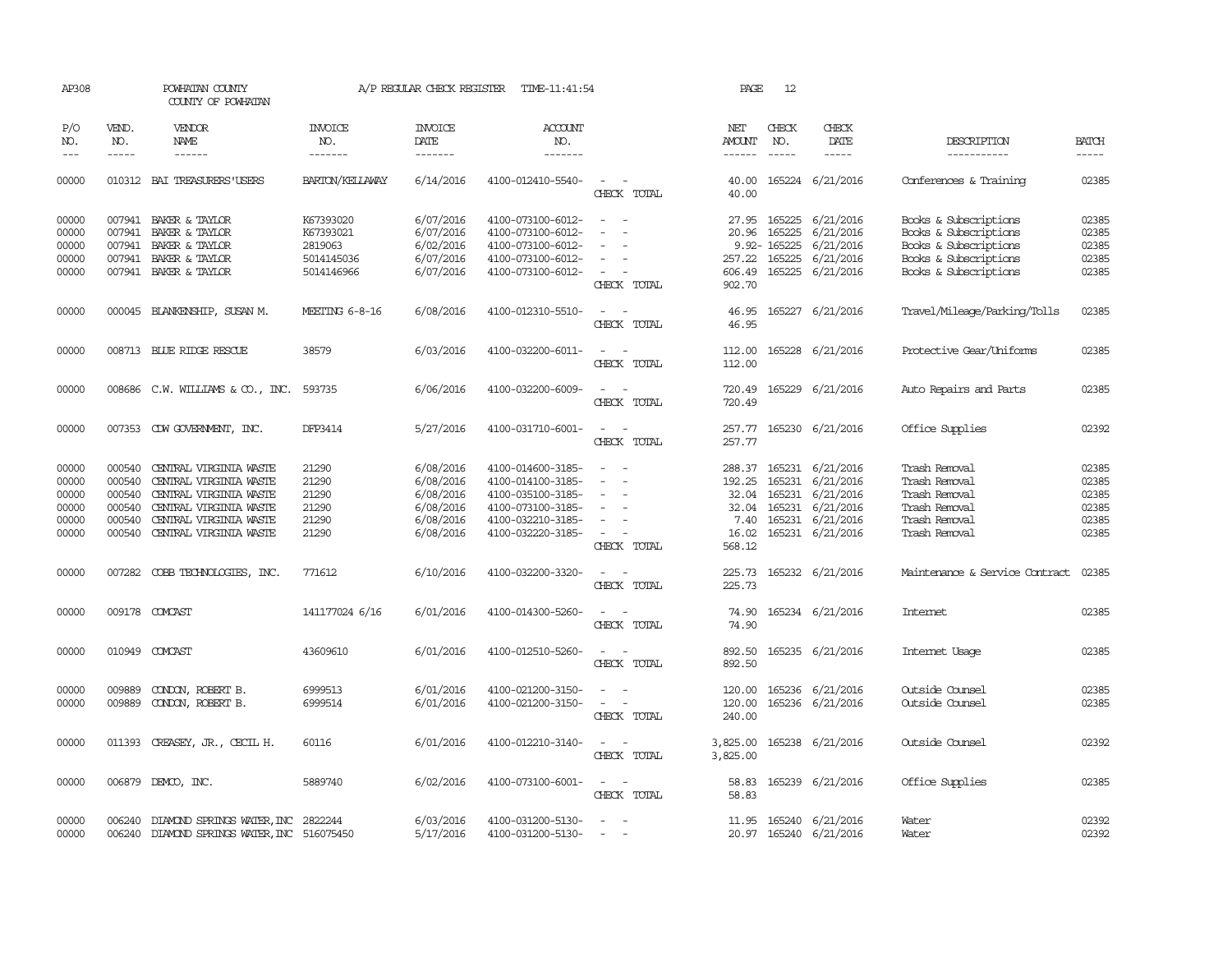AP308 POWHATAN COUNTY A/P REGULAR CHECK REGISTER TIME-11:41:54 PAGE 12

COUNTY OF POWHATAN

| P/O NO. | VEND. NO. | VENDOR NAME | INVOICE NO. | INVOICE DATE | ACCOUNT NO. | | NET AMOUNT | CHECK NO. | CHECK DATE | DESCRIPTION | BATCH |
|---|---|---|---|---|---|---|---|---|---|---|---|
| 00000 | 010312 | BAI TREASURERS'USERS | BARTON/KELLAWAY | 6/14/2016 | 4100-012410-5540- | - - | 40.00 | 165224 | 6/21/2016 | Conferences & Training | 02385 |
| | | | | | | CHECK TOTAL | 40.00 | | | | |
| 00000 | 007941 | BAKER & TAYLOR | K67393020 | 6/07/2016 | 4100-073100-6012- | - - | 27.95 | 165225 | 6/21/2016 | Books & Subscriptions | 02385 |
| 00000 | 007941 | BAKER & TAYLOR | K67393021 | 6/07/2016 | 4100-073100-6012- | - - | 20.96 | 165225 | 6/21/2016 | Books & Subscriptions | 02385 |
| 00000 | 007941 | BAKER & TAYLOR | 2819063 | 6/02/2016 | 4100-073100-6012- | - - | 9.92- | 165225 | 6/21/2016 | Books & Subscriptions | 02385 |
| 00000 | 007941 | BAKER & TAYLOR | 5014145036 | 6/07/2016 | 4100-073100-6012- | - - | 257.22 | 165225 | 6/21/2016 | Books & Subscriptions | 02385 |
| 00000 | 007941 | BAKER & TAYLOR | 5014146966 | 6/07/2016 | 4100-073100-6012- | - - | 606.49 | 165225 | 6/21/2016 | Books & Subscriptions | 02385 |
| | | | | | | CHECK TOTAL | 902.70 | | | | |
| 00000 | 000045 | BLANKENSHIP, SUSAN M. | MEETING 6-8-16 | 6/08/2016 | 4100-012310-5510- | - - | 46.95 | 165227 | 6/21/2016 | Travel/Mileage/Parking/Tolls | 02385 |
| | | | | | | CHECK TOTAL | 46.95 | | | | |
| 00000 | 008713 | BLUE RIDGE RESCUE | 38579 | 6/03/2016 | 4100-032200-6011- | - - | 112.00 | 165228 | 6/21/2016 | Protective Gear/Uniforms | 02385 |
| | | | | | | CHECK TOTAL | 112.00 | | | | |
| 00000 | 008686 | C.W. WILLIAMS & CO., INC. | 593735 | 6/06/2016 | 4100-032200-6009- | - - | 720.49 | 165229 | 6/21/2016 | Auto Repairs and Parts | 02385 |
| | | | | | | CHECK TOTAL | 720.49 | | | | |
| 00000 | 007353 | CDW GOVERNMENT, INC. | DFP3414 | 5/27/2016 | 4100-031710-6001- | - - | 257.77 | 165230 | 6/21/2016 | Office Supplies | 02392 |
| | | | | | | CHECK TOTAL | 257.77 | | | | |
| 00000 | 000540 | CENTRAL VIRGINIA WASTE | 21290 | 6/08/2016 | 4100-014600-3185- | - - | 288.37 | 165231 | 6/21/2016 | Trash Removal | 02385 |
| 00000 | 000540 | CENTRAL VIRGINIA WASTE | 21290 | 6/08/2016 | 4100-014100-3185- | - - | 192.25 | 165231 | 6/21/2016 | Trash Removal | 02385 |
| 00000 | 000540 | CENTRAL VIRGINIA WASTE | 21290 | 6/08/2016 | 4100-035100-3185- | - - | 32.04 | 165231 | 6/21/2016 | Trash Removal | 02385 |
| 00000 | 000540 | CENTRAL VIRGINIA WASTE | 21290 | 6/08/2016 | 4100-073100-3185- | - - | 32.04 | 165231 | 6/21/2016 | Trash Removal | 02385 |
| 00000 | 000540 | CENTRAL VIRGINIA WASTE | 21290 | 6/08/2016 | 4100-032210-3185- | - - | 7.40 | 165231 | 6/21/2016 | Trash Removal | 02385 |
| 00000 | 000540 | CENTRAL VIRGINIA WASTE | 21290 | 6/08/2016 | 4100-032220-3185- | - - | 16.02 | 165231 | 6/21/2016 | Trash Removal | 02385 |
| | | | | | | CHECK TOTAL | 568.12 | | | | |
| 00000 | 007282 | COBB TECHNOLOGIES, INC. | 771612 | 6/10/2016 | 4100-032200-3320- | - - | 225.73 | 165232 | 6/21/2016 | Maintenance & Service Contract | 02385 |
| | | | | | | CHECK TOTAL | 225.73 | | | | |
| 00000 | 009178 | COMCAST | 141177024 6/16 | 6/01/2016 | 4100-014300-5260- | - - | 74.90 | 165234 | 6/21/2016 | Internet | 02385 |
| | | | | | | CHECK TOTAL | 74.90 | | | | |
| 00000 | 010949 | COMCAST | 43609610 | 6/01/2016 | 4100-012510-5260- | - - | 892.50 | 165235 | 6/21/2016 | Internet Usage | 02385 |
| | | | | | | CHECK TOTAL | 892.50 | | | | |
| 00000 | 009889 | CONDON, ROBERT B. | 6999513 | 6/01/2016 | 4100-021200-3150- | - - | 120.00 | 165236 | 6/21/2016 | Outside Counsel | 02385 |
| 00000 | 009889 | CONDON, ROBERT B. | 6999514 | 6/01/2016 | 4100-021200-3150- | - - | 120.00 | 165236 | 6/21/2016 | Outside Counsel | 02385 |
| | | | | | | CHECK TOTAL | 240.00 | | | | |
| 00000 | 011393 | CREASEY, JR., CECIL H. | 60116 | 6/01/2016 | 4100-012210-3140- | - - | 3,825.00 | 165238 | 6/21/2016 | Outside Counsel | 02392 |
| | | | | | | CHECK TOTAL | 3,825.00 | | | | |
| 00000 | 006879 | DEMCO, INC. | 5889740 | 6/02/2016 | 4100-073100-6001- | - - | 58.83 | 165239 | 6/21/2016 | Office Supplies | 02385 |
| | | | | | | CHECK TOTAL | 58.83 | | | | |
| 00000 | 006240 | DIAMOND SPRINGS WATER,INC | 2822244 | 6/03/2016 | 4100-031200-5130- | - - | 11.95 | 165240 | 6/21/2016 | Water | 02392 |
| 00000 | 006240 | DIAMOND SPRINGS WATER,INC | 516075450 | 5/17/2016 | 4100-031200-5130- | - - | 20.97 | 165240 | 6/21/2016 | Water | 02392 |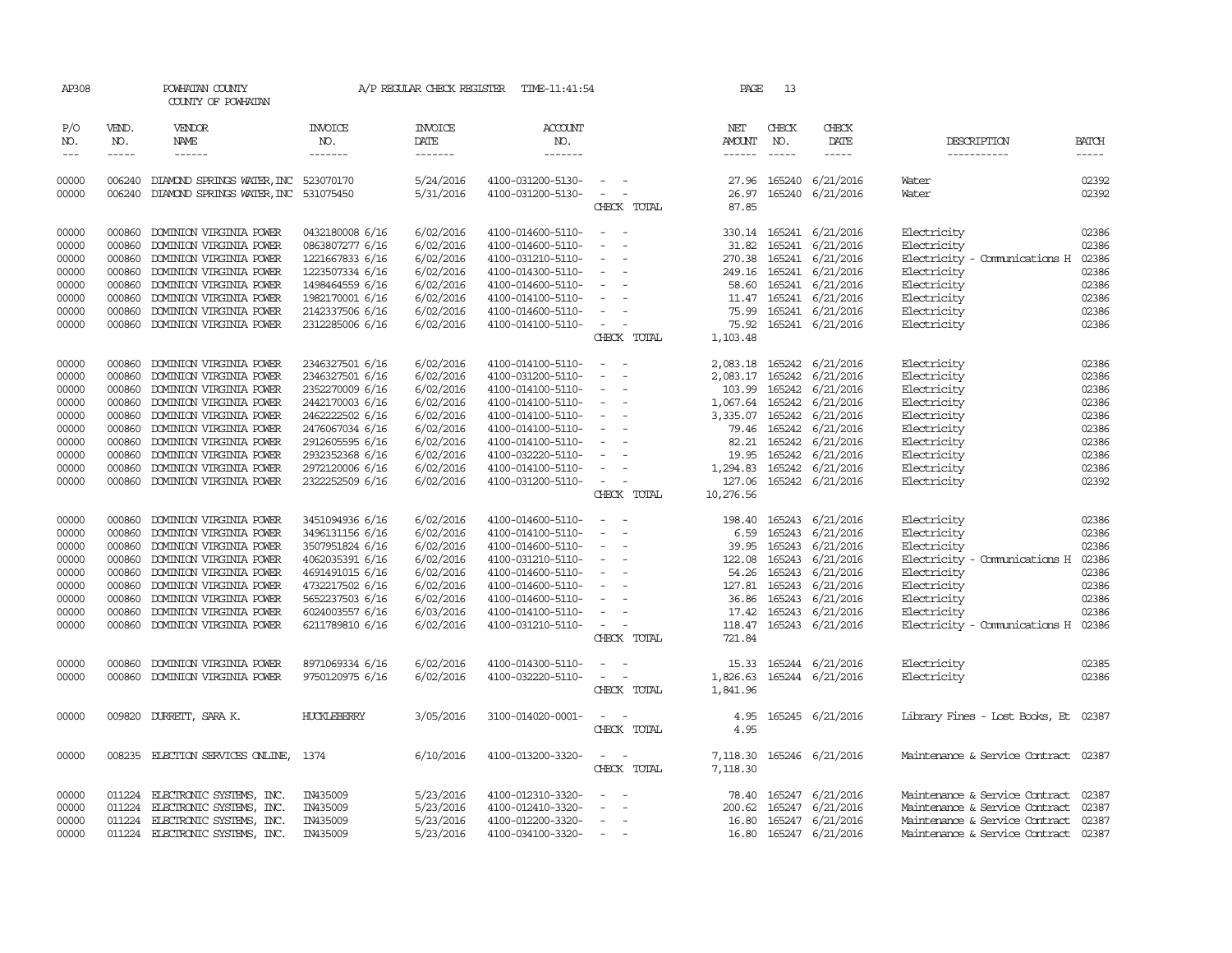AP308 POWHATAN COUNTY A/P REGULAR CHECK REGISTER TIME-11:41:54
COUNTY OF POWHATAN

| P/O NO. | VEND. NO. | VENDOR NAME | INVOICE NO. | INVOICE DATE | ACCOUNT NO. | | NET AMOUNT | CHECK NO. | CHECK DATE | DESCRIPTION | BATCH |
|---|---|---|---|---|---|---|---|---|---|---|---|
| 00000 | 006240 | DIAMOND SPRINGS WATER,INC | 523070170 | 5/24/2016 | 4100-031200-5130- | - - | 27.96 | 165240 | 6/21/2016 | Water | 02392 |
| 00000 | 006240 | DIAMOND SPRINGS WATER,INC | 531075450 | 5/31/2016 | 4100-031200-5130- | - - | 26.97 | 165240 | 6/21/2016 | Water | 02392 |
| | | | | | | CHECK TOTAL | 87.85 | | | | |
| 00000 | 000860 | DOMINION VIRGINIA POWER | 0432180008 6/16 | 6/02/2016 | 4100-014600-5110- | - - | 330.14 | 165241 | 6/21/2016 | Electricity | 02386 |
| 00000 | 000860 | DOMINION VIRGINIA POWER | 0863807277 6/16 | 6/02/2016 | 4100-014600-5110- | - - | 31.82 | 165241 | 6/21/2016 | Electricity | 02386 |
| 00000 | 000860 | DOMINION VIRGINIA POWER | 1221667833 6/16 | 6/02/2016 | 4100-031210-5110- | - - | 270.38 | 165241 | 6/21/2016 | Electricity - Communications H | 02386 |
| 00000 | 000860 | DOMINION VIRGINIA POWER | 1223507334 6/16 | 6/02/2016 | 4100-014300-5110- | - - | 249.16 | 165241 | 6/21/2016 | Electricity | 02386 |
| 00000 | 000860 | DOMINION VIRGINIA POWER | 1498464559 6/16 | 6/02/2016 | 4100-014600-5110- | - - | 58.60 | 165241 | 6/21/2016 | Electricity | 02386 |
| 00000 | 000860 | DOMINION VIRGINIA POWER | 1982170001 6/16 | 6/02/2016 | 4100-014100-5110- | - - | 11.47 | 165241 | 6/21/2016 | Electricity | 02386 |
| 00000 | 000860 | DOMINION VIRGINIA POWER | 2142337506 6/16 | 6/02/2016 | 4100-014600-5110- | - - | 75.99 | 165241 | 6/21/2016 | Electricity | 02386 |
| 00000 | 000860 | DOMINION VIRGINIA POWER | 2312285006 6/16 | 6/02/2016 | 4100-014100-5110- | - - | 75.92 | 165241 | 6/21/2016 | Electricity | 02386 |
| | | | | | | CHECK TOTAL | 1,103.48 | | | | |
| 00000 | 000860 | DOMINION VIRGINIA POWER | 2346327501 6/16 | 6/02/2016 | 4100-014100-5110- | - - | 2,083.18 | 165242 | 6/21/2016 | Electricity | 02386 |
| 00000 | 000860 | DOMINION VIRGINIA POWER | 2346327501 6/16 | 6/02/2016 | 4100-031200-5110- | - - | 2,083.17 | 165242 | 6/21/2016 | Electricity | 02386 |
| 00000 | 000860 | DOMINION VIRGINIA POWER | 2352270009 6/16 | 6/02/2016 | 4100-014100-5110- | - - | 103.99 | 165242 | 6/21/2016 | Electricity | 02386 |
| 00000 | 000860 | DOMINION VIRGINIA POWER | 2442170003 6/16 | 6/02/2016 | 4100-014100-5110- | - - | 1,067.64 | 165242 | 6/21/2016 | Electricity | 02386 |
| 00000 | 000860 | DOMINION VIRGINIA POWER | 2462222502 6/16 | 6/02/2016 | 4100-014100-5110- | - - | 3,335.07 | 165242 | 6/21/2016 | Electricity | 02386 |
| 00000 | 000860 | DOMINION VIRGINIA POWER | 2476067034 6/16 | 6/02/2016 | 4100-014100-5110- | - - | 79.46 | 165242 | 6/21/2016 | Electricity | 02386 |
| 00000 | 000860 | DOMINION VIRGINIA POWER | 2912605595 6/16 | 6/02/2016 | 4100-014100-5110- | - - | 82.21 | 165242 | 6/21/2016 | Electricity | 02386 |
| 00000 | 000860 | DOMINION VIRGINIA POWER | 2932352368 6/16 | 6/02/2016 | 4100-032220-5110- | - - | 19.95 | 165242 | 6/21/2016 | Electricity | 02386 |
| 00000 | 000860 | DOMINION VIRGINIA POWER | 2972120006 6/16 | 6/02/2016 | 4100-014100-5110- | - - | 1,294.83 | 165242 | 6/21/2016 | Electricity | 02386 |
| 00000 | 000860 | DOMINION VIRGINIA POWER | 2322252509 6/16 | 6/02/2016 | 4100-031200-5110- | - - | 127.06 | 165242 | 6/21/2016 | Electricity | 02392 |
| | | | | | | CHECK TOTAL | 10,276.56 | | | | |
| 00000 | 000860 | DOMINION VIRGINIA POWER | 3451094936 6/16 | 6/02/2016 | 4100-014600-5110- | - - | 198.40 | 165243 | 6/21/2016 | Electricity | 02386 |
| 00000 | 000860 | DOMINION VIRGINIA POWER | 3496131156 6/16 | 6/02/2016 | 4100-014100-5110- | - - | 6.59 | 165243 | 6/21/2016 | Electricity | 02386 |
| 00000 | 000860 | DOMINION VIRGINIA POWER | 3507951824 6/16 | 6/02/2016 | 4100-014600-5110- | - - | 39.95 | 165243 | 6/21/2016 | Electricity | 02386 |
| 00000 | 000860 | DOMINION VIRGINIA POWER | 4062035391 6/16 | 6/02/2016 | 4100-031210-5110- | - - | 122.08 | 165243 | 6/21/2016 | Electricity - Communications H | 02386 |
| 00000 | 000860 | DOMINION VIRGINIA POWER | 4691491015 6/16 | 6/02/2016 | 4100-014600-5110- | - - | 54.26 | 165243 | 6/21/2016 | Electricity | 02386 |
| 00000 | 000860 | DOMINION VIRGINIA POWER | 4732217502 6/16 | 6/02/2016 | 4100-014600-5110- | - - | 127.81 | 165243 | 6/21/2016 | Electricity | 02386 |
| 00000 | 000860 | DOMINION VIRGINIA POWER | 5652237503 6/16 | 6/02/2016 | 4100-014600-5110- | - - | 36.86 | 165243 | 6/21/2016 | Electricity | 02386 |
| 00000 | 000860 | DOMINION VIRGINIA POWER | 6024003557 6/16 | 6/03/2016 | 4100-014100-5110- | - - | 17.42 | 165243 | 6/21/2016 | Electricity | 02386 |
| 00000 | 000860 | DOMINION VIRGINIA POWER | 6211789810 6/16 | 6/02/2016 | 4100-031210-5110- | - - | 118.47 | 165243 | 6/21/2016 | Electricity - Communications H | 02386 |
| | | | | | | CHECK TOTAL | 721.84 | | | | |
| 00000 | 000860 | DOMINION VIRGINIA POWER | 8971069334 6/16 | 6/02/2016 | 4100-014300-5110- | - - | 15.33 | 165244 | 6/21/2016 | Electricity | 02385 |
| 00000 | 000860 | DOMINION VIRGINIA POWER | 9750120975 6/16 | 6/02/2016 | 4100-032220-5110- | - - | 1,826.63 | 165244 | 6/21/2016 | Electricity | 02386 |
| | | | | | | CHECK TOTAL | 1,841.96 | | | | |
| 00000 | 009820 | DURRETT, SARA K. | HUCKLEBERRY | 3/05/2016 | 3100-014020-0001- | - - | 4.95 | 165245 | 6/21/2016 | Library Fines - Lost Books, Et | 02387 |
| | | | | | | CHECK TOTAL | 4.95 | | | | |
| 00000 | 008235 | ELECTION SERVICES ONLINE, | 1374 | 6/10/2016 | 4100-013200-3320- | - - | 7,118.30 | 165246 | 6/21/2016 | Maintenance & Service Contract | 02387 |
| | | | | | | CHECK TOTAL | 7,118.30 | | | | |
| 00000 | 011224 | ELECTRONIC SYSTEMS, INC. | IN435009 | 5/23/2016 | 4100-012310-3320- | - - | 78.40 | 165247 | 6/21/2016 | Maintenance & Service Contract | 02387 |
| 00000 | 011224 | ELECTRONIC SYSTEMS, INC. | IN435009 | 5/23/2016 | 4100-012410-3320- | - - | 200.62 | 165247 | 6/21/2016 | Maintenance & Service Contract | 02387 |
| 00000 | 011224 | ELECTRONIC SYSTEMS, INC. | IN435009 | 5/23/2016 | 4100-012200-3320- | - - | 16.80 | 165247 | 6/21/2016 | Maintenance & Service Contract | 02387 |
| 00000 | 011224 | ELECTRONIC SYSTEMS, INC. | IN435009 | 5/23/2016 | 4100-034100-3320- | - - | 16.80 | 165247 | 6/21/2016 | Maintenance & Service Contract | 02387 |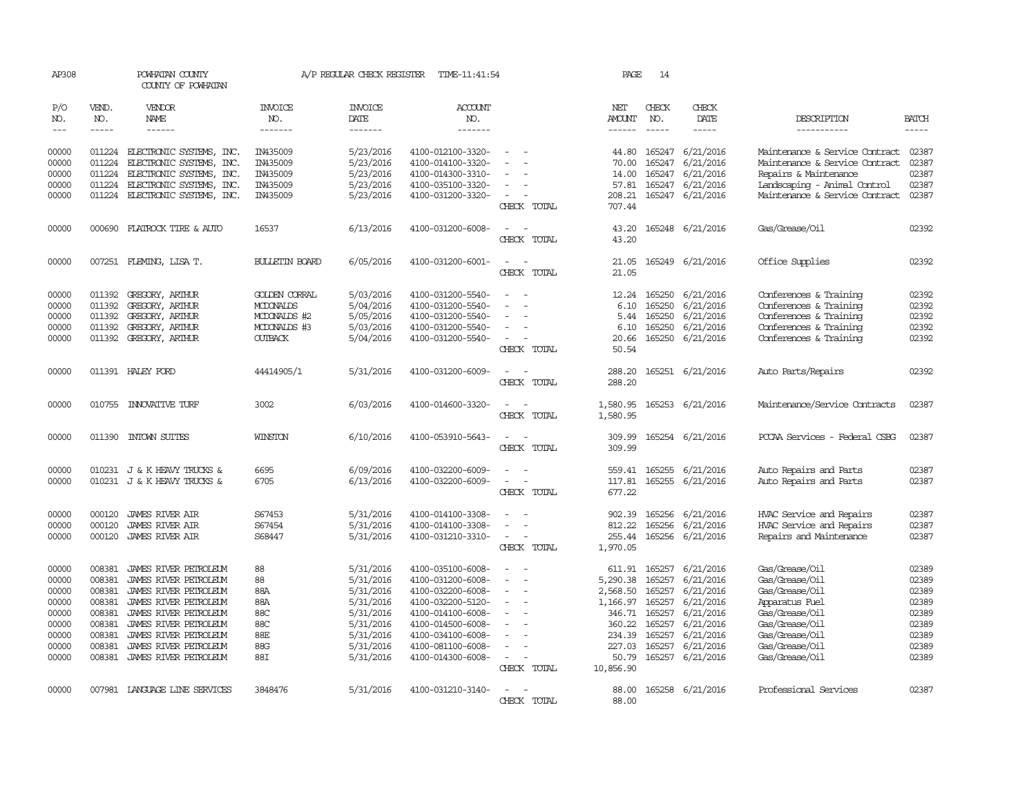AP308 POWHATAN COUNTY A/P REGULAR CHECK REGISTER TIME-11:41:54
COUNTY OF POWHATAN

| P/O NO. | VEND. NO. | VENDOR NAME | INVOICE NO. | INVOICE DATE | ACCOUNT NO. | | NET AMOUNT | CHECK NO. | CHECK DATE | DESCRIPTION | BATCH |
|---|---|---|---|---|---|---|---|---|---|---|---|
| 00000 | 011224 | ELECTRONIC SYSTEMS, INC. | IN435009 | 5/23/2016 | 4100-012100-3320- | - - | 44.80 | 165247 | 6/21/2016 | Maintenance & Service Contract | 02387 |
| 00000 | 011224 | ELECTRONIC SYSTEMS, INC. | IN435009 | 5/23/2016 | 4100-014100-3320- | - - | 70.00 | 165247 | 6/21/2016 | Maintenance & Service Contract | 02387 |
| 00000 | 011224 | ELECTRONIC SYSTEMS, INC. | IN435009 | 5/23/2016 | 4100-014300-3310- | - - | 14.00 | 165247 | 6/21/2016 | Repairs & Maintenance | 02387 |
| 00000 | 011224 | ELECTRONIC SYSTEMS, INC. | IN435009 | 5/23/2016 | 4100-035100-3320- | - - | 57.81 | 165247 | 6/21/2016 | Landscaping - Animal Control | 02387 |
| 00000 | 011224 | ELECTRONIC SYSTEMS, INC. | IN435009 | 5/23/2016 | 4100-031200-3320- | - - | 208.21 | 165247 | 6/21/2016 | Maintenance & Service Contract | 02387 |
| | | | | | | CHECK TOTAL | 707.44 | | | | |
| 00000 | 000690 | FLATROCK TIRE & AUTO | 16537 | 6/13/2016 | 4100-031200-6008- | - - | 43.20 | 165248 | 6/21/2016 | Gas/Grease/Oil | 02392 |
| | | | | | | CHECK TOTAL | 43.20 | | | | |
| 00000 | 007251 | FLEMING, LISA T. | BULLETIN BOARD | 6/05/2016 | 4100-031200-6001- | - - | 21.05 | 165249 | 6/21/2016 | Office Supplies | 02392 |
| | | | | | | CHECK TOTAL | 21.05 | | | | |
| 00000 | 011392 | GREGORY, ARTHUR | GOLDEN CORRAL | 5/03/2016 | 4100-031200-5540- | - - | 12.24 | 165250 | 6/21/2016 | Conferences & Training | 02392 |
| 00000 | 011392 | GREGORY, ARTHUR | MCDONALDS | 5/04/2016 | 4100-031200-5540- | - - | 6.10 | 165250 | 6/21/2016 | Conferences & Training | 02392 |
| 00000 | 011392 | GREGORY, ARTHUR | MCDONALDS #2 | 5/05/2016 | 4100-031200-5540- | - - | 5.44 | 165250 | 6/21/2016 | Conferences & Training | 02392 |
| 00000 | 011392 | GREGORY, ARTHUR | MCDONALDS #3 | 5/03/2016 | 4100-031200-5540- | - - | 6.10 | 165250 | 6/21/2016 | Conferences & Training | 02392 |
| 00000 | 011392 | GREGORY, ARTHUR | OUTBACK | 5/04/2016 | 4100-031200-5540- | - - | 20.66 | 165250 | 6/21/2016 | Conferences & Training | 02392 |
| | | | | | | CHECK TOTAL | 50.54 | | | | |
| 00000 | 011391 | HALEY FORD | 44414905/1 | 5/31/2016 | 4100-031200-6009- | - - | 288.20 | 165251 | 6/21/2016 | Auto Parts/Repairs | 02392 |
| | | | | | | CHECK TOTAL | 288.20 | | | | |
| 00000 | 010755 | INNOVATIVE TURF | 3002 | 6/03/2016 | 4100-014600-3320- | - - | 1,580.95 | 165253 | 6/21/2016 | Maintenance/Service Contracts | 02387 |
| | | | | | | CHECK TOTAL | 1,580.95 | | | | |
| 00000 | 011390 | INTOWN SUITES | WINSTON | 6/10/2016 | 4100-053910-5643- | - - | 309.99 | 165254 | 6/21/2016 | PCCAA Services - Federal CSBG | 02387 |
| | | | | | | CHECK TOTAL | 309.99 | | | | |
| 00000 | 010231 | J & K HEAVY TRUCKS & | 6695 | 6/09/2016 | 4100-032200-6009- | - - | 559.41 | 165255 | 6/21/2016 | Auto Repairs and Parts | 02387 |
| 00000 | 010231 | J & K HEAVY TRUCKS & | 6705 | 6/13/2016 | 4100-032200-6009- | - - | 117.81 | 165255 | 6/21/2016 | Auto Repairs and Parts | 02387 |
| | | | | | | CHECK TOTAL | 677.22 | | | | |
| 00000 | 000120 | JAMES RIVER AIR | S67453 | 5/31/2016 | 4100-014100-3308- | - - | 902.39 | 165256 | 6/21/2016 | HVAC Service and Repairs | 02387 |
| 00000 | 000120 | JAMES RIVER AIR | S67454 | 5/31/2016 | 4100-014100-3308- | - - | 812.22 | 165256 | 6/21/2016 | HVAC Service and Repairs | 02387 |
| 00000 | 000120 | JAMES RIVER AIR | S68447 | 5/31/2016 | 4100-031210-3310- | - - | 255.44 | 165256 | 6/21/2016 | Repairs and Maintenance | 02387 |
| | | | | | | CHECK TOTAL | 1,970.05 | | | | |
| 00000 | 008381 | JAMES RIVER PETROLEUM | 88 | 5/31/2016 | 4100-035100-6008- | - - | 611.91 | 165257 | 6/21/2016 | Gas/Grease/Oil | 02389 |
| 00000 | 008381 | JAMES RIVER PETROLEUM | 88 | 5/31/2016 | 4100-031200-6008- | - - | 5,290.38 | 165257 | 6/21/2016 | Gas/Grease/Oil | 02389 |
| 00000 | 008381 | JAMES RIVER PETROLEUM | 88A | 5/31/2016 | 4100-032200-6008- | - - | 2,568.50 | 165257 | 6/21/2016 | Gas/Grease/Oil | 02389 |
| 00000 | 008381 | JAMES RIVER PETROLEUM | 88A | 5/31/2016 | 4100-032200-5120- | - - | 1,166.97 | 165257 | 6/21/2016 | Apparatus Fuel | 02389 |
| 00000 | 008381 | JAMES RIVER PETROLEUM | 88C | 5/31/2016 | 4100-014100-6008- | - - | 346.71 | 165257 | 6/21/2016 | Gas/Grease/Oil | 02389 |
| 00000 | 008381 | JAMES RIVER PETROLEUM | 88C | 5/31/2016 | 4100-014500-6008- | - - | 360.22 | 165257 | 6/21/2016 | Gas/Grease/Oil | 02389 |
| 00000 | 008381 | JAMES RIVER PETROLEUM | 88E | 5/31/2016 | 4100-034100-6008- | - - | 234.39 | 165257 | 6/21/2016 | Gas/Grease/Oil | 02389 |
| 00000 | 008381 | JAMES RIVER PETROLEUM | 88G | 5/31/2016 | 4100-081100-6008- | - - | 227.03 | 165257 | 6/21/2016 | Gas/Grease/Oil | 02389 |
| 00000 | 008381 | JAMES RIVER PETROLEUM | 88I | 5/31/2016 | 4100-014300-6008- | - - | 50.79 | 165257 | 6/21/2016 | Gas/Grease/Oil | 02389 |
| | | | | | | CHECK TOTAL | 10,856.90 | | | | |
| 00000 | 007981 | LANGUAGE LINE SERVICES | 3848476 | 5/31/2016 | 4100-031210-3140- | - - | 88.00 | 165258 | 6/21/2016 | Professional Services | 02387 |
| | | | | | | CHECK TOTAL | 88.00 | | | | |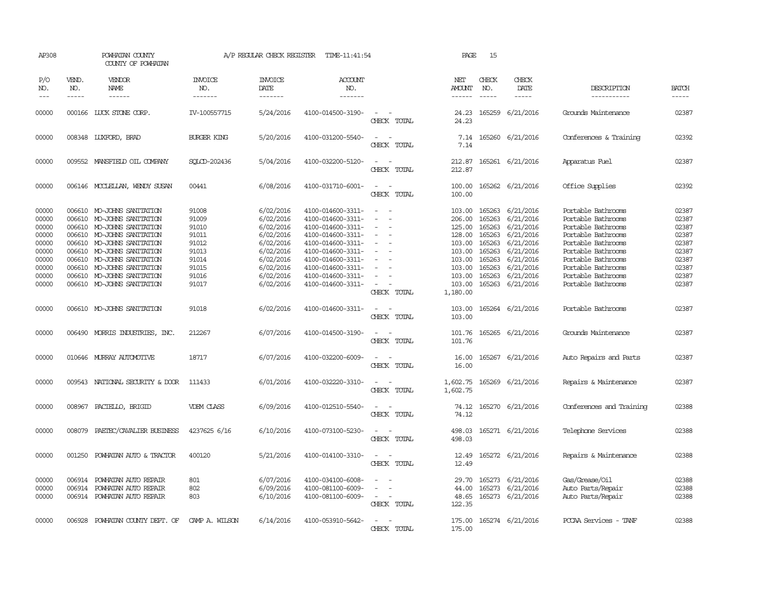AP308 POWHATAN COUNTY A/P REGULAR CHECK REGISTER TIME-11:41:54 PAGE 15

COUNTY OF POWHATAN

| P/O NO. | VEND. NO. | VENDOR NAME | INVOICE NO. | INVOICE DATE | ACCOUNT NO. | | NET AMOUNT | CHECK NO. | CHECK DATE | DESCRIPTION | BATCH |
|---|---|---|---|---|---|---|---|---|---|---|---|
| 00000 | 000166 | LUCK STONE CORP. | IV-100557715 | 5/24/2016 | 4100-014500-3190- | - - | 24.23 | 165259 | 6/21/2016 | Grounds Maintenance | 02387 |
| | | | | | | CHECK TOTAL | 24.23 | | | | |
| 00000 | 008348 | LUXFORD, BRAD | BURGER KING | 5/20/2016 | 4100-031200-5540- | - - | 7.14 | 165260 | 6/21/2016 | Conferences & Training | 02392 |
| | | | | | | CHECK TOTAL | 7.14 | | | | |
| 00000 | 009552 | MANSFIELD OIL COMPANY | SQLCD-202436 | 5/04/2016 | 4100-032200-5120- | - - | 212.87 | 165261 | 6/21/2016 | Apparatus Fuel | 02387 |
| | | | | | | CHECK TOTAL | 212.87 | | | | |
| 00000 | 006146 | MCCLELLAN, WENDY SUSAN | 00441 | 6/08/2016 | 4100-031710-6001- | - - | 100.00 | 165262 | 6/21/2016 | Office Supplies | 02392 |
| | | | | | | CHECK TOTAL | 100.00 | | | | |
| 00000 | 006610 | MO-JOHNS SANITATION | 91008 | 6/02/2016 | 4100-014600-3311- | - - | 103.00 | 165263 | 6/21/2016 | Portable Bathrooms | 02387 |
| 00000 | 006610 | MO-JOHNS SANITATION | 91009 | 6/02/2016 | 4100-014600-3311- | - - | 206.00 | 165263 | 6/21/2016 | Portable Bathrooms | 02387 |
| 00000 | 006610 | MO-JOHNS SANITATION | 91010 | 6/02/2016 | 4100-014600-3311- | - - | 125.00 | 165263 | 6/21/2016 | Portable Bathrooms | 02387 |
| 00000 | 006610 | MO-JOHNS SANITATION | 91011 | 6/02/2016 | 4100-014600-3311- | - - | 128.00 | 165263 | 6/21/2016 | Portable Bathrooms | 02387 |
| 00000 | 006610 | MO-JOHNS SANITATION | 91012 | 6/02/2016 | 4100-014600-3311- | - - | 103.00 | 165263 | 6/21/2016 | Portable Bathrooms | 02387 |
| 00000 | 006610 | MO-JOHNS SANITATION | 91013 | 6/02/2016 | 4100-014600-3311- | - - | 103.00 | 165263 | 6/21/2016 | Portable Bathrooms | 02387 |
| 00000 | 006610 | MO-JOHNS SANITATION | 91014 | 6/02/2016 | 4100-014600-3311- | - - | 103.00 | 165263 | 6/21/2016 | Portable Bathrooms | 02387 |
| 00000 | 006610 | MO-JOHNS SANITATION | 91015 | 6/02/2016 | 4100-014600-3311- | - - | 103.00 | 165263 | 6/21/2016 | Portable Bathrooms | 02387 |
| 00000 | 006610 | MO-JOHNS SANITATION | 91016 | 6/02/2016 | 4100-014600-3311- | - - | 103.00 | 165263 | 6/21/2016 | Portable Bathrooms | 02387 |
| 00000 | 006610 | MO-JOHNS SANITATION | 91017 | 6/02/2016 | 4100-014600-3311- | - - | 103.00 | 165263 | 6/21/2016 | Portable Bathrooms | 02387 |
| | | | | | | CHECK TOTAL | 1,180.00 | | | | |
| 00000 | 006610 | MO-JOHNS SANITATION | 91018 | 6/02/2016 | 4100-014600-3311- | - - | 103.00 | 165264 | 6/21/2016 | Portable Bathrooms | 02387 |
| | | | | | | CHECK TOTAL | 103.00 | | | | |
| 00000 | 006490 | MORRIS INDUSTRIES, INC. | 212267 | 6/07/2016 | 4100-014500-3190- | - - | 101.76 | 165265 | 6/21/2016 | Grounds Maintenance | 02387 |
| | | | | | | CHECK TOTAL | 101.76 | | | | |
| 00000 | 010646 | MURRAY AUTOMOTIVE | 18717 | 6/07/2016 | 4100-032200-6009- | - - | 16.00 | 165267 | 6/21/2016 | Auto Repairs and Parts | 02387 |
| | | | | | | CHECK TOTAL | 16.00 | | | | |
| 00000 | 009543 | NATIONAL SECURITY & DOOR | 111433 | 6/01/2016 | 4100-032220-3310- | - - | 1,602.75 | 165269 | 6/21/2016 | Repairs & Maintenance | 02387 |
| | | | | | | CHECK TOTAL | 1,602.75 | | | | |
| 00000 | 008967 | PACIELLO, BRIGID | VDEM CLASS | 6/09/2016 | 4100-012510-5540- | - - | 74.12 | 165270 | 6/21/2016 | Conferences and Training | 02388 |
| | | | | | | CHECK TOTAL | 74.12 | | | | |
| 00000 | 008079 | PAETEC/CAVALIER BUSINESS | 4237625 6/16 | 6/10/2016 | 4100-073100-5230- | - - | 498.03 | 165271 | 6/21/2016 | Telephone Services | 02388 |
| | | | | | | CHECK TOTAL | 498.03 | | | | |
| 00000 | 001250 | POWHATAN AUTO & TRACTOR | 400120 | 5/21/2016 | 4100-014100-3310- | - - | 12.49 | 165272 | 6/21/2016 | Repairs & Maintenance | 02388 |
| | | | | | | CHECK TOTAL | 12.49 | | | | |
| 00000 | 006914 | POWHATAN AUTO REPAIR | 801 | 6/07/2016 | 4100-034100-6008- | - - | 29.70 | 165273 | 6/21/2016 | Gas/Grease/Oil | 02388 |
| 00000 | 006914 | POWHATAN AUTO REPAIR | 802 | 6/09/2016 | 4100-081100-6009- | - - | 44.00 | 165273 | 6/21/2016 | Auto Parts/Repair | 02388 |
| 00000 | 006914 | POWHATAN AUTO REPAIR | 803 | 6/10/2016 | 4100-081100-6009- | - - | 48.65 | 165273 | 6/21/2016 | Auto Parts/Repair | 02388 |
| | | | | | | CHECK TOTAL | 122.35 | | | | |
| 00000 | 006928 | POWHATAN COUNTY DEPT. OF | CAMP A. WILSON | 6/14/2016 | 4100-053910-5642- | - - | 175.00 | 165274 | 6/21/2016 | PCCAA Services - TANF | 02388 |
| | | | | | | CHECK TOTAL | 175.00 | | | | |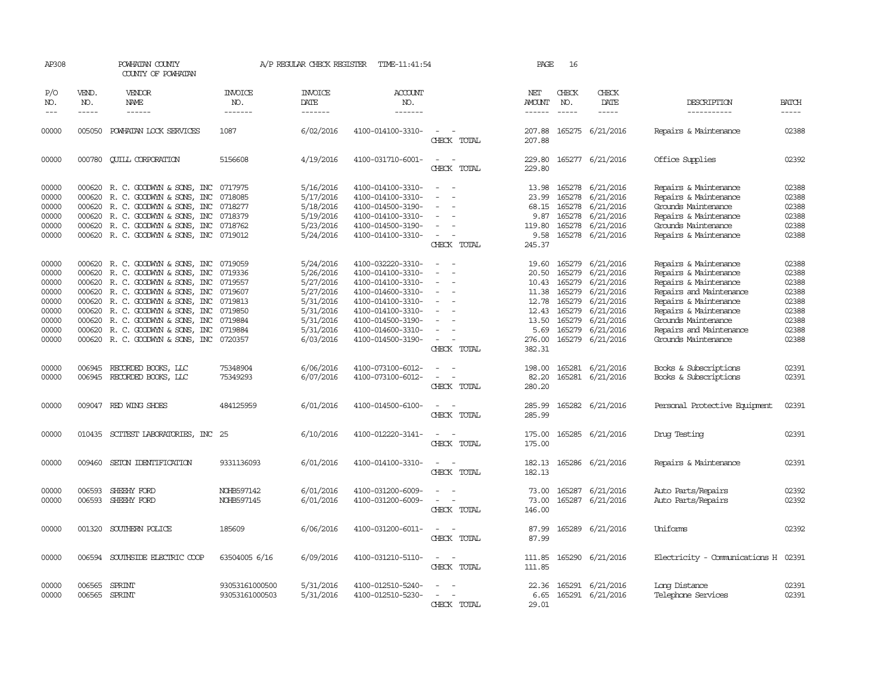AP308 POWHATAN COUNTY A/P REGULAR CHECK REGISTER TIME-11:41:54 PAGE 16

COUNTY OF POWHATAN

| P/O NO. | VEND. NO. | VENDOR NAME | INVOICE NO. | INVOICE DATE | ACCOUNT NO. | | NET AMOUNT | CHECK NO. | CHECK DATE | DESCRIPTION | BATCH |
|---|---|---|---|---|---|---|---|---|---|---|---|
| 00000 | 005050 | POWHATAN LOCK SERVICES | 1087 | 6/02/2016 | 4100-014100-3310- | - - | 207.88 | 165275 | 6/21/2016 | Repairs & Maintenance | 02388 |
| | | | | | | CHECK TOTAL | 207.88 | | | | |
| 00000 | 000780 | QUILL CORPORATION | 5156608 | 4/19/2016 | 4100-031710-6001- | - - | 229.80 | 165277 | 6/21/2016 | Office Supplies | 02392 |
| | | | | | | CHECK TOTAL | 229.80 | | | | |
| 00000 | 000620 | R. C. GOODWYN & SONS, INC | 0717975 | 5/16/2016 | 4100-014100-3310- | - - | 13.98 | 165278 | 6/21/2016 | Repairs & Maintenance | 02388 |
| 00000 | 000620 | R. C. GOODWYN & SONS, INC | 0718085 | 5/17/2016 | 4100-014100-3310- | - - | 23.99 | 165278 | 6/21/2016 | Repairs & Maintenance | 02388 |
| 00000 | 000620 | R. C. GOODWYN & SONS, INC | 0718277 | 5/18/2016 | 4100-014500-3190- | - - | 68.15 | 165278 | 6/21/2016 | Grounds Maintenance | 02388 |
| 00000 | 000620 | R. C. GOODWYN & SONS, INC | 0718379 | 5/19/2016 | 4100-014100-3310- | - - | 9.87 | 165278 | 6/21/2016 | Repairs & Maintenance | 02388 |
| 00000 | 000620 | R. C. GOODWYN & SONS, INC | 0718762 | 5/23/2016 | 4100-014500-3190- | - - | 119.80 | 165278 | 6/21/2016 | Grounds Maintenance | 02388 |
| 00000 | 000620 | R. C. GOODWYN & SONS, INC | 0719012 | 5/24/2016 | 4100-014100-3310- | - - | 9.58 | 165278 | 6/21/2016 | Repairs & Maintenance | 02388 |
| | | | | | | CHECK TOTAL | 245.37 | | | | |
| 00000 | 000620 | R. C. GOODWYN & SONS, INC | 0719059 | 5/24/2016 | 4100-032220-3310- | - - | 19.60 | 165279 | 6/21/2016 | Repairs & Maintenance | 02388 |
| 00000 | 000620 | R. C. GOODWYN & SONS, INC | 0719336 | 5/26/2016 | 4100-014100-3310- | - - | 20.50 | 165279 | 6/21/2016 | Repairs & Maintenance | 02388 |
| 00000 | 000620 | R. C. GOODWYN & SONS, INC | 0719557 | 5/27/2016 | 4100-014100-3310- | - - | 10.43 | 165279 | 6/21/2016 | Repairs & Maintenance | 02388 |
| 00000 | 000620 | R. C. GOODWYN & SONS, INC | 0719607 | 5/27/2016 | 4100-014600-3310- | - - | 11.38 | 165279 | 6/21/2016 | Repairs and Maintenance | 02388 |
| 00000 | 000620 | R. C. GOODWYN & SONS, INC | 0719813 | 5/31/2016 | 4100-014100-3310- | - - | 12.78 | 165279 | 6/21/2016 | Repairs & Maintenance | 02388 |
| 00000 | 000620 | R. C. GOODWYN & SONS, INC | 0719850 | 5/31/2016 | 4100-014100-3310- | - - | 12.43 | 165279 | 6/21/2016 | Repairs & Maintenance | 02388 |
| 00000 | 000620 | R. C. GOODWYN & SONS, INC | 0719884 | 5/31/2016 | 4100-014500-3190- | - - | 13.50 | 165279 | 6/21/2016 | Grounds Maintenance | 02388 |
| 00000 | 000620 | R. C. GOODWYN & SONS, INC | 0719884 | 5/31/2016 | 4100-014600-3310- | - - | 5.69 | 165279 | 6/21/2016 | Repairs and Maintenance | 02388 |
| 00000 | 000620 | R. C. GOODWYN & SONS, INC | 0720357 | 6/03/2016 | 4100-014500-3190- | - - | 276.00 | 165279 | 6/21/2016 | Grounds Maintenance | 02388 |
| | | | | | | CHECK TOTAL | 382.31 | | | | |
| 00000 | 006945 | RECORDED BOOKS, LLC | 75348904 | 6/06/2016 | 4100-073100-6012- | - - | 198.00 | 165281 | 6/21/2016 | Books & Subscriptions | 02391 |
| 00000 | 006945 | RECORDED BOOKS, LLC | 75349293 | 6/07/2016 | 4100-073100-6012- | - - | 82.20 | 165281 | 6/21/2016 | Books & Subscriptions | 02391 |
| | | | | | | CHECK TOTAL | 280.20 | | | | |
| 00000 | 009047 | RED WING SHOES | 484125959 | 6/01/2016 | 4100-014500-6100- | - - | 285.99 | 165282 | 6/21/2016 | Personal Protective Equipment | 02391 |
| | | | | | | CHECK TOTAL | 285.99 | | | | |
| 00000 | 010435 | SCITEST LABORATORIES, INC | 25 | 6/10/2016 | 4100-012220-3141- | - - | 175.00 | 165285 | 6/21/2016 | Drug Testing | 02391 |
| | | | | | | CHECK TOTAL | 175.00 | | | | |
| 00000 | 009460 | SETON IDENTIFICATION | 9331136093 | 6/01/2016 | 4100-014100-3310- | - - | 182.13 | 165286 | 6/21/2016 | Repairs & Maintenance | 02391 |
| | | | | | | CHECK TOTAL | 182.13 | | | | |
| 00000 | 006593 | SHEEHY FORD | NOHB597142 | 6/01/2016 | 4100-031200-6009- | - - | 73.00 | 165287 | 6/21/2016 | Auto Parts/Repairs | 02392 |
| 00000 | 006593 | SHEEHY FORD | NOHB597145 | 6/01/2016 | 4100-031200-6009- | - - | 73.00 | 165287 | 6/21/2016 | Auto Parts/Repairs | 02392 |
| | | | | | | CHECK TOTAL | 146.00 | | | | |
| 00000 | 001320 | SOUTHERN POLICE | 185609 | 6/06/2016 | 4100-031200-6011- | - - | 87.99 | 165289 | 6/21/2016 | Uniforms | 02392 |
| | | | | | | CHECK TOTAL | 87.99 | | | | |
| 00000 | 006594 | SOUTHSIDE ELECTRIC COOP | 63504005 6/16 | 6/09/2016 | 4100-031210-5110- | - - | 111.85 | 165290 | 6/21/2016 | Electricity - Communications H | 02391 |
| | | | | | | CHECK TOTAL | 111.85 | | | | |
| 00000 | 006565 | SPRINT | 93053161000500 | 5/31/2016 | 4100-012510-5240- | - - | 22.36 | 165291 | 6/21/2016 | Long Distance | 02391 |
| 00000 | 006565 | SPRINT | 93053161000503 | 5/31/2016 | 4100-012510-5230- | - - | 6.65 | 165291 | 6/21/2016 | Telephone Services | 02391 |
| | | | | | | CHECK TOTAL | 29.01 | | | | |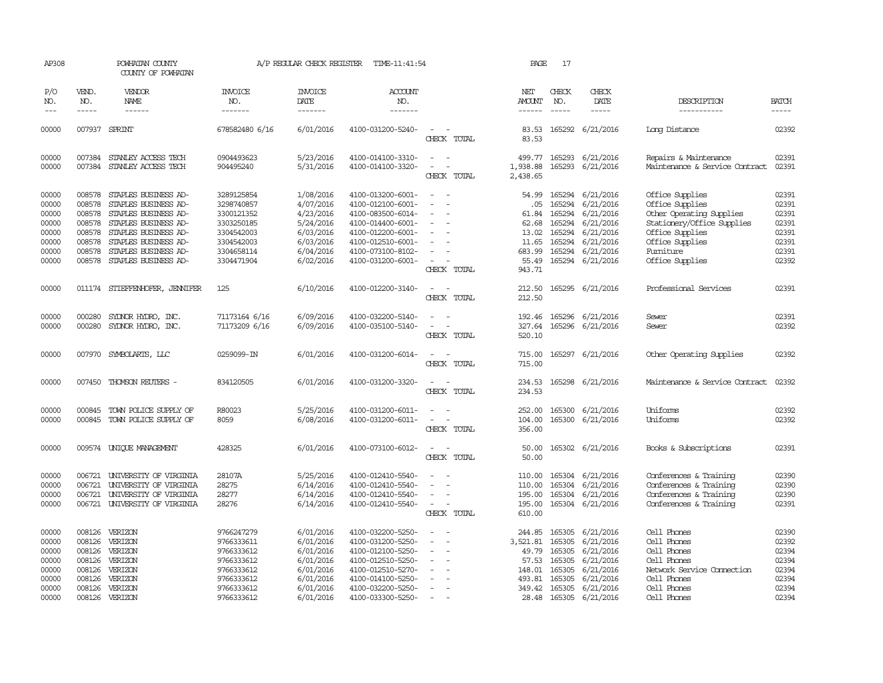AP308 POWHATAN COUNTY A/P REGULAR CHECK REGISTER TIME-11:41:54

COUNTY OF POWHATAN

| P/O NO. | VEND. NO. | VENDOR NAME | INVOICE NO. | INVOICE DATE | ACCOUNT NO. | | NET AMOUNT | CHECK NO. | CHECK DATE | DESCRIPTION | BATCH |
|---|---|---|---|---|---|---|---|---|---|---|---|
| 00000 | 007937 | SPRINT | 678582480 6/16 | 6/01/2016 | 4100-031200-5240- | - - | 83.53 | 165292 | 6/21/2016 | Long Distance | 02392 |
| | | | | | | CHECK TOTAL | 83.53 | | | | |
| 00000 | 007384 | STANLEY ACCESS TECH | 0904493623 | 5/23/2016 | 4100-014100-3310- | - - | 499.77 | 165293 | 6/21/2016 | Repairs & Maintenance | 02391 |
| 00000 | 007384 | STANLEY ACCESS TECH | 904495240 | 5/31/2016 | 4100-014100-3320- | - - | 1,938.88 | 165293 | 6/21/2016 | Maintenance & Service Contract | 02391 |
| | | | | | | CHECK TOTAL | 2,438.65 | | | | |
| 00000 | 008578 | STAPLES BUSINESS AD- | 3289125854 | 1/08/2016 | 4100-013200-6001- | - - | 54.99 | 165294 | 6/21/2016 | Office Supplies | 02391 |
| 00000 | 008578 | STAPLES BUSINESS AD- | 3298740857 | 4/07/2016 | 4100-012100-6001- | - - | .05 | 165294 | 6/21/2016 | Office Supplies | 02391 |
| 00000 | 008578 | STAPLES BUSINESS AD- | 3300121352 | 4/23/2016 | 4100-083500-6014- | - - | 61.84 | 165294 | 6/21/2016 | Other Operating Supplies | 02391 |
| 00000 | 008578 | STAPLES BUSINESS AD- | 3303250185 | 5/24/2016 | 4100-014400-6001- | - - | 62.68 | 165294 | 6/21/2016 | Stationery/Office Supplies | 02391 |
| 00000 | 008578 | STAPLES BUSINESS AD- | 3304542003 | 6/03/2016 | 4100-012200-6001- | - - | 13.02 | 165294 | 6/21/2016 | Office Supplies | 02391 |
| 00000 | 008578 | STAPLES BUSINESS AD- | 3304542003 | 6/03/2016 | 4100-012510-6001- | - - | 11.65 | 165294 | 6/21/2016 | Office Supplies | 02391 |
| 00000 | 008578 | STAPLES BUSINESS AD- | 3304658114 | 6/04/2016 | 4100-073100-8102- | - - | 683.99 | 165294 | 6/21/2016 | Furniture | 02391 |
| 00000 | 008578 | STAPLES BUSINESS AD- | 3304471904 | 6/02/2016 | 4100-031200-6001- | - - | 55.49 | 165294 | 6/21/2016 | Office Supplies | 02392 |
| | | | | | | CHECK TOTAL | 943.71 | | | | |
| 00000 | 011174 | STIEFFENHOFER, JENNIFER | 125 | 6/10/2016 | 4100-012200-3140- | - - | 212.50 | 165295 | 6/21/2016 | Professional Services | 02391 |
| | | | | | | CHECK TOTAL | 212.50 | | | | |
| 00000 | 000280 | SYDNOR HYDRO, INC. | 71173164 6/16 | 6/09/2016 | 4100-032200-5140- | - - | 192.46 | 165296 | 6/21/2016 | Sewer | 02391 |
| 00000 | 000280 | SYDNOR HYDRO, INC. | 71173209 6/16 | 6/09/2016 | 4100-035100-5140- | - - | 327.64 | 165296 | 6/21/2016 | Sewer | 02392 |
| | | | | | | CHECK TOTAL | 520.10 | | | | |
| 00000 | 007970 | SYMBOLARTS, LLC | 0259099-IN | 6/01/2016 | 4100-031200-6014- | - - | 715.00 | 165297 | 6/21/2016 | Other Operating Supplies | 02392 |
| | | | | | | CHECK TOTAL | 715.00 | | | | |
| 00000 | 007450 | THOMSON REUTERS - | 834120505 | 6/01/2016 | 4100-031200-3320- | - - | 234.53 | 165298 | 6/21/2016 | Maintenance & Service Contract | 02392 |
| | | | | | | CHECK TOTAL | 234.53 | | | | |
| 00000 | 000845 | TOWN POLICE SUPPLY OF | R80023 | 5/25/2016 | 4100-031200-6011- | - - | 252.00 | 165300 | 6/21/2016 | Uniforms | 02392 |
| 00000 | 000845 | TOWN POLICE SUPPLY OF | 8059 | 6/08/2016 | 4100-031200-6011- | - - | 104.00 | 165300 | 6/21/2016 | Uniforms | 02392 |
| | | | | | | CHECK TOTAL | 356.00 | | | | |
| 00000 | 009574 | UNIQUE MANAGEMENT | 428325 | 6/01/2016 | 4100-073100-6012- | - - | 50.00 | 165302 | 6/21/2016 | Books & Subscriptions | 02391 |
| | | | | | | CHECK TOTAL | 50.00 | | | | |
| 00000 | 006721 | UNIVERSITY OF VIRGINIA | 28107A | 5/25/2016 | 4100-012410-5540- | - - | 110.00 | 165304 | 6/21/2016 | Conferences & Training | 02390 |
| 00000 | 006721 | UNIVERSITY OF VIRGINIA | 28275 | 6/14/2016 | 4100-012410-5540- | - - | 110.00 | 165304 | 6/21/2016 | Conferences & Training | 02390 |
| 00000 | 006721 | UNIVERSITY OF VIRGINIA | 28277 | 6/14/2016 | 4100-012410-5540- | - - | 195.00 | 165304 | 6/21/2016 | Conferences & Training | 02390 |
| 00000 | 006721 | UNIVERSITY OF VIRGINIA | 28276 | 6/14/2016 | 4100-012410-5540- | - - | 195.00 | 165304 | 6/21/2016 | Conferences & Training | 02391 |
| | | | | | | CHECK TOTAL | 610.00 | | | | |
| 00000 | 008126 | VERIZON | 9766247279 | 6/01/2016 | 4100-032200-5250- | - - | 244.85 | 165305 | 6/21/2016 | Cell Phones | 02390 |
| 00000 | 008126 | VERIZON | 9766333611 | 6/01/2016 | 4100-031200-5250- | - - | 3,521.81 | 165305 | 6/21/2016 | Cell Phones | 02392 |
| 00000 | 008126 | VERIZON | 9766333612 | 6/01/2016 | 4100-012100-5250- | - - | 49.79 | 165305 | 6/21/2016 | Cell Phones | 02394 |
| 00000 | 008126 | VERIZON | 9766333612 | 6/01/2016 | 4100-012510-5250- | - - | 57.53 | 165305 | 6/21/2016 | Cell Phones | 02394 |
| 00000 | 008126 | VERIZON | 9766333612 | 6/01/2016 | 4100-012510-5270- | - - | 148.01 | 165305 | 6/21/2016 | Network Service Connection | 02394 |
| 00000 | 008126 | VERIZON | 9766333612 | 6/01/2016 | 4100-014100-5250- | - - | 493.81 | 165305 | 6/21/2016 | Cell Phones | 02394 |
| 00000 | 008126 | VERIZON | 9766333612 | 6/01/2016 | 4100-032200-5250- | - - | 349.42 | 165305 | 6/21/2016 | Cell Phones | 02394 |
| 00000 | 008126 | VERIZON | 9766333612 | 6/01/2016 | 4100-033300-5250- | - - | 28.48 | 165305 | 6/21/2016 | Cell Phones | 02394 |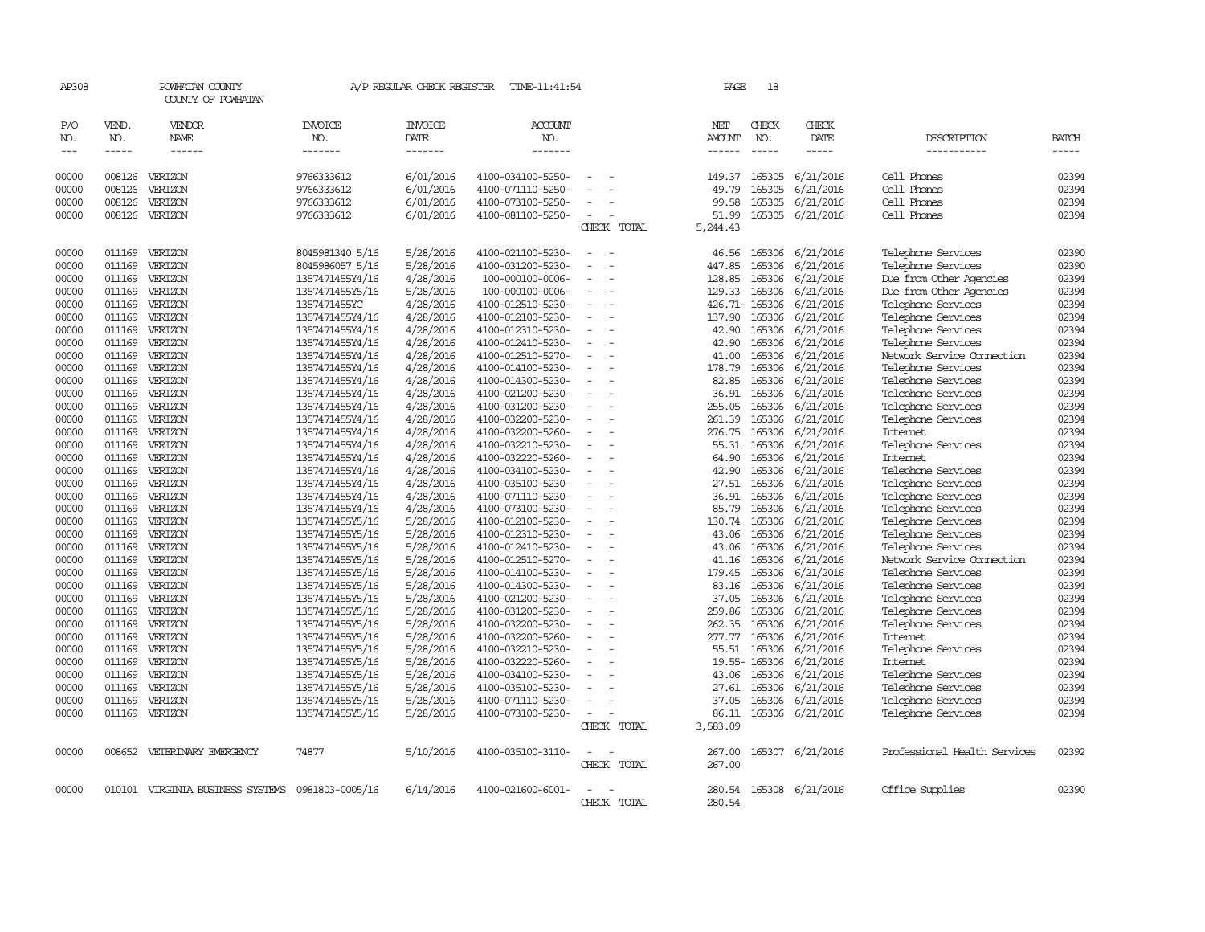AP308 POWHATAN COUNTY A/P REGULAR CHECK REGISTER TIME-11:41:54 PAGE 18

COUNTY OF POWHATAN

| P/O NO. | VEND. NO. | VENDOR NAME | INVOICE NO. | INVOICE DATE | ACCOUNT NO. | | NET AMOUNT | CHECK NO. | CHECK DATE | DESCRIPTION | BATCH |
|---|---|---|---|---|---|---|---|---|---|---|---|
| --- | ----- | ------ | ------- | ------- | ------- | | ------ | ----- | ----- | ----------- | ----- |
| 00000 | 008126 | VERIZON | 9766333612 | 6/01/2016 | 4100-034100-5250- | - - | 149.37 | 165305 | 6/21/2016 | Cell Phones | 02394 |
| 00000 | 008126 | VERIZON | 9766333612 | 6/01/2016 | 4100-071110-5250- | - - | 49.79 | 165305 | 6/21/2016 | Cell Phones | 02394 |
| 00000 | 008126 | VERIZON | 9766333612 | 6/01/2016 | 4100-073100-5250- | - - | 99.58 | 165305 | 6/21/2016 | Cell Phones | 02394 |
| 00000 | 008126 | VERIZON | 9766333612 | 6/01/2016 | 4100-081100-5250- | - - | 51.99 | 165305 | 6/21/2016 | Cell Phones | 02394 |
| | | | | | | CHECK TOTAL | 5,244.43 | | | | |
| 00000 | 011169 | VERIZON | 8045981340 5/16 | 5/28/2016 | 4100-021100-5230- | - - | 46.56 | 165306 | 6/21/2016 | Telephone Services | 02390 |
| 00000 | 011169 | VERIZON | 8045986057 5/16 | 5/28/2016 | 4100-031200-5230- | - - | 447.85 | 165306 | 6/21/2016 | Telephone Services | 02390 |
| 00000 | 011169 | VERIZON | 1357471455Y4/16 | 4/28/2016 | 100-000100-0006- | - - | 128.85 | 165306 | 6/21/2016 | Due from Other Agencies | 02394 |
| 00000 | 011169 | VERIZON | 1357471455Y5/16 | 5/28/2016 | 100-000100-0006- | - - | 129.33 | 165306 | 6/21/2016 | Due from Other Agencies | 02394 |
| 00000 | 011169 | VERIZON | 1357471455YC | 4/28/2016 | 4100-012510-5230- | - - | 426.71- | 165306 | 6/21/2016 | Telephone Services | 02394 |
| 00000 | 011169 | VERIZON | 1357471455Y4/16 | 4/28/2016 | 4100-012100-5230- | - - | 137.90 | 165306 | 6/21/2016 | Telephone Services | 02394 |
| 00000 | 011169 | VERIZON | 1357471455Y4/16 | 4/28/2016 | 4100-012310-5230- | - - | 42.90 | 165306 | 6/21/2016 | Telephone Services | 02394 |
| 00000 | 011169 | VERIZON | 1357471455Y4/16 | 4/28/2016 | 4100-012410-5230- | - - | 42.90 | 165306 | 6/21/2016 | Telephone Services | 02394 |
| 00000 | 011169 | VERIZON | 1357471455Y4/16 | 4/28/2016 | 4100-012510-5270- | - - | 41.00 | 165306 | 6/21/2016 | Network Service Connection | 02394 |
| 00000 | 011169 | VERIZON | 1357471455Y4/16 | 4/28/2016 | 4100-014100-5230- | - - | 178.79 | 165306 | 6/21/2016 | Telephone Services | 02394 |
| 00000 | 011169 | VERIZON | 1357471455Y4/16 | 4/28/2016 | 4100-014300-5230- | - - | 82.85 | 165306 | 6/21/2016 | Telephone Services | 02394 |
| 00000 | 011169 | VERIZON | 1357471455Y4/16 | 4/28/2016 | 4100-021200-5230- | - - | 36.91 | 165306 | 6/21/2016 | Telephone Services | 02394 |
| 00000 | 011169 | VERIZON | 1357471455Y4/16 | 4/28/2016 | 4100-031200-5230- | - - | 255.05 | 165306 | 6/21/2016 | Telephone Services | 02394 |
| 00000 | 011169 | VERIZON | 1357471455Y4/16 | 4/28/2016 | 4100-032200-5230- | - - | 261.39 | 165306 | 6/21/2016 | Telephone Services | 02394 |
| 00000 | 011169 | VERIZON | 1357471455Y4/16 | 4/28/2016 | 4100-032200-5260- | - - | 276.75 | 165306 | 6/21/2016 | Internet | 02394 |
| 00000 | 011169 | VERIZON | 1357471455Y4/16 | 4/28/2016 | 4100-032210-5230- | - - | 55.31 | 165306 | 6/21/2016 | Telephone Services | 02394 |
| 00000 | 011169 | VERIZON | 1357471455Y4/16 | 4/28/2016 | 4100-032220-5260- | - - | 64.90 | 165306 | 6/21/2016 | Internet | 02394 |
| 00000 | 011169 | VERIZON | 1357471455Y4/16 | 4/28/2016 | 4100-034100-5230- | - - | 42.90 | 165306 | 6/21/2016 | Telephone Services | 02394 |
| 00000 | 011169 | VERIZON | 1357471455Y4/16 | 4/28/2016 | 4100-035100-5230- | - - | 27.51 | 165306 | 6/21/2016 | Telephone Services | 02394 |
| 00000 | 011169 | VERIZON | 1357471455Y4/16 | 4/28/2016 | 4100-071110-5230- | - - | 36.91 | 165306 | 6/21/2016 | Telephone Services | 02394 |
| 00000 | 011169 | VERIZON | 1357471455Y4/16 | 4/28/2016 | 4100-073100-5230- | - - | 85.79 | 165306 | 6/21/2016 | Telephone Services | 02394 |
| 00000 | 011169 | VERIZON | 1357471455Y5/16 | 5/28/2016 | 4100-012100-5230- | - - | 130.74 | 165306 | 6/21/2016 | Telephone Services | 02394 |
| 00000 | 011169 | VERIZON | 1357471455Y5/16 | 5/28/2016 | 4100-012310-5230- | - - | 43.06 | 165306 | 6/21/2016 | Telephone Services | 02394 |
| 00000 | 011169 | VERIZON | 1357471455Y5/16 | 5/28/2016 | 4100-012410-5230- | - - | 43.06 | 165306 | 6/21/2016 | Telephone Services | 02394 |
| 00000 | 011169 | VERIZON | 1357471455Y5/16 | 5/28/2016 | 4100-012510-5270- | - - | 41.16 | 165306 | 6/21/2016 | Network Service Connection | 02394 |
| 00000 | 011169 | VERIZON | 1357471455Y5/16 | 5/28/2016 | 4100-014100-5230- | - - | 179.45 | 165306 | 6/21/2016 | Telephone Services | 02394 |
| 00000 | 011169 | VERIZON | 1357471455Y5/16 | 5/28/2016 | 4100-014300-5230- | - - | 83.16 | 165306 | 6/21/2016 | Telephone Services | 02394 |
| 00000 | 011169 | VERIZON | 1357471455Y5/16 | 5/28/2016 | 4100-021200-5230- | - - | 37.05 | 165306 | 6/21/2016 | Telephone Services | 02394 |
| 00000 | 011169 | VERIZON | 1357471455Y5/16 | 5/28/2016 | 4100-031200-5230- | - - | 259.86 | 165306 | 6/21/2016 | Telephone Services | 02394 |
| 00000 | 011169 | VERIZON | 1357471455Y5/16 | 5/28/2016 | 4100-032200-5230- | - - | 262.35 | 165306 | 6/21/2016 | Telephone Services | 02394 |
| 00000 | 011169 | VERIZON | 1357471455Y5/16 | 5/28/2016 | 4100-032200-5260- | - - | 277.77 | 165306 | 6/21/2016 | Internet | 02394 |
| 00000 | 011169 | VERIZON | 1357471455Y5/16 | 5/28/2016 | 4100-032210-5230- | - - | 55.51 | 165306 | 6/21/2016 | Telephone Services | 02394 |
| 00000 | 011169 | VERIZON | 1357471455Y5/16 | 5/28/2016 | 4100-032220-5260- | - - | 19.55- | 165306 | 6/21/2016 | Internet | 02394 |
| 00000 | 011169 | VERIZON | 1357471455Y5/16 | 5/28/2016 | 4100-034100-5230- | - - | 43.06 | 165306 | 6/21/2016 | Telephone Services | 02394 |
| 00000 | 011169 | VERIZON | 1357471455Y5/16 | 5/28/2016 | 4100-035100-5230- | - - | 27.61 | 165306 | 6/21/2016 | Telephone Services | 02394 |
| 00000 | 011169 | VERIZON | 1357471455Y5/16 | 5/28/2016 | 4100-071110-5230- | - - | 37.05 | 165306 | 6/21/2016 | Telephone Services | 02394 |
| 00000 | 011169 | VERIZON | 1357471455Y5/16 | 5/28/2016 | 4100-073100-5230- | - - | 86.11 | 165306 | 6/21/2016 | Telephone Services | 02394 |
| | | | | | | CHECK TOTAL | 3,583.09 | | | | |
| 00000 | 008652 | VETERINARY EMERGENCY | 74877 | 5/10/2016 | 4100-035100-3110- | - - | 267.00 | 165307 | 6/21/2016 | Professional Health Services | 02392 |
| | | | | | | CHECK TOTAL | 267.00 | | | | |
| 00000 | 010101 | VIRGINIA BUSINESS SYSTEMS | 0981803-0005/16 | 6/14/2016 | 4100-021600-6001- | - - | 280.54 | 165308 | 6/21/2016 | Office Supplies | 02390 |
| | | | | | | CHECK TOTAL | 280.54 | | | | |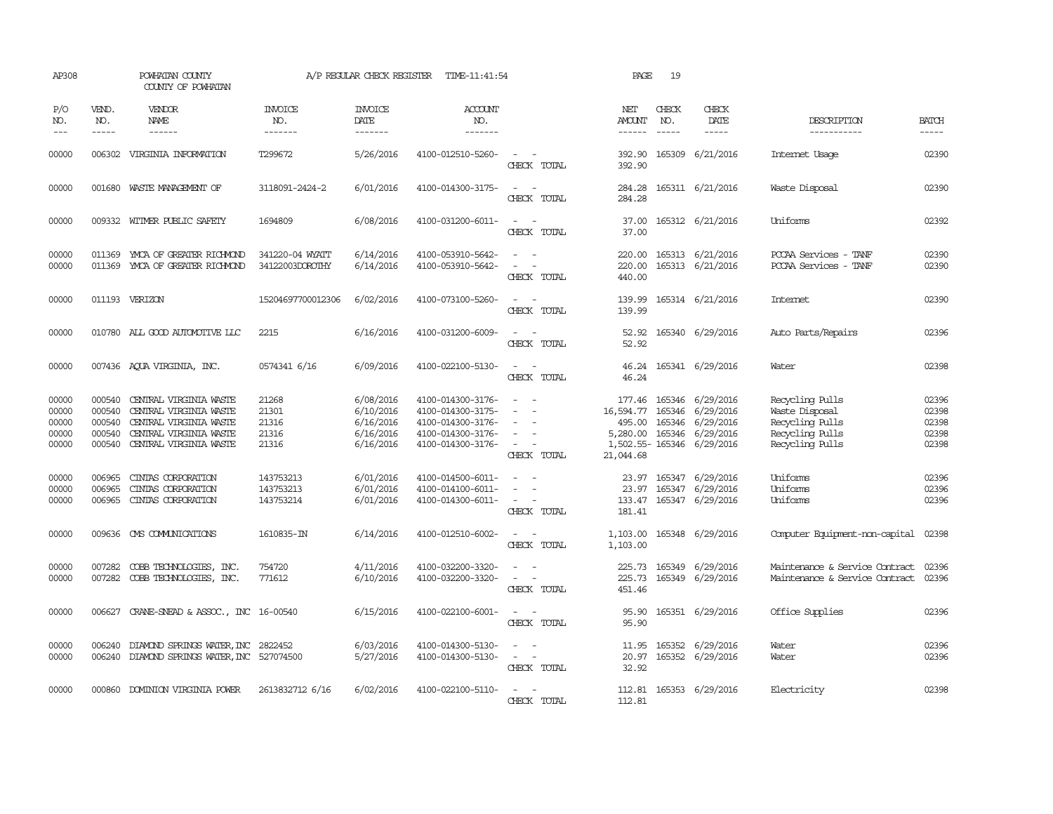AP308 POWHATAN COUNTY COUNTY OF POWHATAN A/P REGULAR CHECK REGISTER TIME-11:41:54

| P/O NO. | VEND. NO. | VENDOR NAME | INVOICE NO. | INVOICE DATE | ACCOUNT NO. | | NET AMOUNT | CHECK NO. | CHECK DATE | DESCRIPTION | BATCH |
|---|---|---|---|---|---|---|---|---|---|---|---|
| 00000 | 006302 | VIRGINIA INFORMATION | T299672 | 5/26/2016 | 4100-012510-5260- | - - | 392.90 | 165309 | 6/21/2016 | Internet Usage | 02390 |
| | | | | | | CHECK TOTAL | 392.90 | | | | |
| 00000 | 001680 | WASTE MANAGEMENT OF | 3118091-2424-2 | 6/01/2016 | 4100-014300-3175- | - - | 284.28 | 165311 | 6/21/2016 | Waste Disposal | 02390 |
| | | | | | | CHECK TOTAL | 284.28 | | | | |
| 00000 | 009332 | WITMER PUBLIC SAFETY | 1694809 | 6/08/2016 | 4100-031200-6011- | - - | 37.00 | 165312 | 6/21/2016 | Uniforms | 02392 |
| | | | | | | CHECK TOTAL | 37.00 | | | | |
| 00000 | 011369 | YMCA OF GREATER RICHMOND | 341220-04 WYATT | 6/14/2016 | 4100-053910-5642- | - - | 220.00 | 165313 | 6/21/2016 | PCCAA Services - TANF | 02390 |
| 00000 | 011369 | YMCA OF GREATER RICHMOND | 34122003DOROTHY | 6/14/2016 | 4100-053910-5642- | - - | 220.00 | 165313 | 6/21/2016 | PCCAA Services - TANF | 02390 |
| | | | | | | CHECK TOTAL | 440.00 | | | | |
| 00000 | 011193 | VERIZON | 15204697700012306 | 6/02/2016 | 4100-073100-5260- | - - | 139.99 | 165314 | 6/21/2016 | Internet | 02390 |
| | | | | | | CHECK TOTAL | 139.99 | | | | |
| 00000 | 010780 | ALL GOOD AUTOMOTIVE LLC | 2215 | 6/16/2016 | 4100-031200-6009- | - - | 52.92 | 165340 | 6/29/2016 | Auto Parts/Repairs | 02396 |
| | | | | | | CHECK TOTAL | 52.92 | | | | |
| 00000 | 007436 | AQUA VIRGINIA, INC. | 0574341 6/16 | 6/09/2016 | 4100-022100-5130- | - - | 46.24 | 165341 | 6/29/2016 | Water | 02398 |
| | | | | | | CHECK TOTAL | 46.24 | | | | |
| 00000 | 000540 | CENTRAL VIRGINIA WASTE | 21268 | 6/08/2016 | 4100-014300-3176- | - - | 177.46 | 165346 | 6/29/2016 | Recycling Pulls | 02396 |
| 00000 | 000540 | CENTRAL VIRGINIA WASTE | 21301 | 6/10/2016 | 4100-014300-3175- | - - | 16,594.77 | 165346 | 6/29/2016 | Waste Disposal | 02398 |
| 00000 | 000540 | CENTRAL VIRGINIA WASTE | 21316 | 6/16/2016 | 4100-014300-3176- | - - | 495.00 | 165346 | 6/29/2016 | Recycling Pulls | 02398 |
| 00000 | 000540 | CENTRAL VIRGINIA WASTE | 21316 | 6/16/2016 | 4100-014300-3176- | - - | 5,280.00 | 165346 | 6/29/2016 | Recycling Pulls | 02398 |
| 00000 | 000540 | CENTRAL VIRGINIA WASTE | 21316 | 6/16/2016 | 4100-014300-3176- | - - | 1,502.55- | 165346 | 6/29/2016 | Recycling Pulls | 02398 |
| | | | | | | CHECK TOTAL | 21,044.68 | | | | |
| 00000 | 006965 | CINTAS CORPORATION | 143753213 | 6/01/2016 | 4100-014500-6011- | - - | 23.97 | 165347 | 6/29/2016 | Uniforms | 02396 |
| 00000 | 006965 | CINTAS CORPORATION | 143753213 | 6/01/2016 | 4100-014100-6011- | - - | 23.97 | 165347 | 6/29/2016 | Uniforms | 02396 |
| 00000 | 006965 | CINTAS CORPORATION | 143753214 | 6/01/2016 | 4100-014300-6011- | - - | 133.47 | 165347 | 6/29/2016 | Uniforms | 02396 |
| | | | | | | CHECK TOTAL | 181.41 | | | | |
| 00000 | 009636 | CMS COMMUNICATIONS | 1610835-IN | 6/14/2016 | 4100-012510-6002- | - - | 1,103.00 | 165348 | 6/29/2016 | Computer Equipment-non-capital | 02398 |
| | | | | | | CHECK TOTAL | 1,103.00 | | | | |
| 00000 | 007282 | COBB TECHNOLOGIES, INC. | 754720 | 4/11/2016 | 4100-032200-3320- | - - | 225.73 | 165349 | 6/29/2016 | Maintenance & Service Contract | 02396 |
| 00000 | 007282 | COBB TECHNOLOGIES, INC. | 771612 | 6/10/2016 | 4100-032200-3320- | - - | 225.73 | 165349 | 6/29/2016 | Maintenance & Service Contract | 02396 |
| | | | | | | CHECK TOTAL | 451.46 | | | | |
| 00000 | 006627 | CRANE-SNEAD & ASSOC., INC | 16-00540 | 6/15/2016 | 4100-022100-6001- | - - | 95.90 | 165351 | 6/29/2016 | Office Supplies | 02396 |
| | | | | | | CHECK TOTAL | 95.90 | | | | |
| 00000 | 006240 | DIAMOND SPRINGS WATER,INC | 2822452 | 6/03/2016 | 4100-014300-5130- | - - | 11.95 | 165352 | 6/29/2016 | Water | 02396 |
| 00000 | 006240 | DIAMOND SPRINGS WATER,INC | 527074500 | 5/27/2016 | 4100-014300-5130- | - - | 20.97 | 165352 | 6/29/2016 | Water | 02396 |
| | | | | | | CHECK TOTAL | 32.92 | | | | |
| 00000 | 000860 | DOMINION VIRGINIA POWER | 2613832712 6/16 | 6/02/2016 | 4100-022100-5110- | - - | 112.81 | 165353 | 6/29/2016 | Electricity | 02398 |
| | | | | | | CHECK TOTAL | 112.81 | | | | |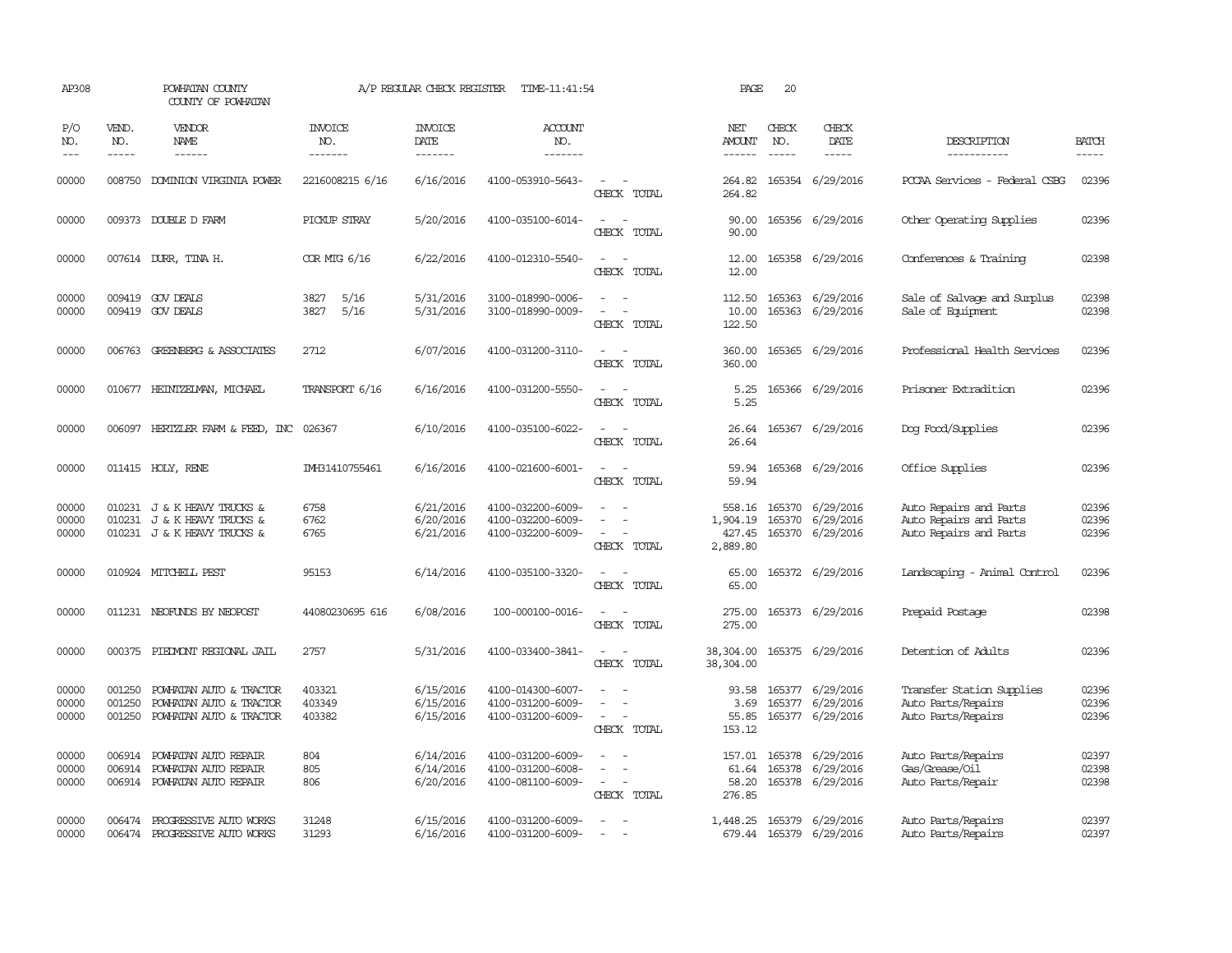AP308 POWHATAN COUNTY A/P REGULAR CHECK REGISTER TIME-11:41:54 PAGE 20
COUNTY OF POWHATAN

| P/O NO. | VEND. NO. | VENDOR NAME | INVOICE NO. | INVOICE DATE | ACCOUNT NO. | | NET AMOUNT | CHECK NO. | CHECK DATE | DESCRIPTION | BATCH |
|---|---|---|---|---|---|---|---|---|---|---|---|
| 00000 | 008750 | DOMINION VIRGINIA POWER | 2216008215 6/16 | 6/16/2016 | 4100-053910-5643- | - - | 264.82 | 165354 | 6/29/2016 | PCCAA Services - Federal CSBG | 02396 |
| | | | | | | CHECK TOTAL | 264.82 | | | | |
| 00000 | 009373 | DOUBLE D FARM | PICKUP STRAY | 5/20/2016 | 4100-035100-6014- | - - | 90.00 | 165356 | 6/29/2016 | Other Operating Supplies | 02396 |
| | | | | | | CHECK TOTAL | 90.00 | | | | |
| 00000 | 007614 | DURR, TINA H. | COR MTG 6/16 | 6/22/2016 | 4100-012310-5540- | - - | 12.00 | 165358 | 6/29/2016 | Conferences & Training | 02398 |
| | | | | | | CHECK TOTAL | 12.00 | | | | |
| 00000 | 009419 | GOV DEALS | 3827 5/16 | 5/31/2016 | 3100-018990-0006- | - - | 112.50 | 165363 | 6/29/2016 | Sale of Salvage and Surplus | 02398 |
| 00000 | 009419 | GOV DEALS | 3827 5/16 | 5/31/2016 | 3100-018990-0009- | - - | 10.00 | 165363 | 6/29/2016 | Sale of Equipment | 02398 |
| | | | | | | CHECK TOTAL | 122.50 | | | | |
| 00000 | 006763 | GREENBERG & ASSOCIATES | 2712 | 6/07/2016 | 4100-031200-3110- | - - | 360.00 | 165365 | 6/29/2016 | Professional Health Services | 02396 |
| | | | | | | CHECK TOTAL | 360.00 | | | | |
| 00000 | 010677 | HEINTZELMAN, MICHAEL | TRANSPORT 6/16 | 6/16/2016 | 4100-031200-5550- | - - | 5.25 | 165366 | 6/29/2016 | Prisoner Extradition | 02396 |
| | | | | | | CHECK TOTAL | 5.25 | | | | |
| 00000 | 006097 | HERTZLER FARM & FEED, INC | 026367 | 6/10/2016 | 4100-035100-6022- | - - | 26.64 | 165367 | 6/29/2016 | Dog Food/Supplies | 02396 |
| | | | | | | CHECK TOTAL | 26.64 | | | | |
| 00000 | 011415 | HOLY, RENE | IMH31410755461 | 6/16/2016 | 4100-021600-6001- | - - | 59.94 | 165368 | 6/29/2016 | Office Supplies | 02396 |
| | | | | | | CHECK TOTAL | 59.94 | | | | |
| 00000 | 010231 | J & K HEAVY TRUCKS & | 6758 | 6/21/2016 | 4100-032200-6009- | - - | 558.16 | 165370 | 6/29/2016 | Auto Repairs and Parts | 02396 |
| 00000 | 010231 | J & K HEAVY TRUCKS & | 6762 | 6/20/2016 | 4100-032200-6009- | - - | 1,904.19 | 165370 | 6/29/2016 | Auto Repairs and Parts | 02396 |
| 00000 | 010231 | J & K HEAVY TRUCKS & | 6765 | 6/21/2016 | 4100-032200-6009- | - - | 427.45 | 165370 | 6/29/2016 | Auto Repairs and Parts | 02396 |
| | | | | | | CHECK TOTAL | 2,889.80 | | | | |
| 00000 | 010924 | MITCHELL PEST | 95153 | 6/14/2016 | 4100-035100-3320- | - - | 65.00 | 165372 | 6/29/2016 | Landscaping - Animal Control | 02396 |
| | | | | | | CHECK TOTAL | 65.00 | | | | |
| 00000 | 011231 | NEOFUNDS BY NEOPOST | 44080230695 616 | 6/08/2016 | 100-000100-0016- | - - | 275.00 | 165373 | 6/29/2016 | Prepaid Postage | 02398 |
| | | | | | | CHECK TOTAL | 275.00 | | | | |
| 00000 | 000375 | PIEDMONT REGIONAL JAIL | 2757 | 5/31/2016 | 4100-033400-3841- | - - | 38,304.00 | 165375 | 6/29/2016 | Detention of Adults | 02396 |
| | | | | | | CHECK TOTAL | 38,304.00 | | | | |
| 00000 | 001250 | POWHATAN AUTO & TRACTOR | 403321 | 6/15/2016 | 4100-014300-6007- | - - | 93.58 | 165377 | 6/29/2016 | Transfer Station Supplies | 02396 |
| 00000 | 001250 | POWHATAN AUTO & TRACTOR | 403349 | 6/15/2016 | 4100-031200-6009- | - - | 3.69 | 165377 | 6/29/2016 | Auto Parts/Repairs | 02396 |
| 00000 | 001250 | POWHATAN AUTO & TRACTOR | 403382 | 6/15/2016 | 4100-031200-6009- | - - | 55.85 | 165377 | 6/29/2016 | Auto Parts/Repairs | 02396 |
| | | | | | | CHECK TOTAL | 153.12 | | | | |
| 00000 | 006914 | POWHATAN AUTO REPAIR | 804 | 6/14/2016 | 4100-031200-6009- | - - | 157.01 | 165378 | 6/29/2016 | Auto Parts/Repairs | 02397 |
| 00000 | 006914 | POWHATAN AUTO REPAIR | 805 | 6/14/2016 | 4100-031200-6008- | - - | 61.64 | 165378 | 6/29/2016 | Gas/Grease/Oil | 02398 |
| 00000 | 006914 | POWHATAN AUTO REPAIR | 806 | 6/20/2016 | 4100-081100-6009- | - - | 58.20 | 165378 | 6/29/2016 | Auto Parts/Repair | 02398 |
| | | | | | | CHECK TOTAL | 276.85 | | | | |
| 00000 | 006474 | PROGRESSIVE AUTO WORKS | 31248 | 6/15/2016 | 4100-031200-6009- | - - | 1,448.25 | 165379 | 6/29/2016 | Auto Parts/Repairs | 02397 |
| 00000 | 006474 | PROGRESSIVE AUTO WORKS | 31293 | 6/16/2016 | 4100-031200-6009- | - - | 679.44 | 165379 | 6/29/2016 | Auto Parts/Repairs | 02397 |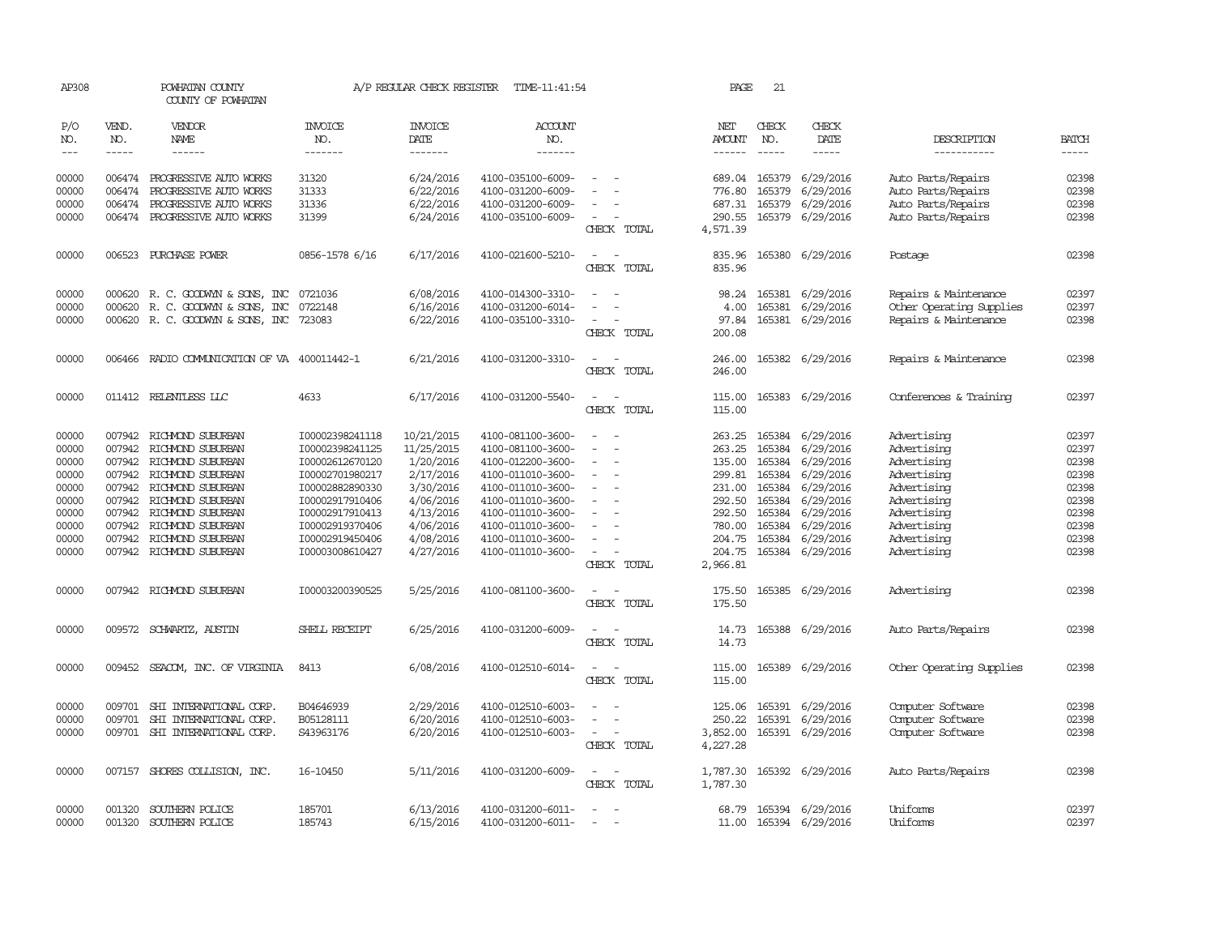AP308 POWHATAN COUNTY A/P REGULAR CHECK REGISTER TIME-11:41:54 PAGE 21

COUNTY OF POWHATAN

| P/O NO. | VEND. NO. | VENDOR NAME | INVOICE NO. | INVOICE DATE | ACCOUNT NO. | | NET AMOUNT | CHECK NO. | CHECK DATE | DESCRIPTION | BATCH |
|---|---|---|---|---|---|---|---|---|---|---|---|
| --- | ----- | ------ | ------- | ------- | ------- | | ------ | ----- | ----- | ----------- | ----- |
| 00000 | 006474 | PROGRESSIVE AUTO WORKS | 31320 | 6/24/2016 | 4100-035100-6009- | - - | 689.04 | 165379 | 6/29/2016 | Auto Parts/Repairs | 02398 |
| 00000 | 006474 | PROGRESSIVE AUTO WORKS | 31333 | 6/22/2016 | 4100-031200-6009- | - - | 776.80 | 165379 | 6/29/2016 | Auto Parts/Repairs | 02398 |
| 00000 | 006474 | PROGRESSIVE AUTO WORKS | 31336 | 6/22/2016 | 4100-031200-6009- | - - | 687.31 | 165379 | 6/29/2016 | Auto Parts/Repairs | 02398 |
| 00000 | 006474 | PROGRESSIVE AUTO WORKS | 31399 | 6/24/2016 | 4100-035100-6009- | - - | 290.55 | 165379 | 6/29/2016 | Auto Parts/Repairs | 02398 |
| | | | | | | CHECK TOTAL | 4,571.39 | | | | |
| 00000 | 006523 | PURCHASE POWER | 0856-1578 6/16 | 6/17/2016 | 4100-021600-5210- | - - | 835.96 | 165380 | 6/29/2016 | Postage | 02398 |
| | | | | | | CHECK TOTAL | 835.96 | | | | |
| 00000 | 000620 | R. C. GOODWYN & SONS, INC | 0721036 | 6/08/2016 | 4100-014300-3310- | - - | 98.24 | 165381 | 6/29/2016 | Repairs & Maintenance | 02397 |
| 00000 | 000620 | R. C. GOODWYN & SONS, INC | 0722148 | 6/16/2016 | 4100-031200-6014- | - - | 4.00 | 165381 | 6/29/2016 | Other Operating Supplies | 02397 |
| 00000 | 000620 | R. C. GOODWYN & SONS, INC | 723083 | 6/22/2016 | 4100-035100-3310- | - - | 97.84 | 165381 | 6/29/2016 | Repairs & Maintenance | 02398 |
| | | | | | | CHECK TOTAL | 200.08 | | | | |
| 00000 | 006466 | RADIO COMMUNICATION OF VA | 400011442-1 | 6/21/2016 | 4100-031200-3310- | - - | 246.00 | 165382 | 6/29/2016 | Repairs & Maintenance | 02398 |
| | | | | | | CHECK TOTAL | 246.00 | | | | |
| 00000 | 011412 | RELENTLESS LLC | 4633 | 6/17/2016 | 4100-031200-5540- | - - | 115.00 | 165383 | 6/29/2016 | Conferences & Training | 02397 |
| | | | | | | CHECK TOTAL | 115.00 | | | | |
| 00000 | 007942 | RICHMOND SUBURBAN | I00002398241118 | 10/21/2015 | 4100-081100-3600- | - - | 263.25 | 165384 | 6/29/2016 | Advertising | 02397 |
| 00000 | 007942 | RICHMOND SUBURBAN | I00002398241125 | 11/25/2015 | 4100-081100-3600- | - - | 263.25 | 165384 | 6/29/2016 | Advertising | 02397 |
| 00000 | 007942 | RICHMOND SUBURBAN | I00002612670120 | 1/20/2016 | 4100-012200-3600- | - - | 135.00 | 165384 | 6/29/2016 | Advertising | 02398 |
| 00000 | 007942 | RICHMOND SUBURBAN | I00002701980217 | 2/17/2016 | 4100-011010-3600- | - - | 299.81 | 165384 | 6/29/2016 | Advertising | 02398 |
| 00000 | 007942 | RICHMOND SUBURBAN | I00002882890330 | 3/30/2016 | 4100-011010-3600- | - - | 231.00 | 165384 | 6/29/2016 | Advertising | 02398 |
| 00000 | 007942 | RICHMOND SUBURBAN | I00002917910406 | 4/06/2016 | 4100-011010-3600- | - - | 292.50 | 165384 | 6/29/2016 | Advertising | 02398 |
| 00000 | 007942 | RICHMOND SUBURBAN | I00002917910413 | 4/13/2016 | 4100-011010-3600- | - - | 292.50 | 165384 | 6/29/2016 | Advertising | 02398 |
| 00000 | 007942 | RICHMOND SUBURBAN | I00002919370406 | 4/06/2016 | 4100-011010-3600- | - - | 780.00 | 165384 | 6/29/2016 | Advertising | 02398 |
| 00000 | 007942 | RICHMOND SUBURBAN | I00002919450406 | 4/08/2016 | 4100-011010-3600- | - - | 204.75 | 165384 | 6/29/2016 | Advertising | 02398 |
| 00000 | 007942 | RICHMOND SUBURBAN | I00003008610427 | 4/27/2016 | 4100-011010-3600- | - - | 204.75 | 165384 | 6/29/2016 | Advertising | 02398 |
| | | | | | | CHECK TOTAL | 2,966.81 | | | | |
| 00000 | 007942 | RICHMOND SUBURBAN | I00003200390525 | 5/25/2016 | 4100-081100-3600- | - - | 175.50 | 165385 | 6/29/2016 | Advertising | 02398 |
| | | | | | | CHECK TOTAL | 175.50 | | | | |
| 00000 | 009572 | SCHWARTZ, AUSTIN | SHELL RECEIPT | 6/25/2016 | 4100-031200-6009- | - - | 14.73 | 165388 | 6/29/2016 | Auto Parts/Repairs | 02398 |
| | | | | | | CHECK TOTAL | 14.73 | | | | |
| 00000 | 009452 | SEACOM, INC. OF VIRGINIA | 8413 | 6/08/2016 | 4100-012510-6014- | - - | 115.00 | 165389 | 6/29/2016 | Other Operating Supplies | 02398 |
| | | | | | | CHECK TOTAL | 115.00 | | | | |
| 00000 | 009701 | SHI INTERNATIONAL CORP. | B04646939 | 2/29/2016 | 4100-012510-6003- | - - | 125.06 | 165391 | 6/29/2016 | Computer Software | 02398 |
| 00000 | 009701 | SHI INTERNATIONAL CORP. | B05128111 | 6/20/2016 | 4100-012510-6003- | - - | 250.22 | 165391 | 6/29/2016 | Computer Software | 02398 |
| 00000 | 009701 | SHI INTERNATIONAL CORP. | S43963176 | 6/20/2016 | 4100-012510-6003- | - - | 3,852.00 | 165391 | 6/29/2016 | Computer Software | 02398 |
| | | | | | | CHECK TOTAL | 4,227.28 | | | | |
| 00000 | 007157 | SHORES COLLISION, INC. | 16-10450 | 5/11/2016 | 4100-031200-6009- | - - | 1,787.30 | 165392 | 6/29/2016 | Auto Parts/Repairs | 02398 |
| | | | | | | CHECK TOTAL | 1,787.30 | | | | |
| 00000 | 001320 | SOUTHERN POLICE | 185701 | 6/13/2016 | 4100-031200-6011- | - - | 68.79 | 165394 | 6/29/2016 | Uniforms | 02397 |
| 00000 | 001320 | SOUTHERN POLICE | 185743 | 6/15/2016 | 4100-031200-6011- | - - | 11.00 | 165394 | 6/29/2016 | Uniforms | 02397 |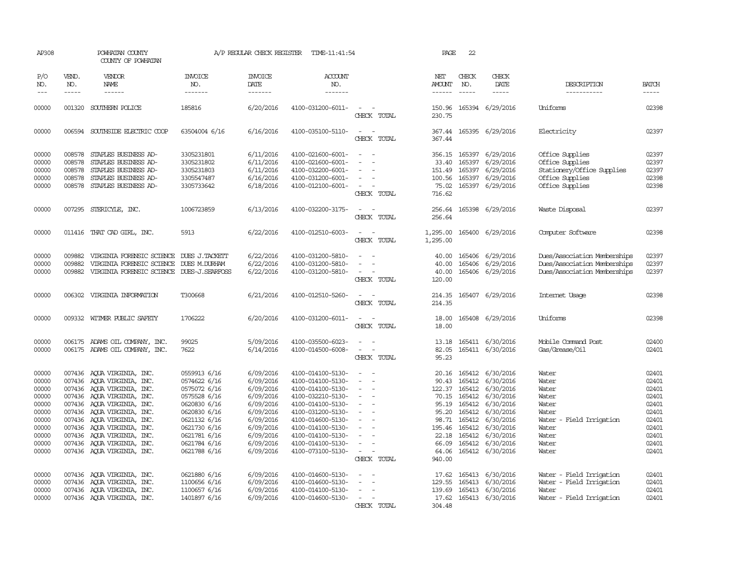AP308 POWHATAN COUNTY A/P REGULAR CHECK REGISTER TIME-11:41:54 PAGE 22

COUNTY OF POWHATAN

| P/O NO. | VEND. NO. | VENDOR NAME | INVOICE NO. | INVOICE DATE | ACCOUNT NO. | | NET AMOUNT | CHECK NO. | CHECK DATE | DESCRIPTION | BATCH |
|---|---|---|---|---|---|---|---|---|---|---|---|
| 00000 | 001320 | SOUTHERN POLICE | 185816 | 6/20/2016 | 4100-031200-6011- | - - | 150.96 | 165394 | 6/29/2016 | Uniforms | 02398 |
| | | | | | | CHECK TOTAL | 230.75 | | | | |
| 00000 | 006594 | SOUTHSIDE ELECTRIC COOP | 63504004 6/16 | 6/16/2016 | 4100-035100-5110- | - - | 367.44 | 165395 | 6/29/2016 | Electricity | 02397 |
| | | | | | | CHECK TOTAL | 367.44 | | | | |
| 00000 | 008578 | STAPLES BUSINESS AD- | 3305231801 | 6/11/2016 | 4100-021600-6001- | - - | 356.15 | 165397 | 6/29/2016 | Office Supplies | 02397 |
| 00000 | 008578 | STAPLES BUSINESS AD- | 3305231802 | 6/11/2016 | 4100-021600-6001- | - - | 33.40 | 165397 | 6/29/2016 | Office Supplies | 02397 |
| 00000 | 008578 | STAPLES BUSINESS AD- | 3305231803 | 6/11/2016 | 4100-032200-6001- | - - | 151.49 | 165397 | 6/29/2016 | Stationery/Office Supplies | 02397 |
| 00000 | 008578 | STAPLES BUSINESS AD- | 3305547487 | 6/16/2016 | 4100-031200-6001- | - - | 100.56 | 165397 | 6/29/2016 | Office Supplies | 02398 |
| 00000 | 008578 | STAPLES BUSINESS AD- | 3305733642 | 6/18/2016 | 4100-012100-6001- | - - | 75.02 | 165397 | 6/29/2016 | Office Supplies | 02398 |
| | | | | | | CHECK TOTAL | 716.62 | | | | |
| 00000 | 007295 | STERICYLE, INC. | 1006723859 | 6/13/2016 | 4100-032200-3175- | - - | 256.64 | 165398 | 6/29/2016 | Waste Disposal | 02397 |
| | | | | | | CHECK TOTAL | 256.64 | | | | |
| 00000 | 011416 | THAT CAD GIRL, INC. | 5913 | 6/22/2016 | 4100-012510-6003- | - - | 1,295.00 | 165400 | 6/29/2016 | Computer Software | 02398 |
| | | | | | | CHECK TOTAL | 1,295.00 | | | | |
| 00000 | 009882 | VIRGINIA FORENSIC SCIENCE | DUES J.TACKETT | 6/22/2016 | 4100-031200-5810- | - - | 40.00 | 165406 | 6/29/2016 | Dues/Association Memberships | 02397 |
| 00000 | 009882 | VIRGINIA FORENSIC SCIENCE | DUES M.DURHAM | 6/22/2016 | 4100-031200-5810- | - - | 40.00 | 165406 | 6/29/2016 | Dues/Association Memberships | 02397 |
| 00000 | 009882 | VIRGINIA FORENSIC SCIENCE | DUES-J.SEARFOSS | 6/22/2016 | 4100-031200-5810- | - - | 40.00 | 165406 | 6/29/2016 | Dues/Association Memberships | 02397 |
| | | | | | | CHECK TOTAL | 120.00 | | | | |
| 00000 | 006302 | VIRGINIA INFORMATION | T300668 | 6/21/2016 | 4100-012510-5260- | - - | 214.35 | 165407 | 6/29/2016 | Internet Usage | 02398 |
| | | | | | | CHECK TOTAL | 214.35 | | | | |
| 00000 | 009332 | WITMER PUBLIC SAFETY | 1706222 | 6/20/2016 | 4100-031200-6011- | - - | 18.00 | 165408 | 6/29/2016 | Uniforms | 02398 |
| | | | | | | CHECK TOTAL | 18.00 | | | | |
| 00000 | 006175 | ADAMS OIL COMPANY, INC. | 99025 | 5/09/2016 | 4100-035500-6023- | - - | 13.18 | 165411 | 6/30/2016 | Mobile Command Post | 02400 |
| 00000 | 006175 | ADAMS OIL COMPANY, INC. | 7622 | 6/14/2016 | 4100-014500-6008- | - - | 82.05 | 165411 | 6/30/2016 | Gas/Grease/Oil | 02401 |
| | | | | | | CHECK TOTAL | 95.23 | | | | |
| 00000 | 007436 | AQUA VIRGINIA, INC. | 0559913 6/16 | 6/09/2016 | 4100-014100-5130- | - - | 20.16 | 165412 | 6/30/2016 | Water | 02401 |
| 00000 | 007436 | AQUA VIRGINIA, INC. | 0574622 6/16 | 6/09/2016 | 4100-014100-5130- | - - | 90.43 | 165412 | 6/30/2016 | Water | 02401 |
| 00000 | 007436 | AQUA VIRGINIA, INC. | 0575072 6/16 | 6/09/2016 | 4100-014100-5130- | - - | 122.37 | 165412 | 6/30/2016 | Water | 02401 |
| 00000 | 007436 | AQUA VIRGINIA, INC. | 0575528 6/16 | 6/09/2016 | 4100-032210-5130- | - - | 70.15 | 165412 | 6/30/2016 | Water | 02401 |
| 00000 | 007436 | AQUA VIRGINIA, INC. | 0620830 6/16 | 6/09/2016 | 4100-014100-5130- | - - | 95.19 | 165412 | 6/30/2016 | Water | 02401 |
| 00000 | 007436 | AQUA VIRGINIA, INC. | 0620830 6/16 | 6/09/2016 | 4100-031200-5130- | - - | 95.20 | 165412 | 6/30/2016 | Water | 02401 |
| 00000 | 007436 | AQUA VIRGINIA, INC. | 0621132 6/16 | 6/09/2016 | 4100-014600-5130- | - - | 98.71 | 165412 | 6/30/2016 | Water - Field Irrigation | 02401 |
| 00000 | 007436 | AQUA VIRGINIA, INC. | 0621730 6/16 | 6/09/2016 | 4100-014100-5130- | - - | 195.46 | 165412 | 6/30/2016 | Water | 02401 |
| 00000 | 007436 | AQUA VIRGINIA, INC. | 0621781 6/16 | 6/09/2016 | 4100-014100-5130- | - - | 22.18 | 165412 | 6/30/2016 | Water | 02401 |
| 00000 | 007436 | AQUA VIRGINIA, INC. | 0621784 6/16 | 6/09/2016 | 4100-014100-5130- | - - | 66.09 | 165412 | 6/30/2016 | Water | 02401 |
| 00000 | 007436 | AQUA VIRGINIA, INC. | 0621788 6/16 | 6/09/2016 | 4100-073100-5130- | - - | 64.06 | 165412 | 6/30/2016 | Water | 02401 |
| | | | | | | CHECK TOTAL | 940.00 | | | | |
| 00000 | 007436 | AQUA VIRGINIA, INC. | 0621880 6/16 | 6/09/2016 | 4100-014600-5130- | - - | 17.62 | 165413 | 6/30/2016 | Water - Field Irrigation | 02401 |
| 00000 | 007436 | AQUA VIRGINIA, INC. | 1100656 6/16 | 6/09/2016 | 4100-014600-5130- | - - | 129.55 | 165413 | 6/30/2016 | Water - Field Irrigation | 02401 |
| 00000 | 007436 | AQUA VIRGINIA, INC. | 1100657 6/16 | 6/09/2016 | 4100-014100-5130- | - - | 139.69 | 165413 | 6/30/2016 | Water | 02401 |
| 00000 | 007436 | AQUA VIRGINIA, INC. | 1401897 6/16 | 6/09/2016 | 4100-014600-5130- | - - | 17.62 | 165413 | 6/30/2016 | Water - Field Irrigation | 02401 |
| | | | | | | CHECK TOTAL | 304.48 | | | | |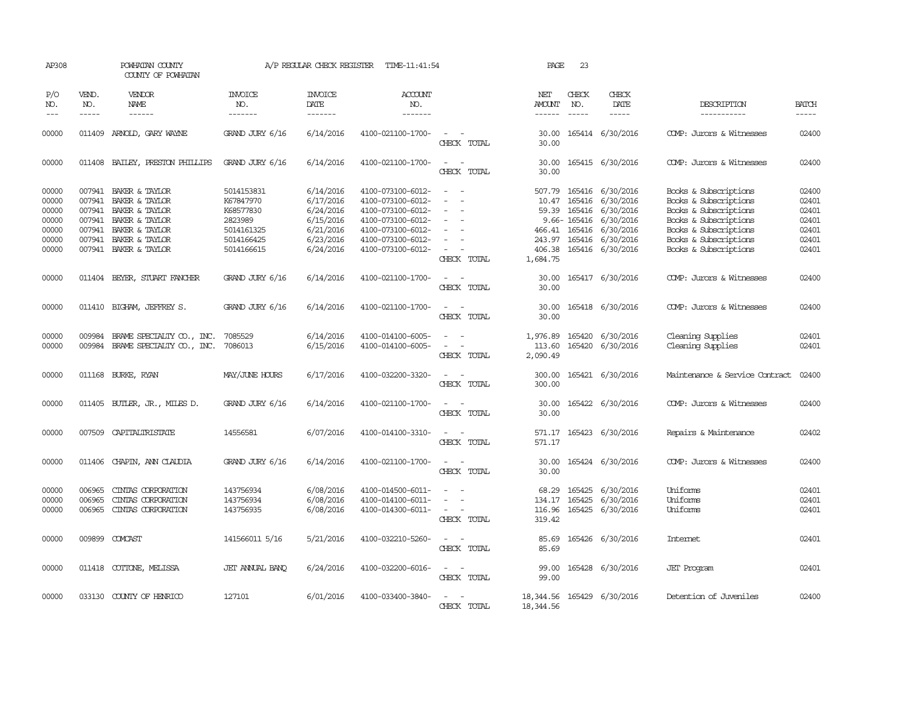AP308 POWHATAN COUNTY A/P REGULAR CHECK REGISTER TIME-11:41:54

COUNTY OF POWHATAN

| P/O NO. | VEND. NO. | VENDOR NAME | INVOICE NO. | INVOICE DATE | ACCOUNT NO. | | NET AMOUNT | CHECK NO. | CHECK DATE | DESCRIPTION | BATCH |
|---|---|---|---|---|---|---|---|---|---|---|---|
| 00000 | 011409 | ARNOLD, GARY WAYNE | GRAND JURY 6/16 | 6/14/2016 | 4100-021100-1700- | - - | 30.00 | 165414 | 6/30/2016 | COMP: Jurors & Witnesses | 02400 |
| | | | | | | CHECK TOTAL | 30.00 | | | | |
| 00000 | 011408 | BAILEY, PRESTON PHILLIPS | GRAND JURY 6/16 | 6/14/2016 | 4100-021100-1700- | - - | 30.00 | 165415 | 6/30/2016 | COMP: Jurors & Witnesses | 02400 |
| | | | | | | CHECK TOTAL | 30.00 | | | | |
| 00000 | 007941 | BAKER & TAYLOR | 5014153831 | 6/14/2016 | 4100-073100-6012- | - - | 507.79 | 165416 | 6/30/2016 | Books & Subscriptions | 02400 |
| 00000 | 007941 | BAKER & TAYLOR | K67847970 | 6/17/2016 | 4100-073100-6012- | - - | 10.47 | 165416 | 6/30/2016 | Books & Subscriptions | 02401 |
| 00000 | 007941 | BAKER & TAYLOR | K68577830 | 6/24/2016 | 4100-073100-6012- | - - | 59.39 | 165416 | 6/30/2016 | Books & Subscriptions | 02401 |
| 00000 | 007941 | BAKER & TAYLOR | 2823989 | 6/15/2016 | 4100-073100-6012- | - - | 9.66- | 165416 | 6/30/2016 | Books & Subscriptions | 02401 |
| 00000 | 007941 | BAKER & TAYLOR | 5014161325 | 6/21/2016 | 4100-073100-6012- | - - | 466.41 | 165416 | 6/30/2016 | Books & Subscriptions | 02401 |
| 00000 | 007941 | BAKER & TAYLOR | 5014166425 | 6/23/2016 | 4100-073100-6012- | - - | 243.97 | 165416 | 6/30/2016 | Books & Subscriptions | 02401 |
| 00000 | 007941 | BAKER & TAYLOR | 5014166615 | 6/24/2016 | 4100-073100-6012- | - - | 406.38 | 165416 | 6/30/2016 | Books & Subscriptions | 02401 |
| | | | | | | CHECK TOTAL | 1,684.75 | | | | |
| 00000 | 011404 | BEYER, STUART FANCHER | GRAND JURY 6/16 | 6/14/2016 | 4100-021100-1700- | - - | 30.00 | 165417 | 6/30/2016 | COMP: Jurors & Witnesses | 02400 |
| | | | | | | CHECK TOTAL | 30.00 | | | | |
| 00000 | 011410 | BIGHAM, JEFFREY S. | GRAND JURY 6/16 | 6/14/2016 | 4100-021100-1700- | - - | 30.00 | 165418 | 6/30/2016 | COMP: Jurors & Witnesses | 02400 |
| | | | | | | CHECK TOTAL | 30.00 | | | | |
| 00000 | 009984 | BRAME SPECIALTY CO., INC. | 7085529 | 6/14/2016 | 4100-014100-6005- | - - | 1,976.89 | 165420 | 6/30/2016 | Cleaning Supplies | 02401 |
| 00000 | 009984 | BRAME SPECIALTY CO., INC. | 7086013 | 6/15/2016 | 4100-014100-6005- | - - | 113.60 | 165420 | 6/30/2016 | Cleaning Supplies | 02401 |
| | | | | | | CHECK TOTAL | 2,090.49 | | | | |
| 00000 | 011168 | BURKE, RYAN | MAY/JUNE HOURS | 6/17/2016 | 4100-032200-3320- | - - | 300.00 | 165421 | 6/30/2016 | Maintenance & Service Contract | 02400 |
| | | | | | | CHECK TOTAL | 300.00 | | | | |
| 00000 | 011405 | BUTLER, JR., MILES D. | GRAND JURY 6/16 | 6/14/2016 | 4100-021100-1700- | - - | 30.00 | 165422 | 6/30/2016 | COMP: Jurors & Witnesses | 02400 |
| | | | | | | CHECK TOTAL | 30.00 | | | | |
| 00000 | 007509 | CAPITALTRISTATE | 14556581 | 6/07/2016 | 4100-014100-3310- | - - | 571.17 | 165423 | 6/30/2016 | Repairs & Maintenance | 02402 |
| | | | | | | CHECK TOTAL | 571.17 | | | | |
| 00000 | 011406 | CHAPIN, ANN CLAUDIA | GRAND JURY 6/16 | 6/14/2016 | 4100-021100-1700- | - - | 30.00 | 165424 | 6/30/2016 | COMP: Jurors & Witnesses | 02400 |
| | | | | | | CHECK TOTAL | 30.00 | | | | |
| 00000 | 006965 | CINTAS CORPORATION | 143756934 | 6/08/2016 | 4100-014500-6011- | - - | 68.29 | 165425 | 6/30/2016 | Uniforms | 02401 |
| 00000 | 006965 | CINTAS CORPORATION | 143756934 | 6/08/2016 | 4100-014100-6011- | - - | 134.17 | 165425 | 6/30/2016 | Uniforms | 02401 |
| 00000 | 006965 | CINTAS CORPORATION | 143756935 | 6/08/2016 | 4100-014300-6011- | - - | 116.96 | 165425 | 6/30/2016 | Uniforms | 02401 |
| | | | | | | CHECK TOTAL | 319.42 | | | | |
| 00000 | 009899 | COMCAST | 141566011 5/16 | 5/21/2016 | 4100-032210-5260- | - - | 85.69 | 165426 | 6/30/2016 | Internet | 02401 |
| | | | | | | CHECK TOTAL | 85.69 | | | | |
| 00000 | 011418 | COTTONE, MELISSA | JET ANNUAL BANQ | 6/24/2016 | 4100-032200-6016- | - - | 99.00 | 165428 | 6/30/2016 | JET Program | 02401 |
| | | | | | | CHECK TOTAL | 99.00 | | | | |
| 00000 | 033130 | COUNTY OF HENRICO | 127101 | 6/01/2016 | 4100-033400-3840- | - - | 18,344.56 | 165429 | 6/30/2016 | Detention of Juveniles | 02400 |
| | | | | | | CHECK TOTAL | 18,344.56 | | | | |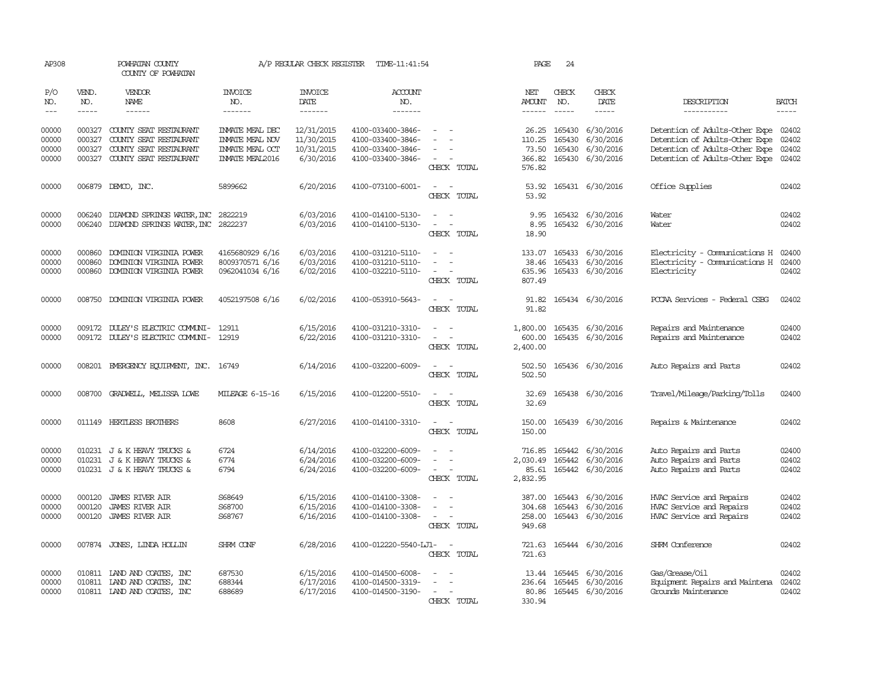AP308 POWHATAN COUNTY A/P REGULAR CHECK REGISTER TIME-11:41:54 PAGE 24

COUNTY OF POWHATAN

| P/O NO. | VEND. NO. | VENDOR NAME | INVOICE NO. | INVOICE DATE | ACCOUNT NO. | | NET AMOUNT | CHECK NO. | CHECK DATE | DESCRIPTION | BATCH |
|---|---|---|---|---|---|---|---|---|---|---|---|
| 00000 | 000327 | COUNTY SEAT RESTAURANT | INMATE MEAL DEC | 12/31/2015 | 4100-033400-3846- | - - | 26.25 | 165430 | 6/30/2016 | Detention of Adults-Other Expe | 02402 |
| 00000 | 000327 | COUNTY SEAT RESTAURANT | INMATE MEAL NOV | 11/30/2015 | 4100-033400-3846- | - - | 110.25 | 165430 | 6/30/2016 | Detention of Adults-Other Expe | 02402 |
| 00000 | 000327 | COUNTY SEAT RESTAURANT | INMATE MEAL OCT | 10/31/2015 | 4100-033400-3846- | - - | 73.50 | 165430 | 6/30/2016 | Detention of Adults-Other Expe | 02402 |
| 00000 | 000327 | COUNTY SEAT RESTAURANT | INMATE MEAL2016 | 6/30/2016 | 4100-033400-3846- | - - | 366.82 | 165430 | 6/30/2016 | Detention of Adults-Other Expe | 02402 |
| | | | | | | CHECK TOTAL | 576.82 | | | | |
| 00000 | 006879 | DEMCO, INC. | 5899662 | 6/20/2016 | 4100-073100-6001- | - - | 53.92 | 165431 | 6/30/2016 | Office Supplies | 02402 |
| | | | | | | CHECK TOTAL | 53.92 | | | | |
| 00000 | 006240 | DIAMOND SPRINGS WATER, INC | 2822219 | 6/03/2016 | 4100-014100-5130- | - - | 9.95 | 165432 | 6/30/2016 | Water | 02402 |
| 00000 | 006240 | DIAMOND SPRINGS WATER, INC | 2822237 | 6/03/2016 | 4100-014100-5130- | - - | 8.95 | 165432 | 6/30/2016 | Water | 02402 |
| | | | | | | CHECK TOTAL | 18.90 | | | | |
| 00000 | 000860 | DOMINION VIRGINIA POWER | 4165680929 6/16 | 6/03/2016 | 4100-031210-5110- | - - | 133.07 | 165433 | 6/30/2016 | Electricity - Communications H | 02400 |
| 00000 | 000860 | DOMINION VIRGINIA POWER | 8009370571 6/16 | 6/03/2016 | 4100-031210-5110- | - - | 38.46 | 165433 | 6/30/2016 | Electricity - Communications H | 02400 |
| 00000 | 000860 | DOMINION VIRGINIA POWER | 0962041034 6/16 | 6/02/2016 | 4100-032210-5110- | - - | 635.96 | 165433 | 6/30/2016 | Electricity | 02402 |
| | | | | | | CHECK TOTAL | 807.49 | | | | |
| 00000 | 008750 | DOMINION VIRGINIA POWER | 4052197508 6/16 | 6/02/2016 | 4100-053910-5643- | - - | 91.82 | 165434 | 6/30/2016 | PCCAA Services - Federal CSBG | 02402 |
| | | | | | | CHECK TOTAL | 91.82 | | | | |
| 00000 | 009172 | DULEY'S ELECTRIC COMMUNI- | 12911 | 6/15/2016 | 4100-031210-3310- | - - | 1,800.00 | 165435 | 6/30/2016 | Repairs and Maintenance | 02400 |
| 00000 | 009172 | DULEY'S ELECTRIC COMMUNI- | 12919 | 6/22/2016 | 4100-031210-3310- | - - | 600.00 | 165435 | 6/30/2016 | Repairs and Maintenance | 02402 |
| | | | | | | CHECK TOTAL | 2,400.00 | | | | |
| 00000 | 008201 | EMERGENCY EQUIPMENT, INC. | 16749 | 6/14/2016 | 4100-032200-6009- | - - | 502.50 | 165436 | 6/30/2016 | Auto Repairs and Parts | 02402 |
| | | | | | | CHECK TOTAL | 502.50 | | | | |
| 00000 | 008700 | GRADWELL, MELISSA LOWE | MILEAGE 6-15-16 | 6/15/2016 | 4100-012200-5510- | - - | 32.69 | 165438 | 6/30/2016 | Travel/Mileage/Parking/Tolls | 02400 |
| | | | | | | CHECK TOTAL | 32.69 | | | | |
| 00000 | 011149 | HERTLESS BROTHERS | 8608 | 6/27/2016 | 4100-014100-3310- | - - | 150.00 | 165439 | 6/30/2016 | Repairs & Maintenance | 02402 |
| | | | | | | CHECK TOTAL | 150.00 | | | | |
| 00000 | 010231 | J & K HEAVY TRUCKS & | 6724 | 6/14/2016 | 4100-032200-6009- | - - | 716.85 | 165442 | 6/30/2016 | Auto Repairs and Parts | 02400 |
| 00000 | 010231 | J & K HEAVY TRUCKS & | 6774 | 6/24/2016 | 4100-032200-6009- | - - | 2,030.49 | 165442 | 6/30/2016 | Auto Repairs and Parts | 02402 |
| 00000 | 010231 | J & K HEAVY TRUCKS & | 6794 | 6/24/2016 | 4100-032200-6009- | - - | 85.61 | 165442 | 6/30/2016 | Auto Repairs and Parts | 02402 |
| | | | | | | CHECK TOTAL | 2,832.95 | | | | |
| 00000 | 000120 | JAMES RIVER AIR | S68649 | 6/15/2016 | 4100-014100-3308- | - - | 387.00 | 165443 | 6/30/2016 | HVAC Service and Repairs | 02402 |
| 00000 | 000120 | JAMES RIVER AIR | S68700 | 6/15/2016 | 4100-014100-3308- | - - | 304.68 | 165443 | 6/30/2016 | HVAC Service and Repairs | 02402 |
| 00000 | 000120 | JAMES RIVER AIR | S68767 | 6/16/2016 | 4100-014100-3308- | - - | 258.00 | 165443 | 6/30/2016 | HVAC Service and Repairs | 02402 |
| | | | | | | CHECK TOTAL | 949.68 | | | | |
| 00000 | 007874 | JONES, LINDA HOLLIN | SHRM CONF | 6/28/2016 | 4100-012220-5540-LJ1- | - | 721.63 | 165444 | 6/30/2016 | SHRM Conference | 02402 |
| | | | | | | CHECK TOTAL | 721.63 | | | | |
| 00000 | 010811 | LAND AND COATES, INC | 687530 | 6/15/2016 | 4100-014500-6008- | - - | 13.44 | 165445 | 6/30/2016 | Gas/Grease/Oil | 02402 |
| 00000 | 010811 | LAND AND COATES, INC | 688344 | 6/17/2016 | 4100-014500-3319- | - - | 236.64 | 165445 | 6/30/2016 | Equipment Repairs and Maintena | 02402 |
| 00000 | 010811 | LAND AND COATES, INC | 688689 | 6/17/2016 | 4100-014500-3190- | - - | 80.86 | 165445 | 6/30/2016 | Grounds Maintenance | 02402 |
| | | | | | | CHECK TOTAL | 330.94 | | | | |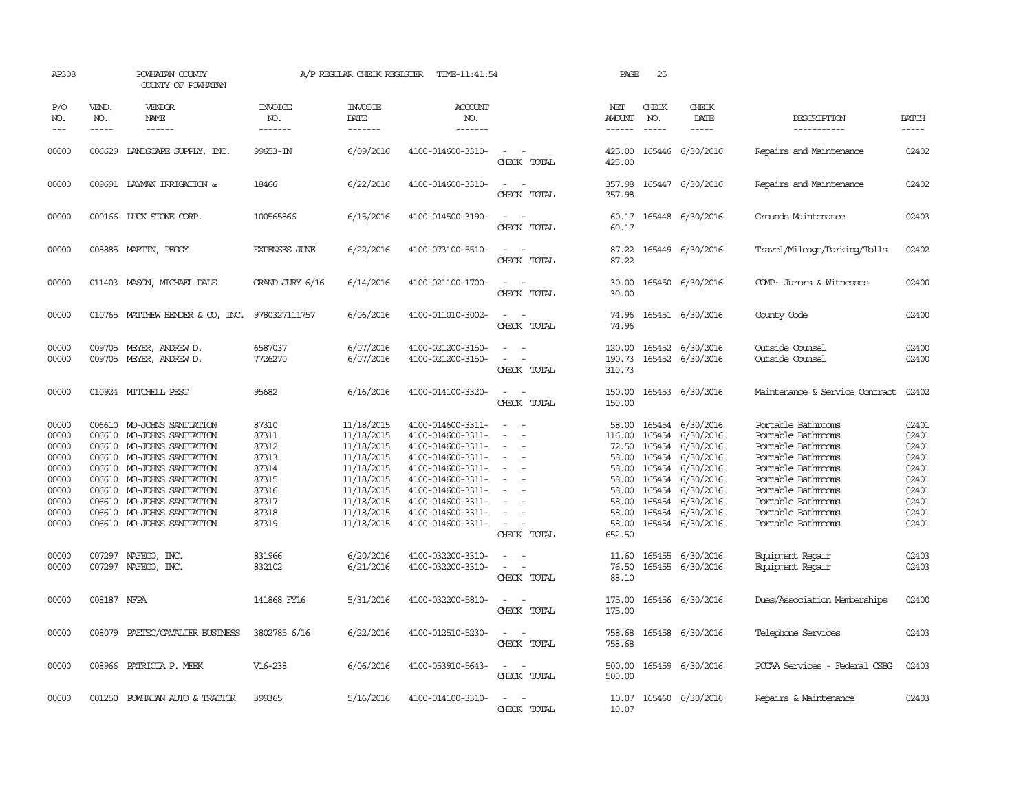AP308 POWHATAN COUNTY COUNTY OF POWHATAN A/P REGULAR CHECK REGISTER TIME-11:41:54

| P/O NO. | VEND. NO. | VENDOR NAME | INVOICE NO. | INVOICE DATE | ACCOUNT NO. | | NET AMOUNT | CHECK NO. | CHECK DATE | DESCRIPTION | BATCH |
|---|---|---|---|---|---|---|---|---|---|---|---|
| 00000 | 006629 | LANDSCAPE SUPPLY, INC. | 99653-IN | 6/09/2016 | 4100-014600-3310- | - - | 425.00 | 165446 | 6/30/2016 | Repairs and Maintenance | 02402 |
| | | | | | | CHECK TOTAL | 425.00 | | | | |
| 00000 | 009691 | LAYMAN IRRIGATION & | 18466 | 6/22/2016 | 4100-014600-3310- | - - | 357.98 | 165447 | 6/30/2016 | Repairs and Maintenance | 02402 |
| | | | | | | CHECK TOTAL | 357.98 | | | | |
| 00000 | 000166 | LUCK STONE CORP. | 100565866 | 6/15/2016 | 4100-014500-3190- | - - | 60.17 | 165448 | 6/30/2016 | Grounds Maintenance | 02403 |
| | | | | | | CHECK TOTAL | 60.17 | | | | |
| 00000 | 008885 | MARTIN, PEGGY | EXPENSES JUNE | 6/22/2016 | 4100-073100-5510- | - - | 87.22 | 165449 | 6/30/2016 | Travel/Mileage/Parking/Tolls | 02402 |
| | | | | | | CHECK TOTAL | 87.22 | | | | |
| 00000 | 011403 | MASON, MICHAEL DALE | GRAND JURY 6/16 | 6/14/2016 | 4100-021100-1700- | - - | 30.00 | 165450 | 6/30/2016 | COMP: Jurors & Witnesses | 02400 |
| | | | | | | CHECK TOTAL | 30.00 | | | | |
| 00000 | 010765 | MATTHEW BENDER & CO, INC. | 9780327111757 | 6/06/2016 | 4100-011010-3002- | - - | 74.96 | 165451 | 6/30/2016 | County Code | 02400 |
| | | | | | | CHECK TOTAL | 74.96 | | | | |
| 00000 | 009705 | MEYER, ANDREW D. | 6587037 | 6/07/2016 | 4100-021200-3150- | - - | 120.00 | 165452 | 6/30/2016 | Outside Counsel | 02400 |
| 00000 | 009705 | MEYER, ANDREW D. | 7726270 | 6/07/2016 | 4100-021200-3150- | - - | 190.73 | 165452 | 6/30/2016 | Outside Counsel | 02400 |
| | | | | | | CHECK TOTAL | 310.73 | | | | |
| 00000 | 010924 | MITCHELL PEST | 95682 | 6/16/2016 | 4100-014100-3320- | - - | 150.00 | 165453 | 6/30/2016 | Maintenance & Service Contract | 02402 |
| | | | | | | CHECK TOTAL | 150.00 | | | | |
| 00000 | 006610 | MO-JOHNS SANITATION | 87310 | 11/18/2015 | 4100-014600-3311- | - - | 58.00 | 165454 | 6/30/2016 | Portable Bathrooms | 02401 |
| 00000 | 006610 | MO-JOHNS SANITATION | 87311 | 11/18/2015 | 4100-014600-3311- | - - | 116.00 | 165454 | 6/30/2016 | Portable Bathrooms | 02401 |
| 00000 | 006610 | MO-JOHNS SANITATION | 87312 | 11/18/2015 | 4100-014600-3311- | - - | 72.50 | 165454 | 6/30/2016 | Portable Bathrooms | 02401 |
| 00000 | 006610 | MO-JOHNS SANITATION | 87313 | 11/18/2015 | 4100-014600-3311- | - - | 58.00 | 165454 | 6/30/2016 | Portable Bathrooms | 02401 |
| 00000 | 006610 | MO-JOHNS SANITATION | 87314 | 11/18/2015 | 4100-014600-3311- | - - | 58.00 | 165454 | 6/30/2016 | Portable Bathrooms | 02401 |
| 00000 | 006610 | MO-JOHNS SANITATION | 87315 | 11/18/2015 | 4100-014600-3311- | - - | 58.00 | 165454 | 6/30/2016 | Portable Bathrooms | 02401 |
| 00000 | 006610 | MO-JOHNS SANITATION | 87316 | 11/18/2015 | 4100-014600-3311- | - - | 58.00 | 165454 | 6/30/2016 | Portable Bathrooms | 02401 |
| 00000 | 006610 | MO-JOHNS SANITATION | 87317 | 11/18/2015 | 4100-014600-3311- | - - | 58.00 | 165454 | 6/30/2016 | Portable Bathrooms | 02401 |
| 00000 | 006610 | MO-JOHNS SANITATION | 87318 | 11/18/2015 | 4100-014600-3311- | - - | 58.00 | 165454 | 6/30/2016 | Portable Bathrooms | 02401 |
| 00000 | 006610 | MO-JOHNS SANITATION | 87319 | 11/18/2015 | 4100-014600-3311- | - - | 58.00 | 165454 | 6/30/2016 | Portable Bathrooms | 02401 |
| | | | | | | CHECK TOTAL | 652.50 | | | | |
| 00000 | 007297 | NAFECO, INC. | 831966 | 6/20/2016 | 4100-032200-3310- | - - | 11.60 | 165455 | 6/30/2016 | Equipment Repair | 02403 |
| 00000 | 007297 | NAFECO, INC. | 832102 | 6/21/2016 | 4100-032200-3310- | - - | 76.50 | 165455 | 6/30/2016 | Equipment Repair | 02403 |
| | | | | | | CHECK TOTAL | 88.10 | | | | |
| 00000 | 008187 | NFPA | 141868 FY16 | 5/31/2016 | 4100-032200-5810- | - - | 175.00 | 165456 | 6/30/2016 | Dues/Association Memberships | 02400 |
| | | | | | | CHECK TOTAL | 175.00 | | | | |
| 00000 | 008079 | PAETEC/CAVALIER BUSINESS | 3802785 6/16 | 6/22/2016 | 4100-012510-5230- | - - | 758.68 | 165458 | 6/30/2016 | Telephone Services | 02403 |
| | | | | | | CHECK TOTAL | 758.68 | | | | |
| 00000 | 008966 | PATRICIA P. MEEK | V16-238 | 6/06/2016 | 4100-053910-5643- | - - | 500.00 | 165459 | 6/30/2016 | PCCAA Services - Federal CSBG | 02403 |
| | | | | | | CHECK TOTAL | 500.00 | | | | |
| 00000 | 001250 | POWHATAN AUTO & TRACTOR | 399365 | 5/16/2016 | 4100-014100-3310- | - - | 10.07 | 165460 | 6/30/2016 | Repairs & Maintenance | 02403 |
| | | | | | | CHECK TOTAL | 10.07 | | | | |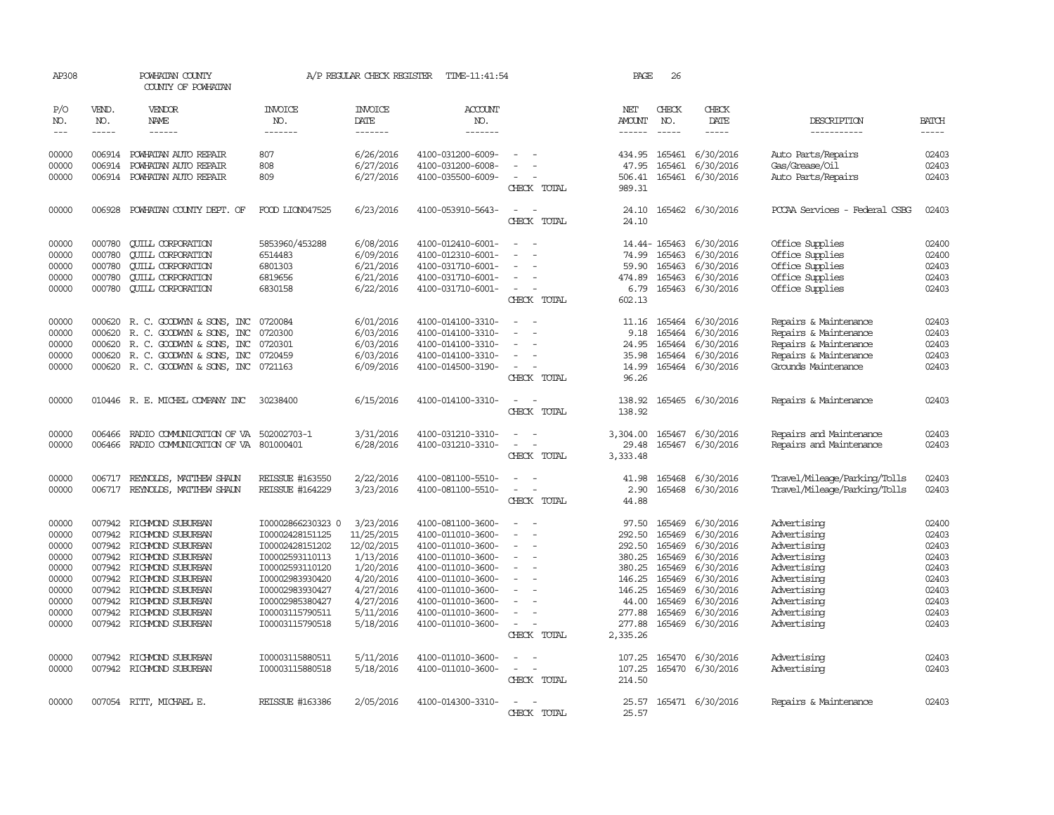AP308 POWHATAN COUNTY A/P REGULAR CHECK REGISTER TIME-11:41:54 PAGE 26

COUNTY OF POWHATAN

| P/O NO. | VEND. NO. | VENDOR NAME | INVOICE NO. | INVOICE DATE | ACCOUNT NO. | | NET AMOUNT | CHECK NO. | CHECK DATE | DESCRIPTION | BATCH |
|---|---|---|---|---|---|---|---|---|---|---|---|
| --- | ----- | ------ | ------- | ------- | ------- | | ------ | ----- | ----- | ----------- | ----- |
| 00000 | 006914 | POWHATAN AUTO REPAIR | 807 | 6/26/2016 | 4100-031200-6009- | - - | 434.95 | 165461 | 6/30/2016 | Auto Parts/Repairs | 02403 |
| 00000 | 006914 | POWHATAN AUTO REPAIR | 808 | 6/27/2016 | 4100-031200-6008- | - - | 47.95 | 165461 | 6/30/2016 | Gas/Grease/Oil | 02403 |
| 00000 | 006914 | POWHATAN AUTO REPAIR | 809 | 6/27/2016 | 4100-035500-6009- | - - | 506.41 | 165461 | 6/30/2016 | Auto Parts/Repairs | 02403 |
| | | | | | | CHECK TOTAL | 989.31 | | | | |
| 00000 | 006928 | POWHATAN COUNTY DEPT. OF | FOOD LION047525 | 6/23/2016 | 4100-053910-5643- | - - | 24.10 | 165462 | 6/30/2016 | PCCAA Services - Federal CSBG | 02403 |
| | | | | | | CHECK TOTAL | 24.10 | | | | |
| 00000 | 000780 | QUILL CORPORATION | 5853960/453288 | 6/08/2016 | 4100-012410-6001- | - - | 14.44- | 165463 | 6/30/2016 | Office Supplies | 02400 |
| 00000 | 000780 | QUILL CORPORATION | 6514483 | 6/09/2016 | 4100-012310-6001- | - - | 74.99 | 165463 | 6/30/2016 | Office Supplies | 02400 |
| 00000 | 000780 | QUILL CORPORATION | 6801303 | 6/21/2016 | 4100-031710-6001- | - - | 59.90 | 165463 | 6/30/2016 | Office Supplies | 02403 |
| 00000 | 000780 | QUILL CORPORATION | 6819656 | 6/21/2016 | 4100-031710-6001- | - - | 474.89 | 165463 | 6/30/2016 | Office Supplies | 02403 |
| 00000 | 000780 | QUILL CORPORATION | 6830158 | 6/22/2016 | 4100-031710-6001- | - - | 6.79 | 165463 | 6/30/2016 | Office Supplies | 02403 |
| | | | | | | CHECK TOTAL | 602.13 | | | | |
| 00000 | 000620 | R. C. GOODWYN & SONS, INC | 0720084 | 6/01/2016 | 4100-014100-3310- | - - | 11.16 | 165464 | 6/30/2016 | Repairs & Maintenance | 02403 |
| 00000 | 000620 | R. C. GOODWYN & SONS, INC | 0720300 | 6/03/2016 | 4100-014100-3310- | - - | 9.18 | 165464 | 6/30/2016 | Repairs & Maintenance | 02403 |
| 00000 | 000620 | R. C. GOODWYN & SONS, INC | 0720301 | 6/03/2016 | 4100-014100-3310- | - - | 24.95 | 165464 | 6/30/2016 | Repairs & Maintenance | 02403 |
| 00000 | 000620 | R. C. GOODWYN & SONS, INC | 0720459 | 6/03/2016 | 4100-014100-3310- | - - | 35.98 | 165464 | 6/30/2016 | Repairs & Maintenance | 02403 |
| 00000 | 000620 | R. C. GOODWYN & SONS, INC | 0721163 | 6/09/2016 | 4100-014500-3190- | - - | 14.99 | 165464 | 6/30/2016 | Grounds Maintenance | 02403 |
| | | | | | | CHECK TOTAL | 96.26 | | | | |
| 00000 | 010446 | R. E. MICHEL COMPANY INC | 30238400 | 6/15/2016 | 4100-014100-3310- | - - | 138.92 | 165465 | 6/30/2016 | Repairs & Maintenance | 02403 |
| | | | | | | CHECK TOTAL | 138.92 | | | | |
| 00000 | 006466 | RADIO COMMUNICATION OF VA | 502002703-1 | 3/31/2016 | 4100-031210-3310- | - - | 3,304.00 | 165467 | 6/30/2016 | Repairs and Maintenance | 02403 |
| 00000 | 006466 | RADIO COMMUNICATION OF VA | 801000401 | 6/28/2016 | 4100-031210-3310- | - - | 29.48 | 165467 | 6/30/2016 | Repairs and Maintenance | 02403 |
| | | | | | | CHECK TOTAL | 3,333.48 | | | | |
| 00000 | 006717 | REYNOLDS, MATTHEW SHAUN | REISSUE #163550 | 2/22/2016 | 4100-081100-5510- | - - | 41.98 | 165468 | 6/30/2016 | Travel/Mileage/Parking/Tolls | 02403 |
| 00000 | 006717 | REYNOLDS, MATTHEW SHAUN | REISSUE #164229 | 3/23/2016 | 4100-081100-5510- | - - | 2.90 | 165468 | 6/30/2016 | Travel/Mileage/Parking/Tolls | 02403 |
| | | | | | | CHECK TOTAL | 44.88 | | | | |
| 00000 | 007942 | RICHMOND SUBURBAN | I00002866230323 0 | 3/23/2016 | 4100-081100-3600- | - - | 97.50 | 165469 | 6/30/2016 | Advertising | 02400 |
| 00000 | 007942 | RICHMOND SUBURBAN | I00002428151125 | 11/25/2015 | 4100-011010-3600- | - - | 292.50 | 165469 | 6/30/2016 | Advertising | 02403 |
| 00000 | 007942 | RICHMOND SUBURBAN | I00002428151202 | 12/02/2015 | 4100-011010-3600- | - - | 292.50 | 165469 | 6/30/2016 | Advertising | 02403 |
| 00000 | 007942 | RICHMOND SUBURBAN | I00002593110113 | 1/13/2016 | 4100-011010-3600- | - - | 380.25 | 165469 | 6/30/2016 | Advertising | 02403 |
| 00000 | 007942 | RICHMOND SUBURBAN | I00002593110120 | 1/20/2016 | 4100-011010-3600- | - - | 380.25 | 165469 | 6/30/2016 | Advertising | 02403 |
| 00000 | 007942 | RICHMOND SUBURBAN | I00002983930420 | 4/20/2016 | 4100-011010-3600- | - - | 146.25 | 165469 | 6/30/2016 | Advertising | 02403 |
| 00000 | 007942 | RICHMOND SUBURBAN | I00002983930427 | 4/27/2016 | 4100-011010-3600- | - - | 146.25 | 165469 | 6/30/2016 | Advertising | 02403 |
| 00000 | 007942 | RICHMOND SUBURBAN | I00002985380427 | 4/27/2016 | 4100-011010-3600- | - - | 44.00 | 165469 | 6/30/2016 | Advertising | 02403 |
| 00000 | 007942 | RICHMOND SUBURBAN | I00003115790511 | 5/11/2016 | 4100-011010-3600- | - - | 277.88 | 165469 | 6/30/2016 | Advertising | 02403 |
| 00000 | 007942 | RICHMOND SUBURBAN | I00003115790518 | 5/18/2016 | 4100-011010-3600- | - - | 277.88 | 165469 | 6/30/2016 | Advertising | 02403 |
| | | | | | | CHECK TOTAL | 2,335.26 | | | | |
| 00000 | 007942 | RICHMOND SUBURBAN | I00003115880511 | 5/11/2016 | 4100-011010-3600- | - - | 107.25 | 165470 | 6/30/2016 | Advertising | 02403 |
| 00000 | 007942 | RICHMOND SUBURBAN | I00003115880518 | 5/18/2016 | 4100-011010-3600- | - - | 107.25 | 165470 | 6/30/2016 | Advertising | 02403 |
| | | | | | | CHECK TOTAL | 214.50 | | | | |
| 00000 | 007054 | RITT, MICHAEL E. | REISSUE #163386 | 2/05/2016 | 4100-014300-3310- | - - | 25.57 | 165471 | 6/30/2016 | Repairs & Maintenance | 02403 |
| | | | | | | CHECK TOTAL | 25.57 | | | | |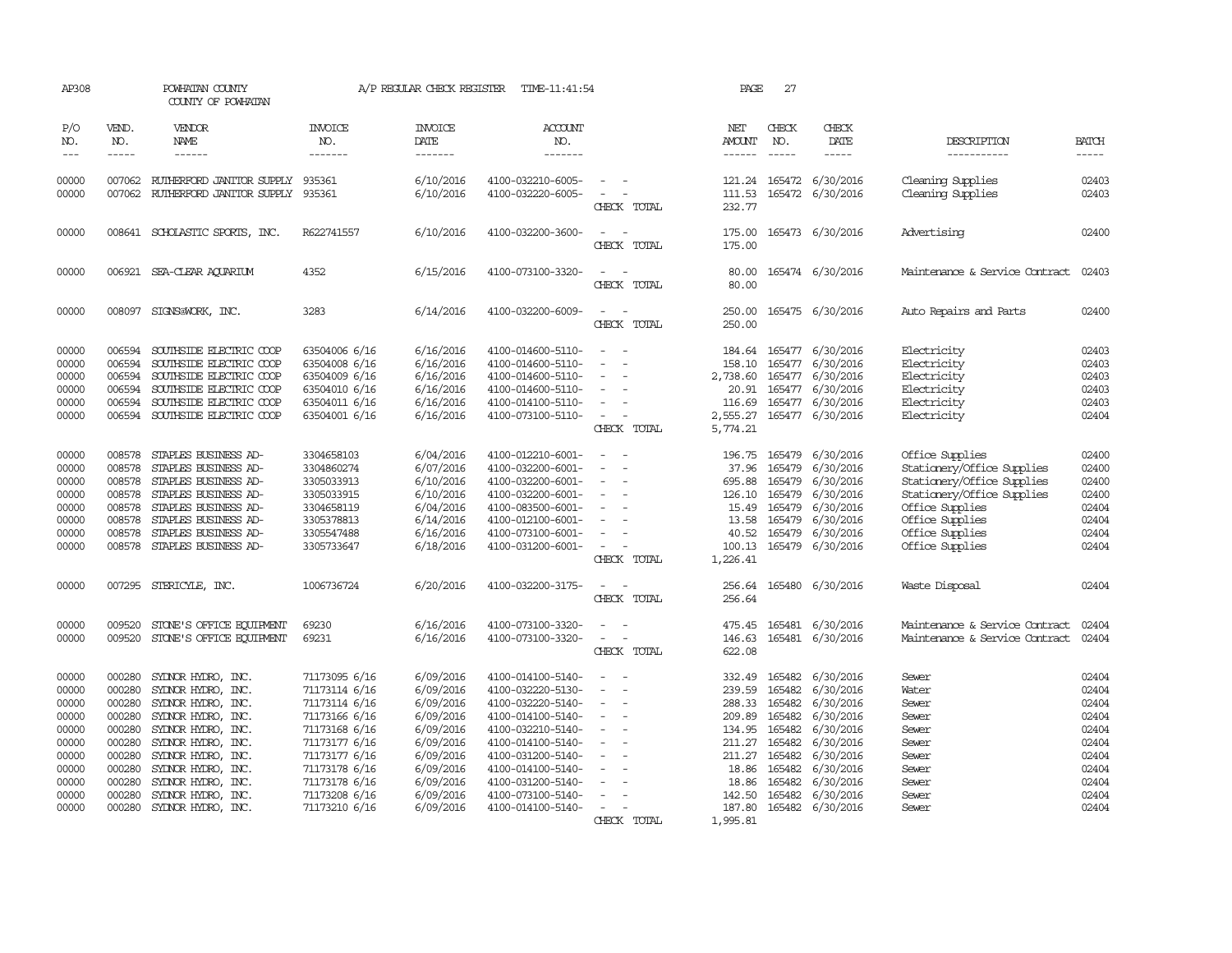AP308 POWHATAN COUNTY A/P REGULAR CHECK REGISTER TIME-11:41:54 PAGE 27

COUNTY OF POWHATAN

| P/O NO. | VEND. NO. | VENDOR NAME | INVOICE NO. | INVOICE DATE | ACCOUNT NO. | | NET AMOUNT | CHECK NO. | CHECK DATE | DESCRIPTION | BATCH |
|---|---|---|---|---|---|---|---|---|---|---|---|
| 00000 | 007062 | RUTHERFORD JANITOR SUPPLY | 935361 | 6/10/2016 | 4100-032210-6005- | - - | 121.24 | 165472 | 6/30/2016 | Cleaning Supplies | 02403 |
| 00000 | 007062 | RUTHERFORD JANITOR SUPPLY | 935361 | 6/10/2016 | 4100-032220-6005- | - - | 111.53 | 165472 | 6/30/2016 | Cleaning Supplies | 02403 |
| | | | | | | CHECK TOTAL | 232.77 | | | | |
| 00000 | 008641 | SCHOLASTIC SPORTS, INC. | R622741557 | 6/10/2016 | 4100-032200-3600- | - - | 175.00 | 165473 | 6/30/2016 | Advertising | 02400 |
| | | | | | | CHECK TOTAL | 175.00 | | | | |
| 00000 | 006921 | SEA-CLEAR AQUARIUM | 4352 | 6/15/2016 | 4100-073100-3320- | - - | 80.00 | 165474 | 6/30/2016 | Maintenance & Service Contract | 02403 |
| | | | | | | CHECK TOTAL | 80.00 | | | | |
| 00000 | 008097 | SIGNS@WORK, INC. | 3283 | 6/14/2016 | 4100-032200-6009- | - - | 250.00 | 165475 | 6/30/2016 | Auto Repairs and Parts | 02400 |
| | | | | | | CHECK TOTAL | 250.00 | | | | |
| 00000 | 006594 | SOUTHSIDE ELECTRIC COOP | 63504006 6/16 | 6/16/2016 | 4100-014600-5110- | - - | 184.64 | 165477 | 6/30/2016 | Electricity | 02403 |
| 00000 | 006594 | SOUTHSIDE ELECTRIC COOP | 63504008 6/16 | 6/16/2016 | 4100-014600-5110- | - - | 158.10 | 165477 | 6/30/2016 | Electricity | 02403 |
| 00000 | 006594 | SOUTHSIDE ELECTRIC COOP | 63504009 6/16 | 6/16/2016 | 4100-014600-5110- | - - | 2,738.60 | 165477 | 6/30/2016 | Electricity | 02403 |
| 00000 | 006594 | SOUTHSIDE ELECTRIC COOP | 63504010 6/16 | 6/16/2016 | 4100-014600-5110- | - - | 20.91 | 165477 | 6/30/2016 | Electricity | 02403 |
| 00000 | 006594 | SOUTHSIDE ELECTRIC COOP | 63504011 6/16 | 6/16/2016 | 4100-014100-5110- | - - | 116.69 | 165477 | 6/30/2016 | Electricity | 02403 |
| 00000 | 006594 | SOUTHSIDE ELECTRIC COOP | 63504001 6/16 | 6/16/2016 | 4100-073100-5110- | - - | 2,555.27 | 165477 | 6/30/2016 | Electricity | 02404 |
| | | | | | | CHECK TOTAL | 5,774.21 | | | | |
| 00000 | 008578 | STAPLES BUSINESS AD- | 3304658103 | 6/04/2016 | 4100-012210-6001- | - - | 196.75 | 165479 | 6/30/2016 | Office Supplies | 02400 |
| 00000 | 008578 | STAPLES BUSINESS AD- | 3304860274 | 6/07/2016 | 4100-032200-6001- | - - | 37.96 | 165479 | 6/30/2016 | Stationery/Office Supplies | 02400 |
| 00000 | 008578 | STAPLES BUSINESS AD- | 3305033913 | 6/10/2016 | 4100-032200-6001- | - - | 695.88 | 165479 | 6/30/2016 | Stationery/Office Supplies | 02400 |
| 00000 | 008578 | STAPLES BUSINESS AD- | 3305033915 | 6/10/2016 | 4100-032200-6001- | - - | 126.10 | 165479 | 6/30/2016 | Stationery/Office Supplies | 02400 |
| 00000 | 008578 | STAPLES BUSINESS AD- | 3304658119 | 6/04/2016 | 4100-083500-6001- | - - | 15.49 | 165479 | 6/30/2016 | Office Supplies | 02404 |
| 00000 | 008578 | STAPLES BUSINESS AD- | 3305378813 | 6/14/2016 | 4100-012100-6001- | - - | 13.58 | 165479 | 6/30/2016 | Office Supplies | 02404 |
| 00000 | 008578 | STAPLES BUSINESS AD- | 3305547488 | 6/16/2016 | 4100-073100-6001- | - - | 40.52 | 165479 | 6/30/2016 | Office Supplies | 02404 |
| 00000 | 008578 | STAPLES BUSINESS AD- | 3305733647 | 6/18/2016 | 4100-031200-6001- | - - | 100.13 | 165479 | 6/30/2016 | Office Supplies | 02404 |
| | | | | | | CHECK TOTAL | 1,226.41 | | | | |
| 00000 | 007295 | STERICYLE, INC. | 1006736724 | 6/20/2016 | 4100-032200-3175- | - - | 256.64 | 165480 | 6/30/2016 | Waste Disposal | 02404 |
| | | | | | | CHECK TOTAL | 256.64 | | | | |
| 00000 | 009520 | STONE'S OFFICE EQUIPMENT | 69230 | 6/16/2016 | 4100-073100-3320- | - - | 475.45 | 165481 | 6/30/2016 | Maintenance & Service Contract | 02404 |
| 00000 | 009520 | STONE'S OFFICE EQUIPMENT | 69231 | 6/16/2016 | 4100-073100-3320- | - - | 146.63 | 165481 | 6/30/2016 | Maintenance & Service Contract | 02404 |
| | | | | | | CHECK TOTAL | 622.08 | | | | |
| 00000 | 000280 | SYDNOR HYDRO, INC. | 71173095 6/16 | 6/09/2016 | 4100-014100-5140- | - - | 332.49 | 165482 | 6/30/2016 | Sewer | 02404 |
| 00000 | 000280 | SYDNOR HYDRO, INC. | 71173114 6/16 | 6/09/2016 | 4100-032220-5130- | - - | 239.59 | 165482 | 6/30/2016 | Water | 02404 |
| 00000 | 000280 | SYDNOR HYDRO, INC. | 71173114 6/16 | 6/09/2016 | 4100-032220-5140- | - - | 288.33 | 165482 | 6/30/2016 | Sewer | 02404 |
| 00000 | 000280 | SYDNOR HYDRO, INC. | 71173166 6/16 | 6/09/2016 | 4100-014100-5140- | - - | 209.89 | 165482 | 6/30/2016 | Sewer | 02404 |
| 00000 | 000280 | SYDNOR HYDRO, INC. | 71173168 6/16 | 6/09/2016 | 4100-032210-5140- | - - | 134.95 | 165482 | 6/30/2016 | Sewer | 02404 |
| 00000 | 000280 | SYDNOR HYDRO, INC. | 71173177 6/16 | 6/09/2016 | 4100-014100-5140- | - - | 211.27 | 165482 | 6/30/2016 | Sewer | 02404 |
| 00000 | 000280 | SYDNOR HYDRO, INC. | 71173177 6/16 | 6/09/2016 | 4100-031200-5140- | - - | 211.27 | 165482 | 6/30/2016 | Sewer | 02404 |
| 00000 | 000280 | SYDNOR HYDRO, INC. | 71173178 6/16 | 6/09/2016 | 4100-014100-5140- | - - | 18.86 | 165482 | 6/30/2016 | Sewer | 02404 |
| 00000 | 000280 | SYDNOR HYDRO, INC. | 71173178 6/16 | 6/09/2016 | 4100-031200-5140- | - - | 18.86 | 165482 | 6/30/2016 | Sewer | 02404 |
| 00000 | 000280 | SYDNOR HYDRO, INC. | 71173208 6/16 | 6/09/2016 | 4100-073100-5140- | - - | 142.50 | 165482 | 6/30/2016 | Sewer | 02404 |
| 00000 | 000280 | SYDNOR HYDRO, INC. | 71173210 6/16 | 6/09/2016 | 4100-014100-5140- | - - | 187.80 | 165482 | 6/30/2016 | Sewer | 02404 |
| | | | | | | CHECK TOTAL | 1,995.81 | | | | |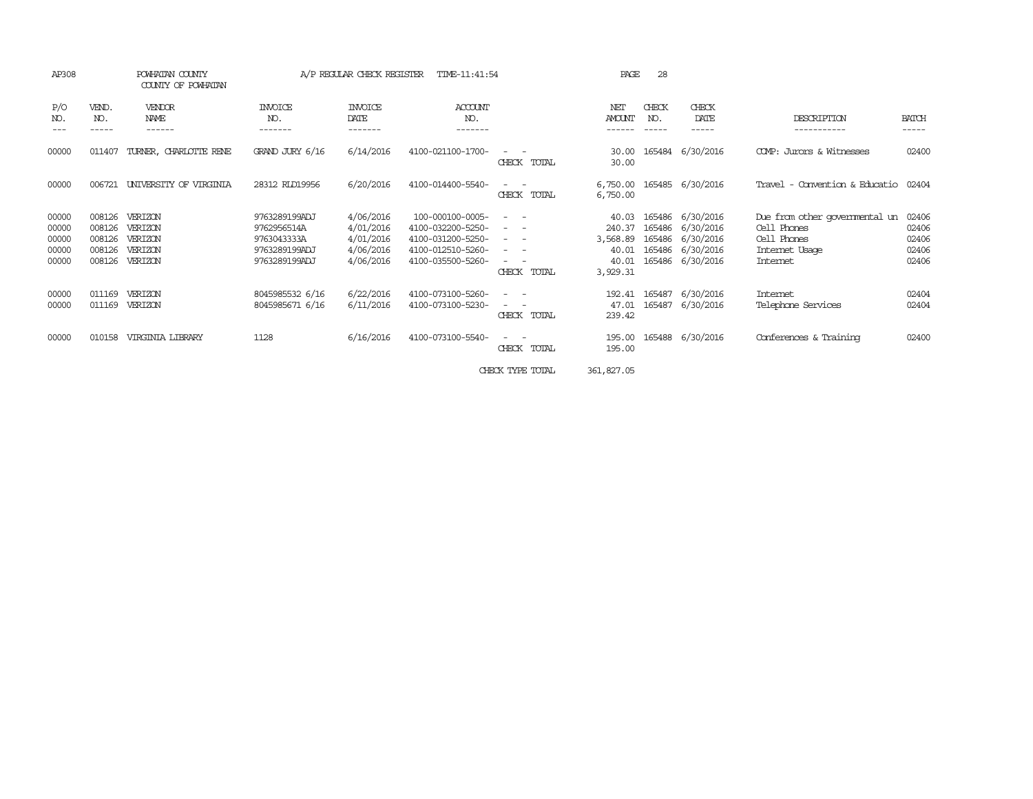AP308 POWHATAN COUNTY A/P REGULAR CHECK REGISTER TIME-11:41:54 PAGE 28

COUNTY OF POWHATAN

| P/O NO. | VEND. NO. | VENDOR NAME | INVOICE NO. | INVOICE DATE | ACCOUNT NO. | | NET AMOUNT | CHECK NO. | CHECK DATE | DESCRIPTION | BATCH |
|---|---|---|---|---|---|---|---|---|---|---|---|
| 00000 | 011407 | TURNER, CHARLOTTE RENE | GRAND JURY 6/16 | 6/14/2016 | 4100-021100-1700- | - - | 30.00 | 165484 | 6/30/2016 | COMP: Jurors & Witnesses | 02400 |
| | | | | | | CHECK TOTAL | 30.00 | | | | |
| 00000 | 006721 | UNIVERSITY OF VIRGINIA | 28312 RLD19956 | 6/20/2016 | 4100-014400-5540- | - - | 6,750.00 | 165485 | 6/30/2016 | Travel - Convention & Educatio | 02404 |
| | | | | | | CHECK TOTAL | 6,750.00 | | | | |
| 00000 | 008126 | VERIZON | 9763289199ADJ | 4/06/2016 | 100-000100-0005- | - - | 40.03 | 165486 | 6/30/2016 | Due from other governmental un | 02406 |
| 00000 | 008126 | VERIZON | 9762956514A | 4/01/2016 | 4100-032200-5250- | - - | 240.37 | 165486 | 6/30/2016 | Cell Phones | 02406 |
| 00000 | 008126 | VERIZON | 9763043333A | 4/01/2016 | 4100-031200-5250- | - - | 3,568.89 | 165486 | 6/30/2016 | Cell Phones | 02406 |
| 00000 | 008126 | VERIZON | 9763289199ADJ | 4/06/2016 | 4100-012510-5260- | - - | 40.01 | 165486 | 6/30/2016 | Internet Usage | 02406 |
| 00000 | 008126 | VERIZON | 9763289199ADJ | 4/06/2016 | 4100-035500-5260- | - - | 40.01 | 165486 | 6/30/2016 | Internet | 02406 |
| | | | | | | CHECK TOTAL | 3,929.31 | | | | |
| 00000 | 011169 | VERIZON | 8045985532 6/16 | 6/22/2016 | 4100-073100-5260- | - - | 192.41 | 165487 | 6/30/2016 | Internet | 02404 |
| 00000 | 011169 | VERIZON | 8045985671 6/16 | 6/11/2016 | 4100-073100-5230- | - - | 47.01 | 165487 | 6/30/2016 | Telephone Services | 02404 |
| | | | | | | CHECK TOTAL | 239.42 | | | | |
| 00000 | 010158 | VIRGINIA LIBRARY | 1128 | 6/16/2016 | 4100-073100-5540- | - - | 195.00 | 165488 | 6/30/2016 | Conferences & Training | 02400 |
| | | | | | | CHECK TOTAL | 195.00 | | | | |
| | | | | | | CHECK TYPE TOTAL | 361,827.05 | | | | |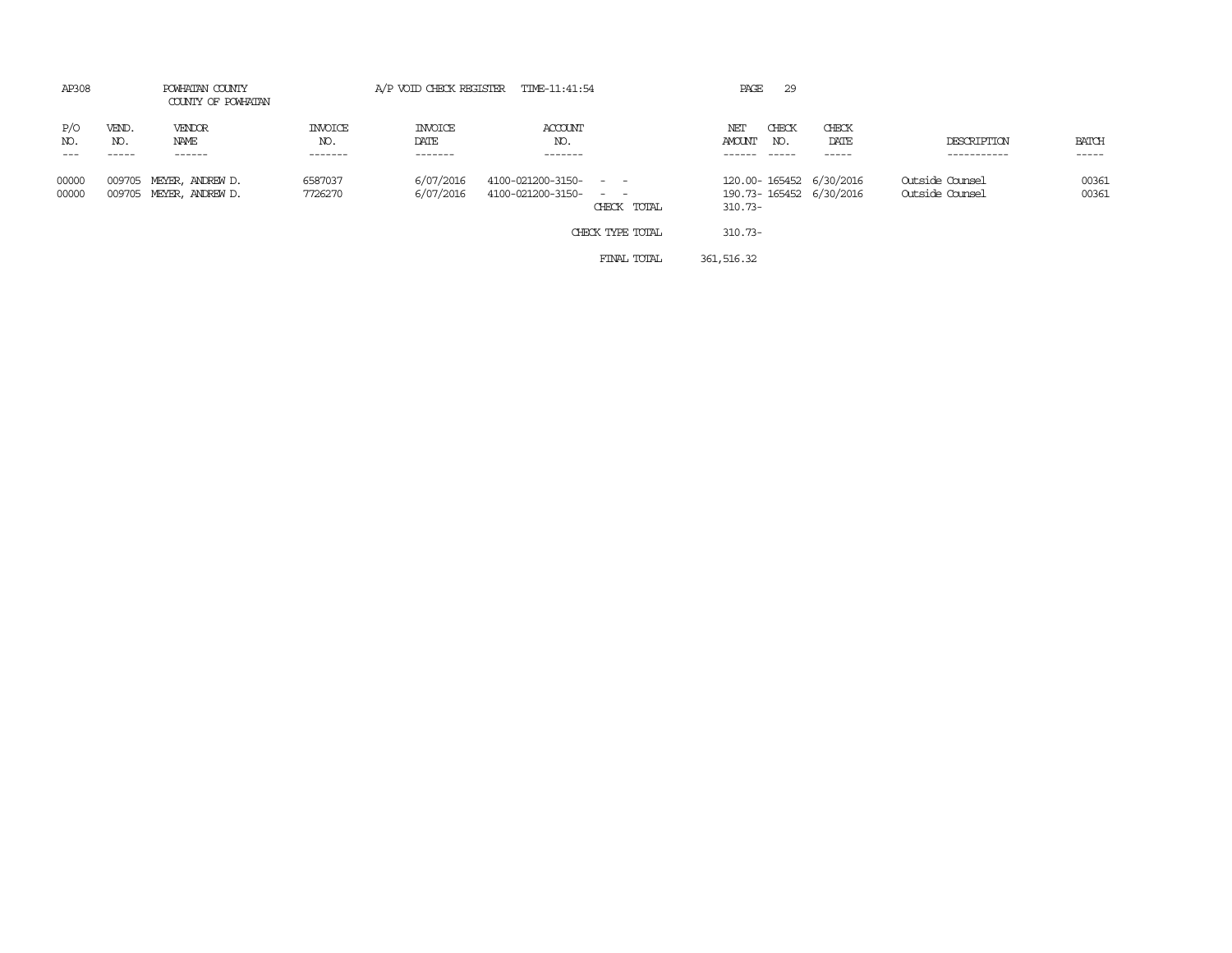AP308 POWHATAN COUNTY A/P VOID CHECK REGISTER TIME-11:41:54 PAGE 29

COUNTY OF POWHATAN

| P/O NO. | VEND. NO. | VENDOR NAME | INVOICE NO. | INVOICE DATE | ACCOUNT NO. | | NET AMOUNT | CHECK NO. | CHECK DATE | DESCRIPTION | BATCH |
|---|---|---|---|---|---|---|---|---|---|---|---|
| 00000 | 009705 | MEYER, ANDREW D. | 6587037 | 6/07/2016 | 4100-021200-3150- | - - | 120.00- | 165452 | 6/30/2016 | Outside Counsel | 00361 |
| 00000 | 009705 | MEYER, ANDREW D. | 7726270 | 6/07/2016 | 4100-021200-3150- | - - | 190.73- | 165452 | 6/30/2016 | Outside Counsel | 00361 |
| | | | | | | CHECK TOTAL | 310.73- | | | | |
| | | | | | | CHECK TYPE TOTAL | 310.73- | | | | |
| | | | | | | FINAL TOTAL | 361,516.32 | | | | |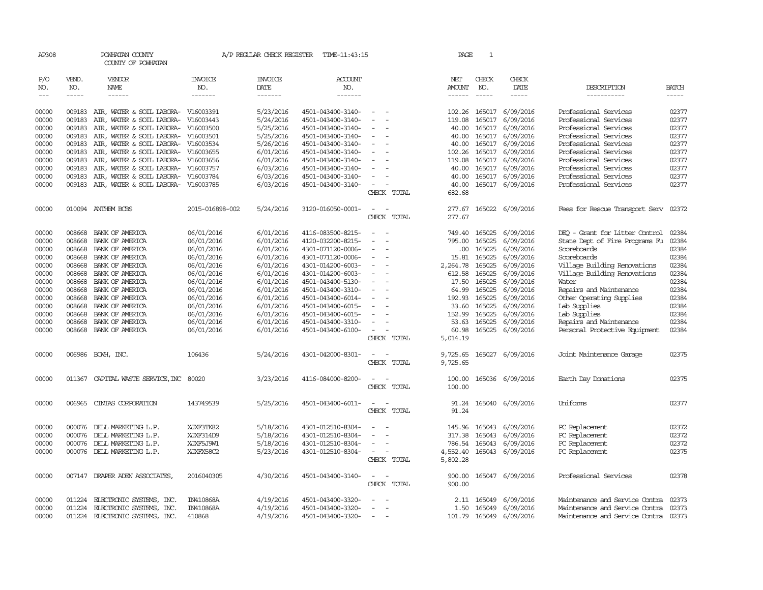AP308 POWHATAN COUNTY A/P REGULAR CHECK REGISTER TIME-11:43:15

COUNTY OF POWHATAN

| P/O NO. | VEND. NO. | VENDOR NAME | INVOICE NO. | INVOICE DATE | ACCOUNT NO. | | NET AMOUNT | CHECK NO. | CHECK DATE | DESCRIPTION | BATCH |
|---|---|---|---|---|---|---|---|---|---|---|---|
| 00000 | 009183 | AIR, WATER & SOIL LABORA- | V16003391 | 5/23/2016 | 4501-043400-3140- | - - | 102.26 | 165017 | 6/09/2016 | Professional Services | 02377 |
| 00000 | 009183 | AIR, WATER & SOIL LABORA- | V16003443 | 5/24/2016 | 4501-043400-3140- | - - | 119.08 | 165017 | 6/09/2016 | Professional Services | 02377 |
| 00000 | 009183 | AIR, WATER & SOIL LABORA- | V16003500 | 5/25/2016 | 4501-043400-3140- | - - | 40.00 | 165017 | 6/09/2016 | Professional Services | 02377 |
| 00000 | 009183 | AIR, WATER & SOIL LABORA- | V16003501 | 5/25/2016 | 4501-043400-3140- | - - | 40.00 | 165017 | 6/09/2016 | Professional Services | 02377 |
| 00000 | 009183 | AIR, WATER & SOIL LABORA- | V16003534 | 5/26/2016 | 4501-043400-3140- | - - | 40.00 | 165017 | 6/09/2016 | Professional Services | 02377 |
| 00000 | 009183 | AIR, WATER & SOIL LABORA- | V16003655 | 6/01/2016 | 4501-043400-3140- | - - | 102.26 | 165017 | 6/09/2016 | Professional Services | 02377 |
| 00000 | 009183 | AIR, WATER & SOIL LABORA- | V16003656 | 6/01/2016 | 4501-043400-3140- | - - | 119.08 | 165017 | 6/09/2016 | Professional Services | 02377 |
| 00000 | 009183 | AIR, WATER & SOIL LABORA- | V16003757 | 6/03/2016 | 4501-043400-3140- | - - | 40.00 | 165017 | 6/09/2016 | Professional Services | 02377 |
| 00000 | 009183 | AIR, WATER & SOIL LABORA- | V16003784 | 6/03/2016 | 4501-043400-3140- | - - | 40.00 | 165017 | 6/09/2016 | Professional Services | 02377 |
| 00000 | 009183 | AIR, WATER & SOIL LABORA- | V16003785 | 6/03/2016 | 4501-043400-3140- | - - | 40.00 | 165017 | 6/09/2016 | Professional Services | 02377 |
| | | | | | | CHECK TOTAL | 682.68 | | | | |
| 00000 | 010094 | ANTHEM BCBS | 2015-016898-002 | 5/24/2016 | 3120-016050-0001- | - - | 277.67 | 165022 | 6/09/2016 | Fees for Rescue Transport Serv | 02372 |
| | | | | | | CHECK TOTAL | 277.67 | | | | |
| 00000 | 008668 | BANK OF AMERICA | 06/01/2016 | 6/01/2016 | 4116-083500-8215- | - - | 749.40 | 165025 | 6/09/2016 | DEQ - Grant for Litter Control | 02384 |
| 00000 | 008668 | BANK OF AMERICA | 06/01/2016 | 6/01/2016 | 4120-032200-8215- | - - | 795.00 | 165025 | 6/09/2016 | State Dept of Fire Programs Fu | 02384 |
| 00000 | 008668 | BANK OF AMERICA | 06/01/2016 | 6/01/2016 | 4301-071120-0006- | - - | .00 | 165025 | 6/09/2016 | Scoreboards | 02384 |
| 00000 | 008668 | BANK OF AMERICA | 06/01/2016 | 6/01/2016 | 4301-071120-0006- | - - | 15.81 | 165025 | 6/09/2016 | Scoreboards | 02384 |
| 00000 | 008668 | BANK OF AMERICA | 06/01/2016 | 6/01/2016 | 4301-014200-6003- | - - | 2,264.78 | 165025 | 6/09/2016 | Village Building Renovations | 02384 |
| 00000 | 008668 | BANK OF AMERICA | 06/01/2016 | 6/01/2016 | 4301-014200-6003- | - - | 612.58 | 165025 | 6/09/2016 | Village Building Renovations | 02384 |
| 00000 | 008668 | BANK OF AMERICA | 06/01/2016 | 6/01/2016 | 4501-043400-5130- | - - | 17.50 | 165025 | 6/09/2016 | Water | 02384 |
| 00000 | 008668 | BANK OF AMERICA | 06/01/2016 | 6/01/2016 | 4501-043400-3310- | - - | 64.99 | 165025 | 6/09/2016 | Repairs and Maintenance | 02384 |
| 00000 | 008668 | BANK OF AMERICA | 06/01/2016 | 6/01/2016 | 4501-043400-6014- | - - | 192.93 | 165025 | 6/09/2016 | Other Operating Supplies | 02384 |
| 00000 | 008668 | BANK OF AMERICA | 06/01/2016 | 6/01/2016 | 4501-043400-6015- | - - | 33.60 | 165025 | 6/09/2016 | Lab Supplies | 02384 |
| 00000 | 008668 | BANK OF AMERICA | 06/01/2016 | 6/01/2016 | 4501-043400-6015- | - - | 152.99 | 165025 | 6/09/2016 | Lab Supplies | 02384 |
| 00000 | 008668 | BANK OF AMERICA | 06/01/2016 | 6/01/2016 | 4501-043400-3310- | - - | 53.63 | 165025 | 6/09/2016 | Repairs and Maintenance | 02384 |
| 00000 | 008668 | BANK OF AMERICA | 06/01/2016 | 6/01/2016 | 4501-043400-6100- | - - | 60.98 | 165025 | 6/09/2016 | Personal Protective Equipment | 02384 |
| | | | | | | CHECK TOTAL | 5,014.19 | | | | |
| 00000 | 006986 | BCWH, INC. | 106436 | 5/24/2016 | 4301-042000-8301- | - - | 9,725.65 | 165027 | 6/09/2016 | Joint Maintenance Garage | 02375 |
| | | | | | | CHECK TOTAL | 9,725.65 | | | | |
| 00000 | 011367 | CAPITAL WASTE SERVICE,INC | 80020 | 3/23/2016 | 4116-084000-8200- | - - | 100.00 | 165036 | 6/09/2016 | Earth Day Donations | 02375 |
| | | | | | | CHECK TOTAL | 100.00 | | | | |
| 00000 | 006965 | CINTAS CORPORATION | 143749539 | 5/25/2016 | 4501-043400-6011- | - - | 91.24 | 165040 | 6/09/2016 | Uniforms | 02377 |
| | | | | | | CHECK TOTAL | 91.24 | | | | |
| 00000 | 000076 | DELL MARKETING L.P. | XJXF3TK82 | 5/18/2016 | 4301-012510-8304- | - - | 145.96 | 165043 | 6/09/2016 | PC Replacement | 02372 |
| 00000 | 000076 | DELL MARKETING L.P. | XJXF314D9 | 5/18/2016 | 4301-012510-8304- | - - | 317.38 | 165043 | 6/09/2016 | PC Replacement | 02372 |
| 00000 | 000076 | DELL MARKETING L.P. | XJXF5J9W1 | 5/18/2016 | 4301-012510-8304- | - - | 786.54 | 165043 | 6/09/2016 | PC Replacement | 02372 |
| 00000 | 000076 | DELL MARKETING L.P. | XJXFX58C2 | 5/23/2016 | 4301-012510-8304- | - - | 4,552.40 | 165043 | 6/09/2016 | PC Replacement | 02375 |
| | | | | | | CHECK TOTAL | 5,802.28 | | | | |
| 00000 | 007147 | DRAPER ADEN ASSOCIATES, | 2016040305 | 4/30/2016 | 4501-043400-3140- | - - | 900.00 | 165047 | 6/09/2016 | Professional Services | 02378 |
| | | | | | | CHECK TOTAL | 900.00 | | | | |
| 00000 | 011224 | ELECTRONIC SYSTEMS, INC. | IN410868A | 4/19/2016 | 4501-043400-3320- | - - | 2.11 | 165049 | 6/09/2016 | Maintenance and Service Contra | 02373 |
| 00000 | 011224 | ELECTRONIC SYSTEMS, INC. | IN410868A | 4/19/2016 | 4501-043400-3320- | - - | 1.50 | 165049 | 6/09/2016 | Maintenance and Service Contra | 02373 |
| 00000 | 011224 | ELECTRONIC SYSTEMS, INC. | 410868 | 4/19/2016 | 4501-043400-3320- | - - | 101.79 | 165049 | 6/09/2016 | Maintenance and Service Contra | 02373 |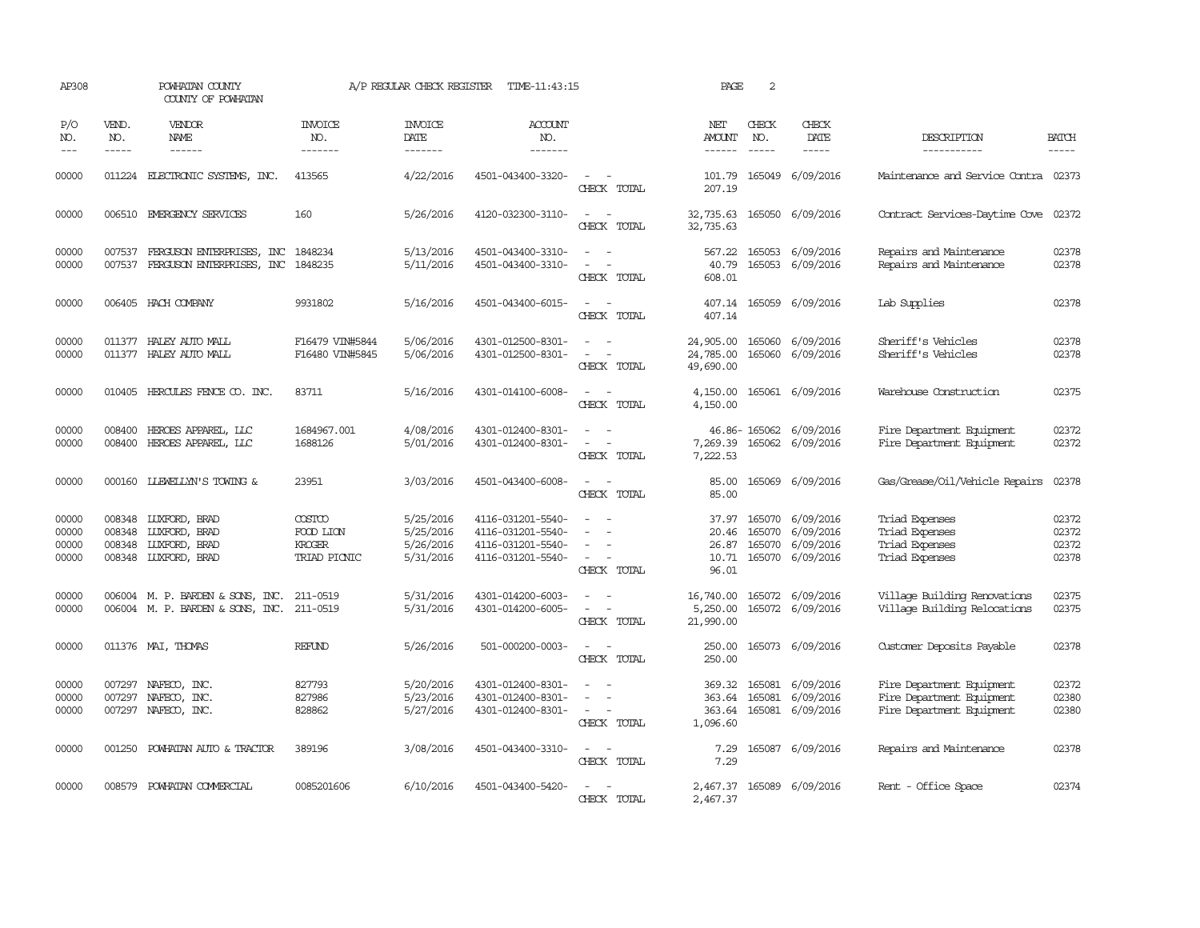AP308 POWHATAN COUNTY A/P REGULAR CHECK REGISTER TIME-11:43:15

COUNTY OF POWHATAN

| P/O NO. | VEND. NO. | VENDOR NAME | INVOICE NO. | INVOICE DATE | ACCOUNT NO. | | NET AMOUNT | CHECK NO. | CHECK DATE | DESCRIPTION | BATCH |
|---|---|---|---|---|---|---|---|---|---|---|---|
| 00000 | 011224 | ELECTRONIC SYSTEMS, INC. | 413565 | 4/22/2016 | 4501-043400-3320- | - - | 101.79 | 165049 | 6/09/2016 | Maintenance and Service Contra | 02373 |
| | | | | | | CHECK TOTAL | 207.19 | | | | |
| 00000 | 006510 | EMERGENCY SERVICES | 160 | 5/26/2016 | 4120-032300-3110- | - - | 32,735.63 | 165050 | 6/09/2016 | Contract Services-Daytime Cove | 02372 |
| | | | | | | CHECK TOTAL | 32,735.63 | | | | |
| 00000 | 007537 | FERGUSON ENTERPRISES, INC | 1848234 | 5/13/2016 | 4501-043400-3310- | - - | 567.22 | 165053 | 6/09/2016 | Repairs and Maintenance | 02378 |
| 00000 | 007537 | FERGUSON ENTERPRISES, INC | 1848235 | 5/11/2016 | 4501-043400-3310- | - - | 40.79 | 165053 | 6/09/2016 | Repairs and Maintenance | 02378 |
| | | | | | | CHECK TOTAL | 608.01 | | | | |
| 00000 | 006405 | HACH COMPANY | 9931802 | 5/16/2016 | 4501-043400-6015- | - - | 407.14 | 165059 | 6/09/2016 | Lab Supplies | 02378 |
| | | | | | | CHECK TOTAL | 407.14 | | | | |
| 00000 | 011377 | HALEY AUTO MALL | F16479 VIN#5844 | 5/06/2016 | 4301-012500-8301- | - - | 24,905.00 | 165060 | 6/09/2016 | Sheriff's Vehicles | 02378 |
| 00000 | 011377 | HALEY AUTO MALL | F16480 VIN#5845 | 5/06/2016 | 4301-012500-8301- | - - | 24,785.00 | 165060 | 6/09/2016 | Sheriff's Vehicles | 02378 |
| | | | | | | CHECK TOTAL | 49,690.00 | | | | |
| 00000 | 010405 | HERCULES FENCE CO. INC. | 83711 | 5/16/2016 | 4301-014100-6008- | - - | 4,150.00 | 165061 | 6/09/2016 | Warehouse Construction | 02375 |
| | | | | | | CHECK TOTAL | 4,150.00 | | | | |
| 00000 | 008400 | HEROES APPAREL, LLC | 1684967.001 | 4/08/2016 | 4301-012400-8301- | - - | 46.86- | 165062 | 6/09/2016 | Fire Department Equipment | 02372 |
| 00000 | 008400 | HEROES APPAREL, LLC | 1688126 | 5/01/2016 | 4301-012400-8301- | - - | 7,269.39 | 165062 | 6/09/2016 | Fire Department Equipment | 02372 |
| | | | | | | CHECK TOTAL | 7,222.53 | | | | |
| 00000 | 000160 | LLEWELLYN'S TOWING & | 23951 | 3/03/2016 | 4501-043400-6008- | - - | 85.00 | 165069 | 6/09/2016 | Gas/Grease/Oil/Vehicle Repairs | 02378 |
| | | | | | | CHECK TOTAL | 85.00 | | | | |
| 00000 | 008348 | LUXFORD, BRAD | COSTCO | 5/25/2016 | 4116-031201-5540- | - - | 37.97 | 165070 | 6/09/2016 | Triad Expenses | 02372 |
| 00000 | 008348 | LUXFORD, BRAD | FOOD LION | 5/25/2016 | 4116-031201-5540- | - - | 20.46 | 165070 | 6/09/2016 | Triad Expenses | 02372 |
| 00000 | 008348 | LUXFORD, BRAD | KROGER | 5/26/2016 | 4116-031201-5540- | - - | 26.87 | 165070 | 6/09/2016 | Triad Expenses | 02372 |
| 00000 | 008348 | LUXFORD, BRAD | TRIAD PICNIC | 5/31/2016 | 4116-031201-5540- | - - | 10.71 | 165070 | 6/09/2016 | Triad Expenses | 02378 |
| | | | | | | CHECK TOTAL | 96.01 | | | | |
| 00000 | 006004 | M. P. BARDEN & SONS, INC. | 211-0519 | 5/31/2016 | 4301-014200-6003- | - - | 16,740.00 | 165072 | 6/09/2016 | Village Building Renovations | 02375 |
| 00000 | 006004 | M. P. BARDEN & SONS, INC. | 211-0519 | 5/31/2016 | 4301-014200-6005- | - - | 5,250.00 | 165072 | 6/09/2016 | Village Building Relocations | 02375 |
| | | | | | | CHECK TOTAL | 21,990.00 | | | | |
| 00000 | 011376 | MAI, THOMAS | REFUND | 5/26/2016 | 501-000200-0003- | - - | 250.00 | 165073 | 6/09/2016 | Customer Deposits Payable | 02378 |
| | | | | | | CHECK TOTAL | 250.00 | | | | |
| 00000 | 007297 | NAFECO, INC. | 827793 | 5/20/2016 | 4301-012400-8301- | - - | 369.32 | 165081 | 6/09/2016 | Fire Department Equipment | 02372 |
| 00000 | 007297 | NAFECO, INC. | 827986 | 5/23/2016 | 4301-012400-8301- | - - | 363.64 | 165081 | 6/09/2016 | Fire Department Equipment | 02380 |
| 00000 | 007297 | NAFECO, INC. | 828862 | 5/27/2016 | 4301-012400-8301- | - - | 363.64 | 165081 | 6/09/2016 | Fire Department Equipment | 02380 |
| | | | | | | CHECK TOTAL | 1,096.60 | | | | |
| 00000 | 001250 | POWHATAN AUTO & TRACTOR | 389196 | 3/08/2016 | 4501-043400-3310- | - - | 7.29 | 165087 | 6/09/2016 | Repairs and Maintenance | 02378 |
| | | | | | | CHECK TOTAL | 7.29 | | | | |
| 00000 | 008579 | POWHATAN COMMERCIAL | 0085201606 | 6/10/2016 | 4501-043400-5420- | - - | 2,467.37 | 165089 | 6/09/2016 | Rent - Office Space | 02374 |
| | | | | | | CHECK TOTAL | 2,467.37 | | | | |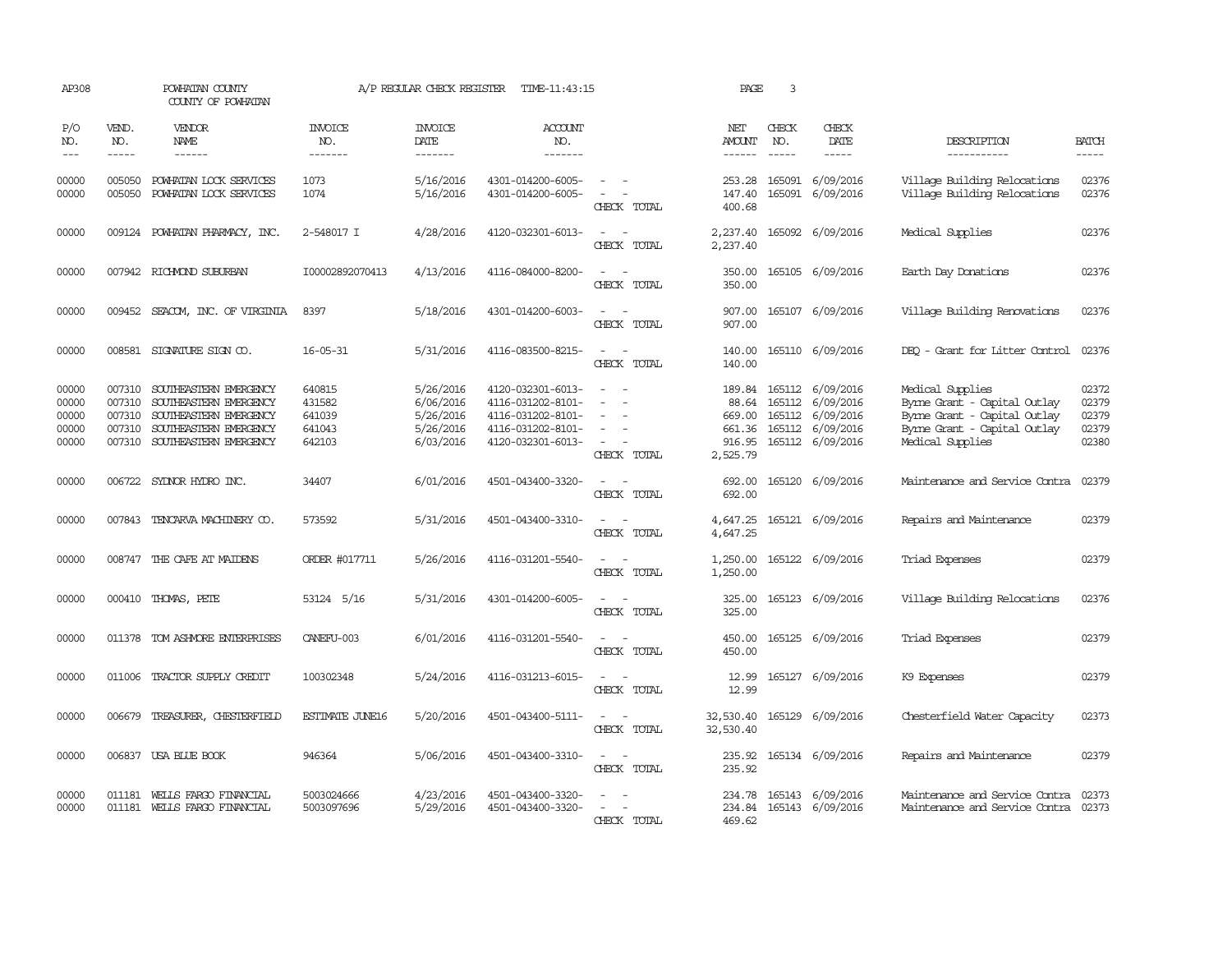AP308 POWHATAN COUNTY A/P REGULAR CHECK REGISTER TIME-11:43:15 PAGE 3

COUNTY OF POWHATAN

| P/O NO. | VEND. NO. | VENDOR NAME | INVOICE NO. | INVOICE DATE | ACCOUNT NO. | | NET AMOUNT | CHECK NO. | CHECK DATE | DESCRIPTION | BATCH |
|---|---|---|---|---|---|---|---|---|---|---|---|
| 00000 | 005050 | POWHATAN LOCK SERVICES | 1073 | 5/16/2016 | 4301-014200-6005- | - - | 253.28 | 165091 | 6/09/2016 | Village Building Relocations | 02376 |
| 00000 | 005050 | POWHATAN LOCK SERVICES | 1074 | 5/16/2016 | 4301-014200-6005- | - - | 147.40 | 165091 | 6/09/2016 | Village Building Relocations | 02376 |
| | | | | | | CHECK TOTAL | 400.68 | | | | |
| 00000 | 009124 | POWHATAN PHARMACY, INC. | 2-548017 I | 4/28/2016 | 4120-032301-6013- | - - | 2,237.40 | 165092 | 6/09/2016 | Medical Supplies | 02376 |
| | | | | | | CHECK TOTAL | 2,237.40 | | | | |
| 00000 | 007942 | RICHMOND SUBURBAN | I00002892070413 | 4/13/2016 | 4116-084000-8200- | - - | 350.00 | 165105 | 6/09/2016 | Earth Day Donations | 02376 |
| | | | | | | CHECK TOTAL | 350.00 | | | | |
| 00000 | 009452 | SEACOM, INC. OF VIRGINIA | 8397 | 5/18/2016 | 4301-014200-6003- | - - | 907.00 | 165107 | 6/09/2016 | Village Building Renovations | 02376 |
| | | | | | | CHECK TOTAL | 907.00 | | | | |
| 00000 | 008581 | SIGNATURE SIGN CO. | 16-05-31 | 5/31/2016 | 4116-083500-8215- | - - | 140.00 | 165110 | 6/09/2016 | DEQ - Grant for Litter Control | 02376 |
| | | | | | | CHECK TOTAL | 140.00 | | | | |
| 00000 | 007310 | SOUTHEASTERN EMERGENCY | 640815 | 5/26/2016 | 4120-032301-6013- | - - | 189.84 | 165112 | 6/09/2016 | Medical Supplies | 02372 |
| 00000 | 007310 | SOUTHEASTERN EMERGENCY | 431582 | 6/06/2016 | 4116-031202-8101- | - - | 88.64 | 165112 | 6/09/2016 | Byrne Grant - Capital Outlay | 02379 |
| 00000 | 007310 | SOUTHEASTERN EMERGENCY | 641039 | 5/26/2016 | 4116-031202-8101- | - - | 669.00 | 165112 | 6/09/2016 | Byrne Grant - Capital Outlay | 02379 |
| 00000 | 007310 | SOUTHEASTERN EMERGENCY | 641043 | 5/26/2016 | 4116-031202-8101- | - - | 661.36 | 165112 | 6/09/2016 | Byrne Grant - Capital Outlay | 02379 |
| 00000 | 007310 | SOUTHEASTERN EMERGENCY | 642103 | 6/03/2016 | 4120-032301-6013- | - - | 916.95 | 165112 | 6/09/2016 | Medical Supplies | 02380 |
| | | | | | | CHECK TOTAL | 2,525.79 | | | | |
| 00000 | 006722 | SYDNOR HYDRO INC. | 34407 | 6/01/2016 | 4501-043400-3320- | - - | 692.00 | 165120 | 6/09/2016 | Maintenance and Service Contra | 02379 |
| | | | | | | CHECK TOTAL | 692.00 | | | | |
| 00000 | 007843 | TENCARVA MACHINERY CO. | 573592 | 5/31/2016 | 4501-043400-3310- | - - | 4,647.25 | 165121 | 6/09/2016 | Repairs and Maintenance | 02379 |
| | | | | | | CHECK TOTAL | 4,647.25 | | | | |
| 00000 | 008747 | THE CAFE AT MAIDENS | ORDER #017711 | 5/26/2016 | 4116-031201-5540- | - - | 1,250.00 | 165122 | 6/09/2016 | Triad Expenses | 02379 |
| | | | | | | CHECK TOTAL | 1,250.00 | | | | |
| 00000 | 000410 | THOMAS, PETE | 53124 5/16 | 5/31/2016 | 4301-014200-6005- | - - | 325.00 | 165123 | 6/09/2016 | Village Building Relocations | 02376 |
| | | | | | | CHECK TOTAL | 325.00 | | | | |
| 00000 | 011378 | TOM ASHMORE ENTERPRISES | CANEFU-003 | 6/01/2016 | 4116-031201-5540- | - - | 450.00 | 165125 | 6/09/2016 | Triad Expenses | 02379 |
| | | | | | | CHECK TOTAL | 450.00 | | | | |
| 00000 | 011006 | TRACTOR SUPPLY CREDIT | 100302348 | 5/24/2016 | 4116-031213-6015- | - - | 12.99 | 165127 | 6/09/2016 | K9 Expenses | 02379 |
| | | | | | | CHECK TOTAL | 12.99 | | | | |
| 00000 | 006679 | TREASURER, CHESTERFIELD | ESTIMATE JUNE16 | 5/20/2016 | 4501-043400-5111- | - - | 32,530.40 | 165129 | 6/09/2016 | Chesterfield Water Capacity | 02373 |
| | | | | | | CHECK TOTAL | 32,530.40 | | | | |
| 00000 | 006837 | USA BLUE BOOK | 946364 | 5/06/2016 | 4501-043400-3310- | - - | 235.92 | 165134 | 6/09/2016 | Repairs and Maintenance | 02379 |
| | | | | | | CHECK TOTAL | 235.92 | | | | |
| 00000 | 011181 | WELLS FARGO FINANCIAL | 5003024666 | 4/23/2016 | 4501-043400-3320- | - - | 234.78 | 165143 | 6/09/2016 | Maintenance and Service Contra | 02373 |
| 00000 | 011181 | WELLS FARGO FINANCIAL | 5003097696 | 5/29/2016 | 4501-043400-3320- | - - | 234.84 | 165143 | 6/09/2016 | Maintenance and Service Contra | 02373 |
| | | | | | | CHECK TOTAL | 469.62 | | | | |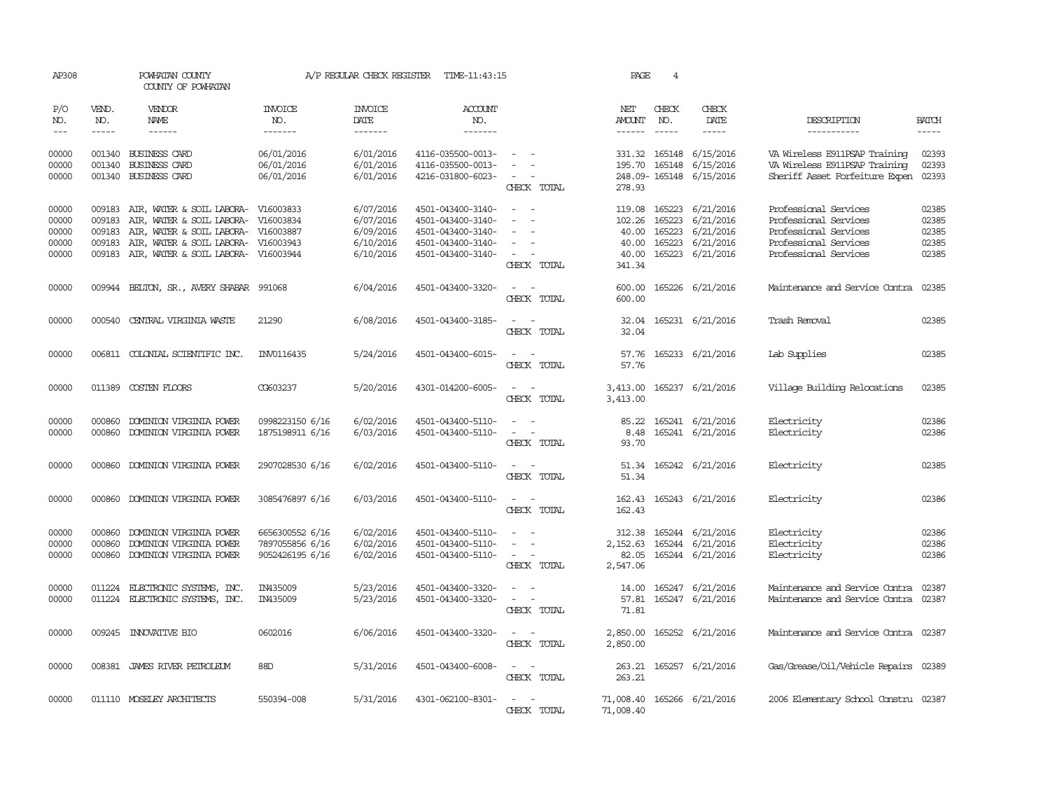AP308 POWHATAN COUNTY A/P REGULAR CHECK REGISTER TIME-11:43:15

COUNTY OF POWHATAN

| P/O NO. | VEND. NO. | VENDOR NAME | INVOICE NO. | INVOICE DATE | ACCOUNT NO. | | NET AMOUNT | CHECK NO. | CHECK DATE | DESCRIPTION | BATCH |
|---|---|---|---|---|---|---|---|---|---|---|---|
| 00000 | 001340 | BUSINESS CARD | 06/01/2016 | 6/01/2016 | 4116-035500-0013- | - - | 331.32 | 165148 | 6/15/2016 | VA Wireless E911PSAP Training | 02393 |
| 00000 | 001340 | BUSINESS CARD | 06/01/2016 | 6/01/2016 | 4116-035500-0013- | - - | 195.70 | 165148 | 6/15/2016 | VA Wireless E911PSAP Training | 02393 |
| 00000 | 001340 | BUSINESS CARD | 06/01/2016 | 6/01/2016 | 4216-031800-6023- | - - | 248.09- | 165148 | 6/15/2016 | Sheriff Asset Forfeiture Expen | 02393 |
| | | | | | | CHECK TOTAL | 278.93 | | | | |
| 00000 | 009183 | AIR, WATER & SOIL LABORA- | V16003833 | 6/07/2016 | 4501-043400-3140- | - - | 119.08 | 165223 | 6/21/2016 | Professional Services | 02385 |
| 00000 | 009183 | AIR, WATER & SOIL LABORA- | V16003834 | 6/07/2016 | 4501-043400-3140- | - - | 102.26 | 165223 | 6/21/2016 | Professional Services | 02385 |
| 00000 | 009183 | AIR, WATER & SOIL LABORA- | V16003887 | 6/09/2016 | 4501-043400-3140- | - - | 40.00 | 165223 | 6/21/2016 | Professional Services | 02385 |
| 00000 | 009183 | AIR, WATER & SOIL LABORA- | V16003943 | 6/10/2016 | 4501-043400-3140- | - - | 40.00 | 165223 | 6/21/2016 | Professional Services | 02385 |
| 00000 | 009183 | AIR, WATER & SOIL LABORA- | V16003944 | 6/10/2016 | 4501-043400-3140- | - - | 40.00 | 165223 | 6/21/2016 | Professional Services | 02385 |
| | | | | | | CHECK TOTAL | 341.34 | | | | |
| 00000 | 009944 | BELTON, SR., AVERY SHABAR | 991068 | 6/04/2016 | 4501-043400-3320- | - - | 600.00 | 165226 | 6/21/2016 | Maintenance and Service Contra | 02385 |
| | | | | | | CHECK TOTAL | 600.00 | | | | |
| 00000 | 000540 | CENTRAL VIRGINIA WASTE | 21290 | 6/08/2016 | 4501-043400-3185- | - - | 32.04 | 165231 | 6/21/2016 | Trash Removal | 02385 |
| | | | | | | CHECK TOTAL | 32.04 | | | | |
| 00000 | 006811 | COLONIAL SCIENTIFIC INC. | INV0116435 | 5/24/2016 | 4501-043400-6015- | - - | 57.76 | 165233 | 6/21/2016 | Lab Supplies | 02385 |
| | | | | | | CHECK TOTAL | 57.76 | | | | |
| 00000 | 011389 | COSTEN FLOORS | CG603237 | 5/20/2016 | 4301-014200-6005- | - - | 3,413.00 | 165237 | 6/21/2016 | Village Building Relocations | 02385 |
| | | | | | | CHECK TOTAL | 3,413.00 | | | | |
| 00000 | 000860 | DOMINION VIRGINIA POWER | 0998223150 6/16 | 6/02/2016 | 4501-043400-5110- | - - | 85.22 | 165241 | 6/21/2016 | Electricity | 02386 |
| 00000 | 000860 | DOMINION VIRGINIA POWER | 1875198911 6/16 | 6/03/2016 | 4501-043400-5110- | - - | 8.48 | 165241 | 6/21/2016 | Electricity | 02386 |
| | | | | | | CHECK TOTAL | 93.70 | | | | |
| 00000 | 000860 | DOMINION VIRGINIA POWER | 2907028530 6/16 | 6/02/2016 | 4501-043400-5110- | - - | 51.34 | 165242 | 6/21/2016 | Electricity | 02385 |
| | | | | | | CHECK TOTAL | 51.34 | | | | |
| 00000 | 000860 | DOMINION VIRGINIA POWER | 3085476897 6/16 | 6/03/2016 | 4501-043400-5110- | - - | 162.43 | 165243 | 6/21/2016 | Electricity | 02386 |
| | | | | | | CHECK TOTAL | 162.43 | | | | |
| 00000 | 000860 | DOMINION VIRGINIA POWER | 6656300552 6/16 | 6/02/2016 | 4501-043400-5110- | - - | 312.38 | 165244 | 6/21/2016 | Electricity | 02386 |
| 00000 | 000860 | DOMINION VIRGINIA POWER | 7897055856 6/16 | 6/02/2016 | 4501-043400-5110- | - - | 2,152.63 | 165244 | 6/21/2016 | Electricity | 02386 |
| 00000 | 000860 | DOMINION VIRGINIA POWER | 9052426195 6/16 | 6/02/2016 | 4501-043400-5110- | - - | 82.05 | 165244 | 6/21/2016 | Electricity | 02386 |
| | | | | | | CHECK TOTAL | 2,547.06 | | | | |
| 00000 | 011224 | ELECTRONIC SYSTEMS, INC. | IN435009 | 5/23/2016 | 4501-043400-3320- | - - | 14.00 | 165247 | 6/21/2016 | Maintenance and Service Contra | 02387 |
| 00000 | 011224 | ELECTRONIC SYSTEMS, INC. | IN435009 | 5/23/2016 | 4501-043400-3320- | - - | 57.81 | 165247 | 6/21/2016 | Maintenance and Service Contra | 02387 |
| | | | | | | CHECK TOTAL | 71.81 | | | | |
| 00000 | 009245 | INNOVATIVE BIO | 0602016 | 6/06/2016 | 4501-043400-3320- | - - | 2,850.00 | 165252 | 6/21/2016 | Maintenance and Service Contra | 02387 |
| | | | | | | CHECK TOTAL | 2,850.00 | | | | |
| 00000 | 008381 | JAMES RIVER PETROLEUM | 88D | 5/31/2016 | 4501-043400-6008- | - - | 263.21 | 165257 | 6/21/2016 | Gas/Grease/Oil/Vehicle Repairs | 02389 |
| | | | | | | CHECK TOTAL | 263.21 | | | | |
| 00000 | 011110 | MOSELEY ARCHITECTS | 550394-008 | 5/31/2016 | 4301-062100-8301- | - - | 71,008.40 | 165266 | 6/21/2016 | 2006 Elementary School Constru | 02387 |
| | | | | | | CHECK TOTAL | 71,008.40 | | | | |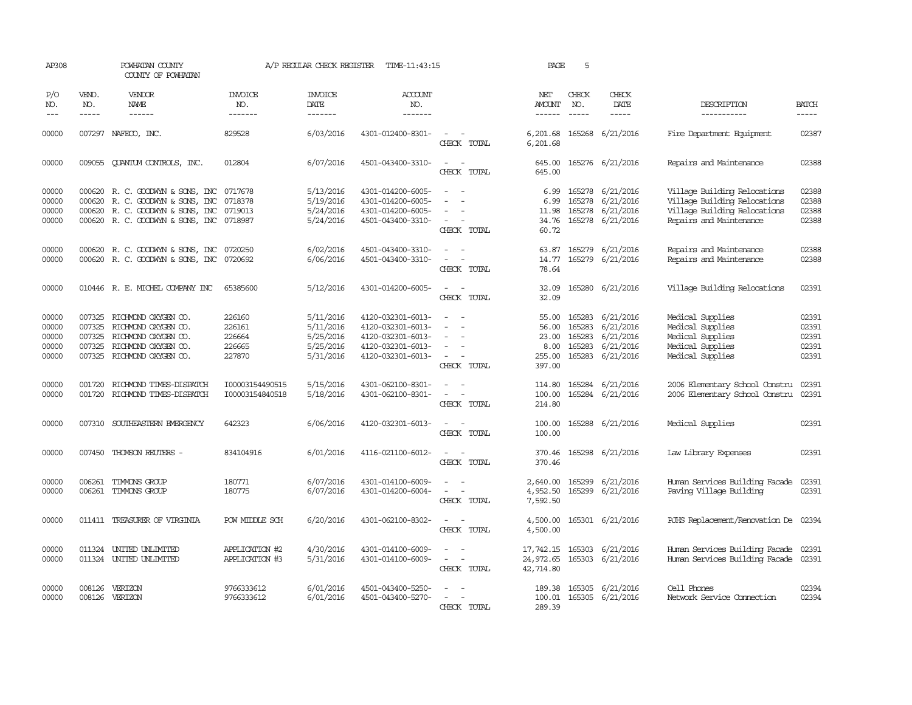AP308 POWHATAN COUNTY A/P REGULAR CHECK REGISTER TIME-11:43:15 PAGE 5

COUNTY OF POWHATAN

| P/O NO. | VEND. NO. | VENDOR NAME | INVOICE NO. | INVOICE DATE | ACCOUNT NO. | | NET AMOUNT | CHECK NO. | CHECK DATE | DESCRIPTION | BATCH |
|---|---|---|---|---|---|---|---|---|---|---|---|
| --- | ----- | ------ | ------- | ------- | ------- | | ------ | ----- | ----- | ----------- | ----- |
| 00000 | 007297 | NAFECO, INC. | 829528 | 6/03/2016 | 4301-012400-8301- | - - | 6,201.68 | 165268 | 6/21/2016 | Fire Department Equipment | 02387 |
| | | | | | | CHECK TOTAL | 6,201.68 | | | | |
| 00000 | 009055 | QUANTUM CONTROLS, INC. | 012804 | 6/07/2016 | 4501-043400-3310- | - - | 645.00 | 165276 | 6/21/2016 | Repairs and Maintenance | 02388 |
| | | | | | | CHECK TOTAL | 645.00 | | | | |
| 00000 | 000620 | R. C. GOODWYN & SONS, INC | 0717678 | 5/13/2016 | 4301-014200-6005- | - - | 6.99 | 165278 | 6/21/2016 | Village Building Relocations | 02388 |
| 00000 | 000620 | R. C. GOODWYN & SONS, INC | 0718378 | 5/19/2016 | 4301-014200-6005- | - - | 6.99 | 165278 | 6/21/2016 | Village Building Relocations | 02388 |
| 00000 | 000620 | R. C. GOODWYN & SONS, INC | 0719013 | 5/24/2016 | 4301-014200-6005- | - - | 11.98 | 165278 | 6/21/2016 | Village Building Relocations | 02388 |
| 00000 | 000620 | R. C. GOODWYN & SONS, INC | 0718987 | 5/24/2016 | 4501-043400-3310- | - - | 34.76 | 165278 | 6/21/2016 | Repairs and Maintenance | 02388 |
| | | | | | | CHECK TOTAL | 60.72 | | | | |
| 00000 | 000620 | R. C. GOODWYN & SONS, INC | 0720250 | 6/02/2016 | 4501-043400-3310- | - - | 63.87 | 165279 | 6/21/2016 | Repairs and Maintenance | 02388 |
| 00000 | 000620 | R. C. GOODWYN & SONS, INC | 0720692 | 6/06/2016 | 4501-043400-3310- | - - | 14.77 | 165279 | 6/21/2016 | Repairs and Maintenance | 02388 |
| | | | | | | CHECK TOTAL | 78.64 | | | | |
| 00000 | 010446 | R. E. MICHEL COMPANY INC | 65385600 | 5/12/2016 | 4301-014200-6005- | - - | 32.09 | 165280 | 6/21/2016 | Village Building Relocations | 02391 |
| | | | | | | CHECK TOTAL | 32.09 | | | | |
| 00000 | 007325 | RICHMOND OXYGEN CO. | 226160 | 5/11/2016 | 4120-032301-6013- | - - | 55.00 | 165283 | 6/21/2016 | Medical Supplies | 02391 |
| 00000 | 007325 | RICHMOND OXYGEN CO. | 226161 | 5/11/2016 | 4120-032301-6013- | - - | 56.00 | 165283 | 6/21/2016 | Medical Supplies | 02391 |
| 00000 | 007325 | RICHMOND OXYGEN CO. | 226664 | 5/25/2016 | 4120-032301-6013- | - - | 23.00 | 165283 | 6/21/2016 | Medical Supplies | 02391 |
| 00000 | 007325 | RICHMOND OXYGEN CO. | 226665 | 5/25/2016 | 4120-032301-6013- | - - | 8.00 | 165283 | 6/21/2016 | Medical Supplies | 02391 |
| 00000 | 007325 | RICHMOND OXYGEN CO. | 227870 | 5/31/2016 | 4120-032301-6013- | - - | 255.00 | 165283 | 6/21/2016 | Medical Supplies | 02391 |
| | | | | | | CHECK TOTAL | 397.00 | | | | |
| 00000 | 001720 | RICHMOND TIMES-DISPATCH | I00003154490515 | 5/15/2016 | 4301-062100-8301- | - - | 114.80 | 165284 | 6/21/2016 | 2006 Elementary School Constru | 02391 |
| 00000 | 001720 | RICHMOND TIMES-DISPATCH | I00003154840518 | 5/18/2016 | 4301-062100-8301- | - - | 100.00 | 165284 | 6/21/2016 | 2006 Elementary School Constru | 02391 |
| | | | | | | CHECK TOTAL | 214.80 | | | | |
| 00000 | 007310 | SOUTHEASTERN EMERGENCY | 642323 | 6/06/2016 | 4120-032301-6013- | - - | 100.00 | 165288 | 6/21/2016 | Medical Supplies | 02391 |
| | | | | | | CHECK TOTAL | 100.00 | | | | |
| 00000 | 007450 | THOMSON REUTERS - | 834104916 | 6/01/2016 | 4116-021100-6012- | - - | 370.46 | 165298 | 6/21/2016 | Law Library Expenses | 02391 |
| | | | | | | CHECK TOTAL | 370.46 | | | | |
| 00000 | 006261 | TIMMONS GROUP | 180771 | 6/07/2016 | 4301-014100-6009- | - - | 2,640.00 | 165299 | 6/21/2016 | Human Services Building Facade | 02391 |
| 00000 | 006261 | TIMMONS GROUP | 180775 | 6/07/2016 | 4301-014200-6004- | - - | 4,952.50 | 165299 | 6/21/2016 | Paving Village Building | 02391 |
| | | | | | | CHECK TOTAL | 7,592.50 | | | | |
| 00000 | 011411 | TREASURER OF VIRGINIA | POW MIDDLE SCH | 6/20/2016 | 4301-062100-8302- | - - | 4,500.00 | 165301 | 6/21/2016 | PJHS Replacement/Renovation De | 02394 |
| | | | | | | CHECK TOTAL | 4,500.00 | | | | |
| 00000 | 011324 | UNITED UNLIMITED | APPLICATION #2 | 4/30/2016 | 4301-014100-6009- | - - | 17,742.15 | 165303 | 6/21/2016 | Human Services Building Facade | 02391 |
| 00000 | 011324 | UNITED UNLIMITED | APPLICATION #3 | 5/31/2016 | 4301-014100-6009- | - - | 24,972.65 | 165303 | 6/21/2016 | Human Services Building Facade | 02391 |
| | | | | | | CHECK TOTAL | 42,714.80 | | | | |
| 00000 | 008126 | VERIZON | 9766333612 | 6/01/2016 | 4501-043400-5250- | - - | 189.38 | 165305 | 6/21/2016 | Cell Phones | 02394 |
| 00000 | 008126 | VERIZON | 9766333612 | 6/01/2016 | 4501-043400-5270- | - - | 100.01 | 165305 | 6/21/2016 | Network Service Connection | 02394 |
| | | | | | | CHECK TOTAL | 289.39 | | | | |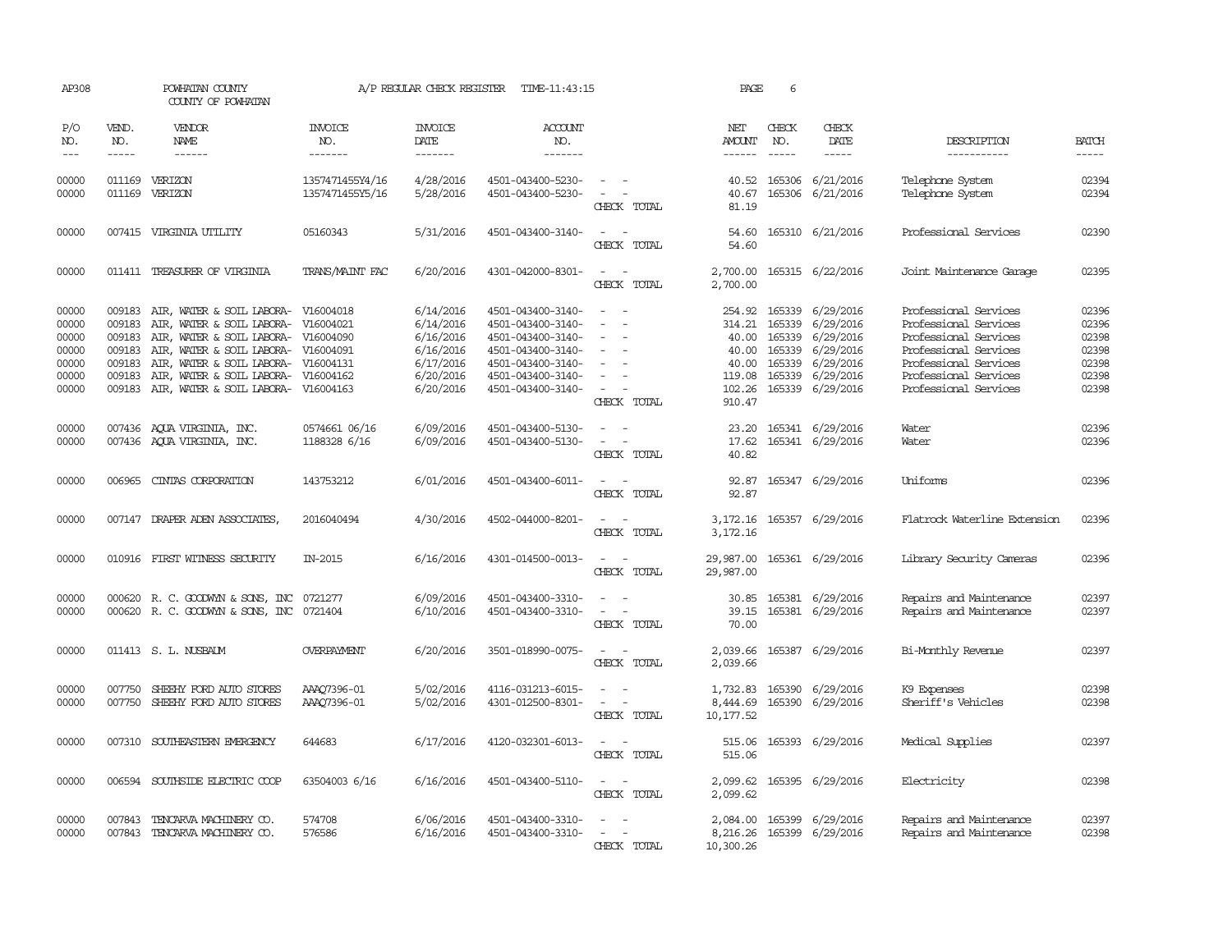AP308 POWHATAN COUNTY COUNTY OF POWHATAN A/P REGULAR CHECK REGISTER TIME-11:43:15 PAGE 6

| P/O NO. | VEND. NO. | VENDOR NAME | INVOICE NO. | INVOICE DATE | ACCOUNT NO. | | NET AMOUNT | CHECK NO. | CHECK DATE | DESCRIPTION | BATCH |
|---|---|---|---|---|---|---|---|---|---|---|---|
| 00000 | 011169 | VERIZON | 1357471455Y4/16 | 4/28/2016 | 4501-043400-5230- | - - | 40.52 | 165306 | 6/21/2016 | Telephone System | 02394 |
| 00000 | 011169 | VERIZON | 1357471455Y5/16 | 5/28/2016 | 4501-043400-5230- | - - | 40.67 | 165306 | 6/21/2016 | Telephone System | 02394 |
| | | | | | | CHECK TOTAL | 81.19 | | | | |
| 00000 | 007415 | VIRGINIA UTILITY | 05160343 | 5/31/2016 | 4501-043400-3140- | - - | 54.60 | 165310 | 6/21/2016 | Professional Services | 02390 |
| | | | | | | CHECK TOTAL | 54.60 | | | | |
| 00000 | 011411 | TREASURER OF VIRGINIA | TRANS/MAINT FAC | 6/20/2016 | 4301-042000-8301- | - - | 2,700.00 | 165315 | 6/22/2016 | Joint Maintenance Garage | 02395 |
| | | | | | | CHECK TOTAL | 2,700.00 | | | | |
| 00000 | 009183 | AIR, WATER & SOIL LABORA- | V16004018 | 6/14/2016 | 4501-043400-3140- | - - | 254.92 | 165339 | 6/29/2016 | Professional Services | 02396 |
| 00000 | 009183 | AIR, WATER & SOIL LABORA- | V16004021 | 6/14/2016 | 4501-043400-3140- | - - | 314.21 | 165339 | 6/29/2016 | Professional Services | 02396 |
| 00000 | 009183 | AIR, WATER & SOIL LABORA- | V16004090 | 6/16/2016 | 4501-043400-3140- | - - | 40.00 | 165339 | 6/29/2016 | Professional Services | 02398 |
| 00000 | 009183 | AIR, WATER & SOIL LABORA- | V16004091 | 6/16/2016 | 4501-043400-3140- | - - | 40.00 | 165339 | 6/29/2016 | Professional Services | 02398 |
| 00000 | 009183 | AIR, WATER & SOIL LABORA- | V16004131 | 6/17/2016 | 4501-043400-3140- | - - | 40.00 | 165339 | 6/29/2016 | Professional Services | 02398 |
| 00000 | 009183 | AIR, WATER & SOIL LABORA- | V16004162 | 6/20/2016 | 4501-043400-3140- | - - | 119.08 | 165339 | 6/29/2016 | Professional Services | 02398 |
| 00000 | 009183 | AIR, WATER & SOIL LABORA- | V16004163 | 6/20/2016 | 4501-043400-3140- | - - | 102.26 | 165339 | 6/29/2016 | Professional Services | 02398 |
| | | | | | | CHECK TOTAL | 910.47 | | | | |
| 00000 | 007436 | AQUA VIRGINIA, INC. | 0574661 06/16 | 6/09/2016 | 4501-043400-5130- | - - | 23.20 | 165341 | 6/29/2016 | Water | 02396 |
| 00000 | 007436 | AQUA VIRGINIA, INC. | 1188328 6/16 | 6/09/2016 | 4501-043400-5130- | - - | 17.62 | 165341 | 6/29/2016 | Water | 02396 |
| | | | | | | CHECK TOTAL | 40.82 | | | | |
| 00000 | 006965 | CINTAS CORPORATION | 143753212 | 6/01/2016 | 4501-043400-6011- | - - | 92.87 | 165347 | 6/29/2016 | Uniforms | 02396 |
| | | | | | | CHECK TOTAL | 92.87 | | | | |
| 00000 | 007147 | DRAPER ADEN ASSOCIATES, | 2016040494 | 4/30/2016 | 4502-044000-8201- | - - | 3,172.16 | 165357 | 6/29/2016 | Flatrock Waterline Extension | 02396 |
| | | | | | | CHECK TOTAL | 3,172.16 | | | | |
| 00000 | 010916 | FIRST WITNESS SECURITY | IN-2015 | 6/16/2016 | 4301-014500-0013- | - - | 29,987.00 | 165361 | 6/29/2016 | Library Security Cameras | 02396 |
| | | | | | | CHECK TOTAL | 29,987.00 | | | | |
| 00000 | 000620 | R. C. GOODWYN & SONS, INC | 0721277 | 6/09/2016 | 4501-043400-3310- | - - | 30.85 | 165381 | 6/29/2016 | Repairs and Maintenance | 02397 |
| 00000 | 000620 | R. C. GOODWYN & SONS, INC | 0721404 | 6/10/2016 | 4501-043400-3310- | - - | 39.15 | 165381 | 6/29/2016 | Repairs and Maintenance | 02397 |
| | | | | | | CHECK TOTAL | 70.00 | | | | |
| 00000 | 011413 | S. L. NUSBAUM | OVERPAYMENT | 6/20/2016 | 3501-018990-0075- | - - | 2,039.66 | 165387 | 6/29/2016 | Bi-Monthly Revenue | 02397 |
| | | | | | | CHECK TOTAL | 2,039.66 | | | | |
| 00000 | 007750 | SHEEHY FORD AUTO STORES | AAAQ7396-01 | 5/02/2016 | 4116-031213-6015- | - - | 1,732.83 | 165390 | 6/29/2016 | K9 Expenses | 02398 |
| 00000 | 007750 | SHEEHY FORD AUTO STORES | AAAQ7396-01 | 5/02/2016 | 4301-012500-8301- | - - | 8,444.69 | 165390 | 6/29/2016 | Sheriff's Vehicles | 02398 |
| | | | | | | CHECK TOTAL | 10,177.52 | | | | |
| 00000 | 007310 | SOUTHEASTERN EMERGENCY | 644683 | 6/17/2016 | 4120-032301-6013- | - - | 515.06 | 165393 | 6/29/2016 | Medical Supplies | 02397 |
| | | | | | | CHECK TOTAL | 515.06 | | | | |
| 00000 | 006594 | SOUTHSIDE ELECTRIC COOP | 63504003 6/16 | 6/16/2016 | 4501-043400-5110- | - - | 2,099.62 | 165395 | 6/29/2016 | Electricity | 02398 |
| | | | | | | CHECK TOTAL | 2,099.62 | | | | |
| 00000 | 007843 | TENCARVA MACHINERY CO. | 574708 | 6/06/2016 | 4501-043400-3310- | - - | 2,084.00 | 165399 | 6/29/2016 | Repairs and Maintenance | 02397 |
| 00000 | 007843 | TENCARVA MACHINERY CO. | 576586 | 6/16/2016 | 4501-043400-3310- | - - | 8,216.26 | 165399 | 6/29/2016 | Repairs and Maintenance | 02398 |
| | | | | | | CHECK TOTAL | 10,300.26 | | | | |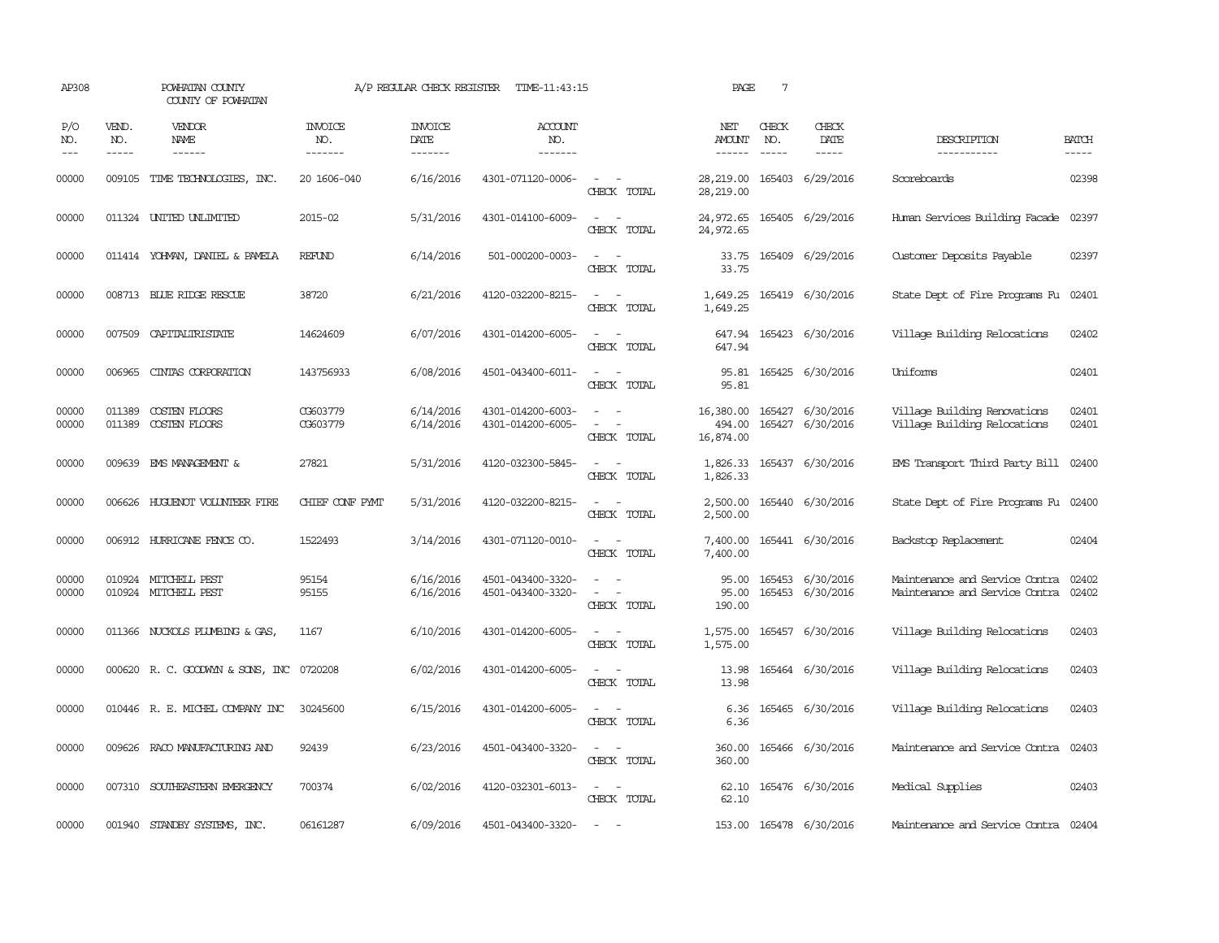AP308 POWHATAN COUNTY A/P REGULAR CHECK REGISTER TIME-11:43:15 PAGE 7

COUNTY OF POWHATAN

| P/O NO. | VEND. NO. | VENDOR NAME | INVOICE NO. | INVOICE DATE | ACCOUNT NO. | | NET AMOUNT | CHECK NO. | CHECK DATE | DESCRIPTION | BATCH |
|---|---|---|---|---|---|---|---|---|---|---|---|
| 00000 | 009105 | TIME TECHNOLOGIES, INC. | 20 1606-040 | 6/16/2016 | 4301-071120-0006- | - - | 28,219.00 | 165403 | 6/29/2016 | Scoreboards | 02398 |
| | | | | | | CHECK TOTAL | 28,219.00 | | | | |
| 00000 | 011324 | UNITED UNLIMITED | 2015-02 | 5/31/2016 | 4301-014100-6009- | - - | 24,972.65 | 165405 | 6/29/2016 | Human Services Building Facade | 02397 |
| | | | | | | CHECK TOTAL | 24,972.65 | | | | |
| 00000 | 011414 | YOHMAN, DANIEL & PAMELA | REFUND | 6/14/2016 | 501-000200-0003- | - - | 33.75 | 165409 | 6/29/2016 | Customer Deposits Payable | 02397 |
| | | | | | | CHECK TOTAL | 33.75 | | | | |
| 00000 | 008713 | BLUE RIDGE RESCUE | 38720 | 6/21/2016 | 4120-032200-8215- | - - | 1,649.25 | 165419 | 6/30/2016 | State Dept of Fire Programs Fu | 02401 |
| | | | | | | CHECK TOTAL | 1,649.25 | | | | |
| 00000 | 007509 | CAPITALTRISTATE | 14624609 | 6/07/2016 | 4301-014200-6005- | - - | 647.94 | 165423 | 6/30/2016 | Village Building Relocations | 02402 |
| | | | | | | CHECK TOTAL | 647.94 | | | | |
| 00000 | 006965 | CINTAS CORPORATION | 143756933 | 6/08/2016 | 4501-043400-6011- | - - | 95.81 | 165425 | 6/30/2016 | Uniforms | 02401 |
| | | | | | | CHECK TOTAL | 95.81 | | | | |
| 00000 | 011389 | COSTEN FLOORS | CG603779 | 6/14/2016 | 4301-014200-6003- | - - | 16,380.00 | 165427 | 6/30/2016 | Village Building Renovations | 02401 |
| 00000 | 011389 | COSTEN FLOORS | CG603779 | 6/14/2016 | 4301-014200-6005- | - - | 494.00 | 165427 | 6/30/2016 | Village Building Relocations | 02401 |
| | | | | | | CHECK TOTAL | 16,874.00 | | | | |
| 00000 | 009639 | EMS MANAGEMENT & | 27821 | 5/31/2016 | 4120-032300-5845- | - - | 1,826.33 | 165437 | 6/30/2016 | EMS Transport Third Party Bill | 02400 |
| | | | | | | CHECK TOTAL | 1,826.33 | | | | |
| 00000 | 006626 | HUGUENOT VOLUNTEER FIRE | CHIEF CONF PYMT | 5/31/2016 | 4120-032200-8215- | - - | 2,500.00 | 165440 | 6/30/2016 | State Dept of Fire Programs Fu | 02400 |
| | | | | | | CHECK TOTAL | 2,500.00 | | | | |
| 00000 | 006912 | HURRICANE FENCE CO. | 1522493 | 3/14/2016 | 4301-071120-0010- | - - | 7,400.00 | 165441 | 6/30/2016 | Backstop Replacement | 02404 |
| | | | | | | CHECK TOTAL | 7,400.00 | | | | |
| 00000 | 010924 | MITCHELL PEST | 95154 | 6/16/2016 | 4501-043400-3320- | - - | 95.00 | 165453 | 6/30/2016 | Maintenance and Service Contra | 02402 |
| 00000 | 010924 | MITCHELL PEST | 95155 | 6/16/2016 | 4501-043400-3320- | - - | 95.00 | 165453 | 6/30/2016 | Maintenance and Service Contra | 02402 |
| | | | | | | CHECK TOTAL | 190.00 | | | | |
| 00000 | 011366 | NUCKOLS PLUMBING & GAS, | 1167 | 6/10/2016 | 4301-014200-6005- | - - | 1,575.00 | 165457 | 6/30/2016 | Village Building Relocations | 02403 |
| | | | | | | CHECK TOTAL | 1,575.00 | | | | |
| 00000 | 000620 | R. C. GOODWYN & SONS, INC | 0720208 | 6/02/2016 | 4301-014200-6005- | - - | 13.98 | 165464 | 6/30/2016 | Village Building Relocations | 02403 |
| | | | | | | CHECK TOTAL | 13.98 | | | | |
| 00000 | 010446 | R. E. MICHEL COMPANY INC | 30245600 | 6/15/2016 | 4301-014200-6005- | - - | 6.36 | 165465 | 6/30/2016 | Village Building Relocations | 02403 |
| | | | | | | CHECK TOTAL | 6.36 | | | | |
| 00000 | 009626 | RACO MANUFACTURING AND | 92439 | 6/23/2016 | 4501-043400-3320- | - - | 360.00 | 165466 | 6/30/2016 | Maintenance and Service Contra | 02403 |
| | | | | | | CHECK TOTAL | 360.00 | | | | |
| 00000 | 007310 | SOUTHEASTERN EMERGENCY | 700374 | 6/02/2016 | 4120-032301-6013- | - - | 62.10 | 165476 | 6/30/2016 | Medical Supplies | 02403 |
| | | | | | | CHECK TOTAL | 62.10 | | | | |
| 00000 | 001940 | STANDBY SYSTEMS, INC. | 06161287 | 6/09/2016 | 4501-043400-3320- | - - | 153.00 | 165478 | 6/30/2016 | Maintenance and Service Contra | 02404 |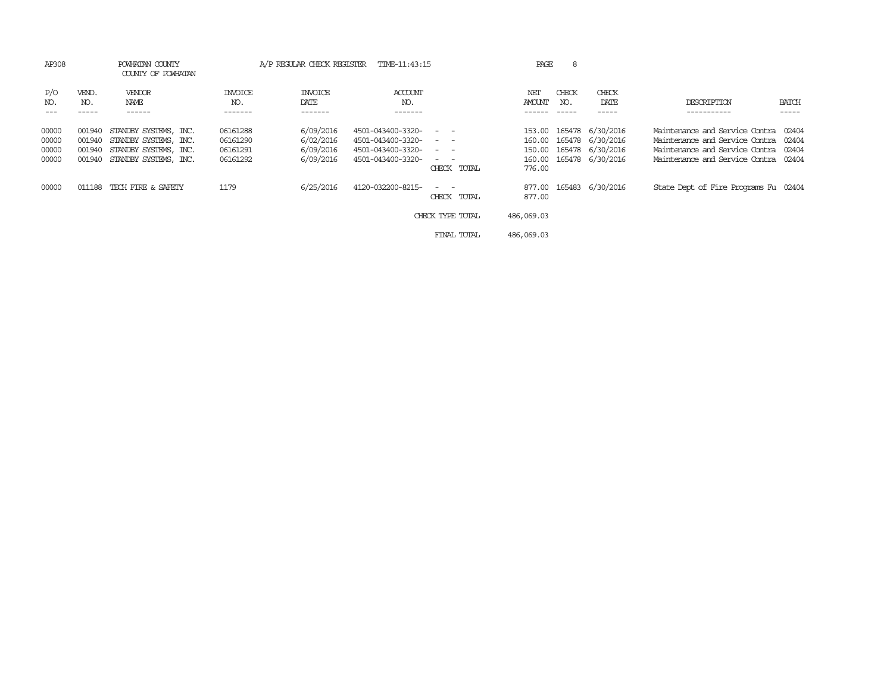AP308 POWHATAN COUNTY A/P REGULAR CHECK REGISTER TIME-11:43:15 PAGE 8

COUNTY OF POWHATAN

| P/O NO. | VEND. NO. | VENDOR NAME | INVOICE NO. | INVOICE DATE | ACCOUNT NO. | | NET AMOUNT | CHECK NO. | CHECK DATE | DESCRIPTION | BATCH |
|---|---|---|---|---|---|---|---|---|---|---|---|
| 00000 | 001940 | STANDBY SYSTEMS, INC. | 06161288 | 6/09/2016 | 4501-043400-3320- | - - | 153.00 | 165478 | 6/30/2016 | Maintenance and Service Contra | 02404 |
| 00000 | 001940 | STANDBY SYSTEMS, INC. | 06161290 | 6/02/2016 | 4501-043400-3320- | - - | 160.00 | 165478 | 6/30/2016 | Maintenance and Service Contra | 02404 |
| 00000 | 001940 | STANDBY SYSTEMS, INC. | 06161291 | 6/09/2016 | 4501-043400-3320- | - - | 150.00 | 165478 | 6/30/2016 | Maintenance and Service Contra | 02404 |
| 00000 | 001940 | STANDBY SYSTEMS, INC. | 06161292 | 6/09/2016 | 4501-043400-3320- | - - | 160.00 | 165478 | 6/30/2016 | Maintenance and Service Contra | 02404 |
| | | | | | | CHECK TOTAL | 776.00 | | | | |
| 00000 | 011188 | TECH FIRE & SAFETY | 1179 | 6/25/2016 | 4120-032200-8215- | - - | 877.00 | 165483 | 6/30/2016 | State Dept of Fire Programs Fu | 02404 |
| | | | | | | CHECK TOTAL | 877.00 | | | | |
| | | | | | | CHECK TYPE TOTAL | 486,069.03 | | | | |
| | | | | | | FINAL TOTAL | 486,069.03 | | | | |